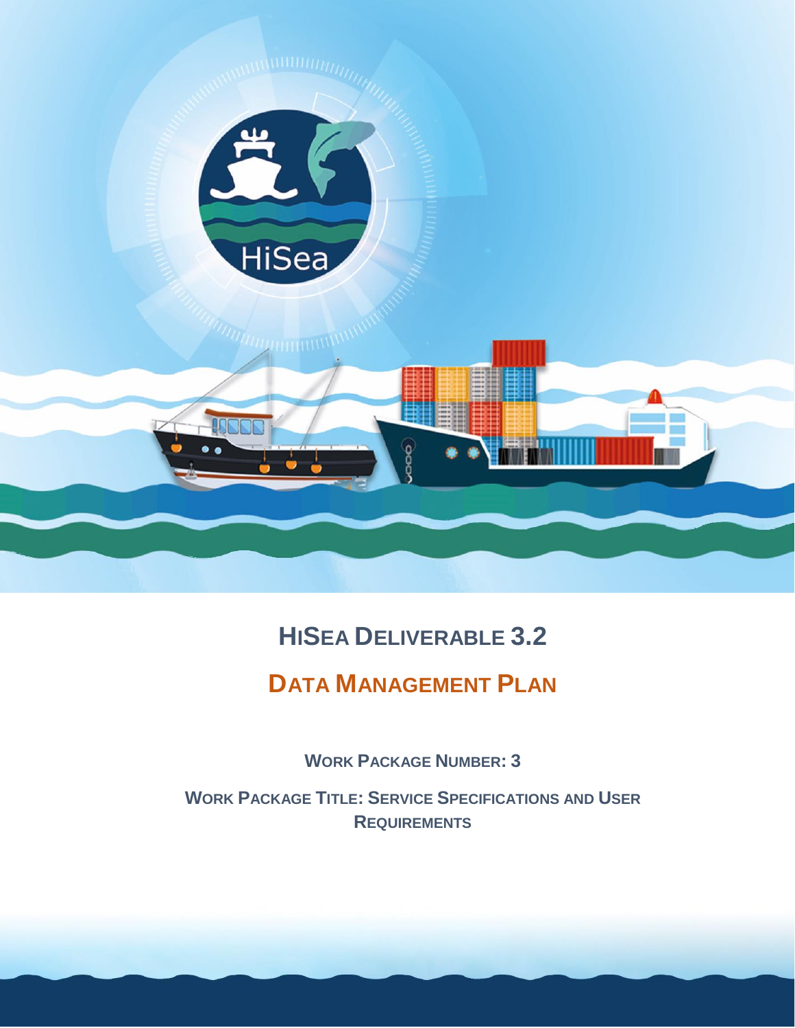# HiSea Deliverable 3.2

## Data Management Plan

**Work Package Number: 3**

**Work Package Title: Service Specifications and User Requirements**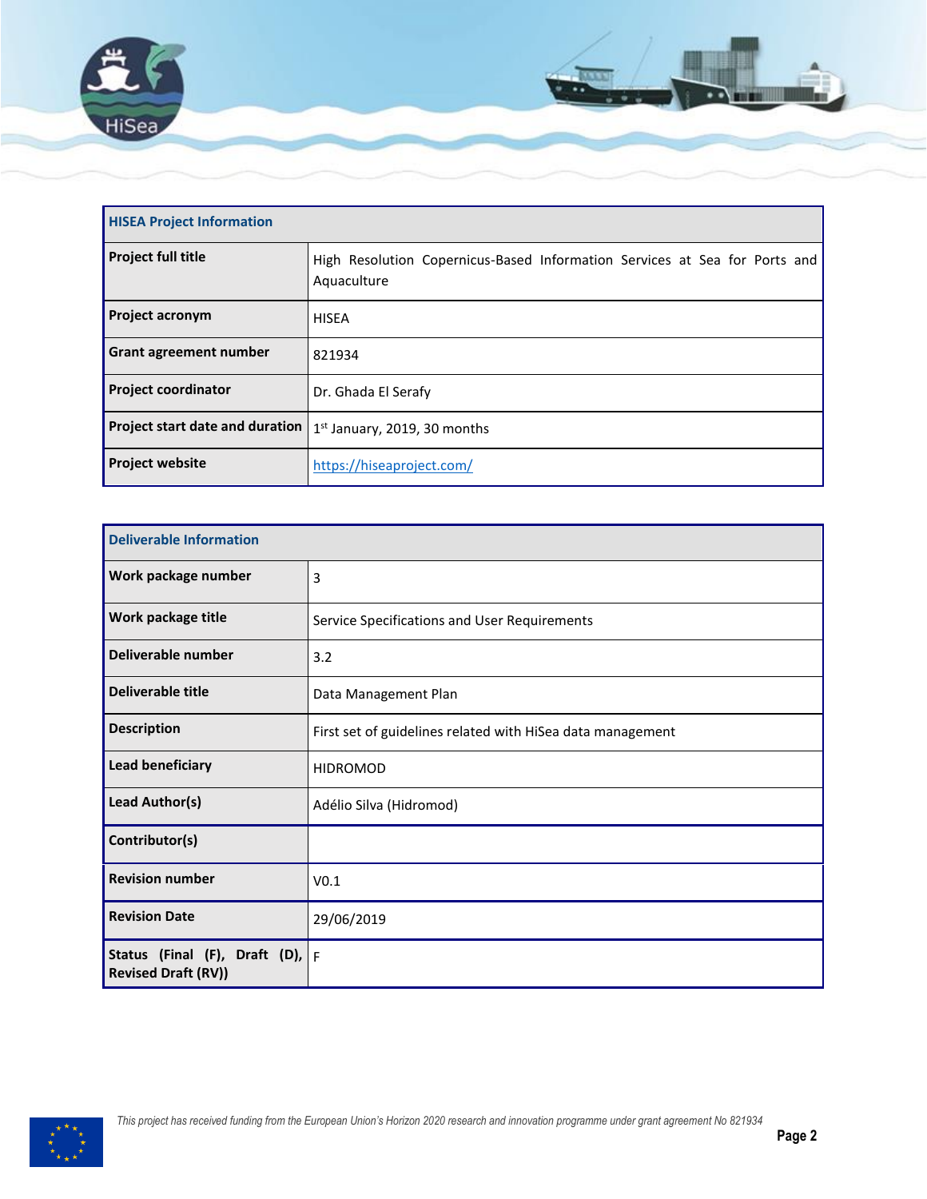| HISEA Project Information | |
|---|---|
| **Project full title** | High Resolution Copernicus-Based Information Services at Sea for Ports and Aquaculture |
| **Project acronym** | HISEA |
| **Grant agreement number** | 821934 |
| **Project coordinator** | Dr. Ghada El Serafy |
| **Project start date and duration** | 1st January, 2019, 30 months |
| **Project website** | https://hiseaproject.com/ |

| Deliverable Information | |
|---|---|
| **Work package number** | 3 |
| **Work package title** | Service Specifications and User Requirements |
| **Deliverable number** | 3.2 |
| **Deliverable title** | Data Management Plan |
| **Description** | First set of guidelines related with HiSea data management |
| **Lead beneficiary** | HIDROMOD |
| **Lead Author(s)** | Adélio Silva (Hidromod) |
| **Contributor(s)** | |
| **Revision number** | V0.1 |
| **Revision Date** | 29/06/2019 |
| **Status (Final (F), Draft (D), Revised Draft (RV))** | F |

*This project has received funding from the European Union's Horizon 2020 research and innovation programme under grant agreement No 821934*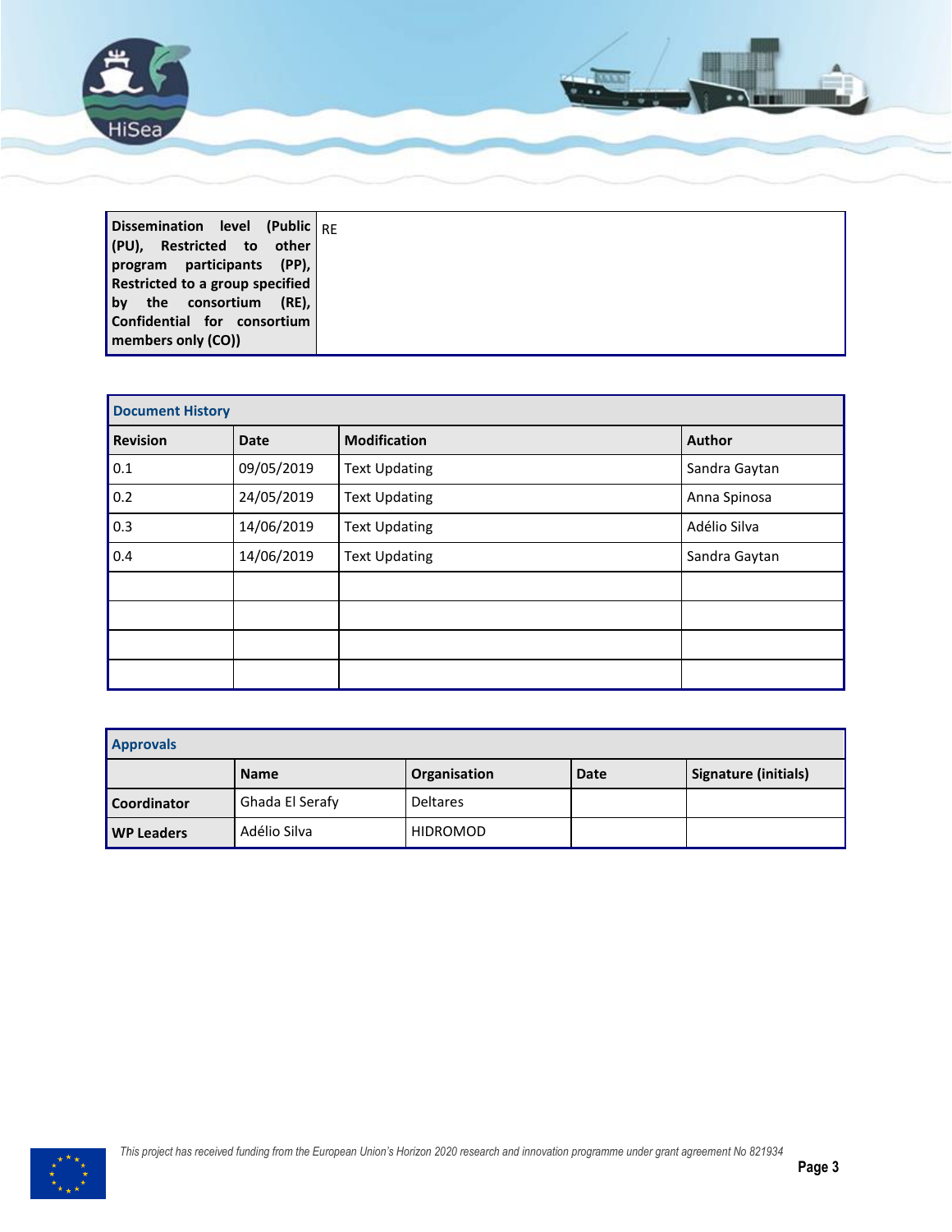| Dissemination level (Public (PU), Restricted to other program participants (PP), Restricted to a group specified by the consortium (RE), Confidential for consortium members only (CO)) | RE |
|---|---|

| Document History | | | |
|---|---|---|---|
| **Revision** | **Date** | **Modification** | **Author** |
| 0.1 | 09/05/2019 | Text Updating | Sandra Gaytan |
| 0.2 | 24/05/2019 | Text Updating | Anna Spinosa |
| 0.3 | 14/06/2019 | Text Updating | Adélio Silva |
| 0.4 | 14/06/2019 | Text Updating | Sandra Gaytan |
| | | | |
| | | | |
| | | | |
| | | | |

| Approvals | | | | |
|---|---|---|---|---|
| | **Name** | **Organisation** | **Date** | **Signature (initials)** |
| **Coordinator** | Ghada El Serafy | Deltares | | |
| **WP Leaders** | Adélio Silva | HIDROMOD | | |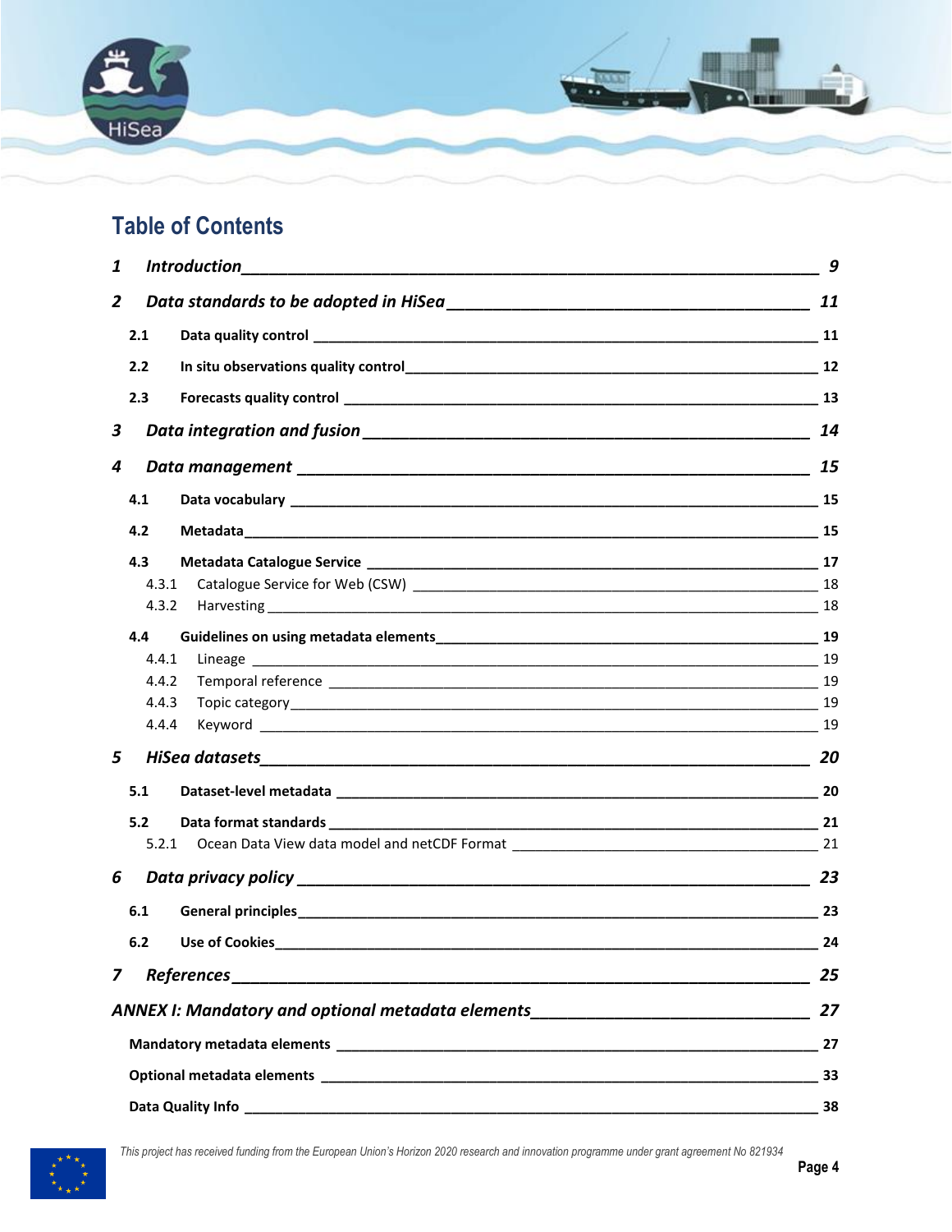# Table of Contents

| | | |
|---|---|---|
| **1** | ***Introduction*** | **9** |
| **2** | ***Data standards to be adopted in HiSea*** | **11** |
| 2.1 | **Data quality control** | **11** |
| 2.2 | **In situ observations quality control** | **12** |
| 2.3 | **Forecasts quality control** | **13** |
| **3** | ***Data integration and fusion*** | **14** |
| **4** | ***Data management*** | **15** |
| 4.1 | **Data vocabulary** | **15** |
| 4.2 | **Metadata** | **15** |
| 4.3 | **Metadata Catalogue Service** | **17** |
| 4.3.1 | Catalogue Service for Web (CSW) | 18 |
| 4.3.2 | Harvesting | 18 |
| 4.4 | **Guidelines on using metadata elements** | **19** |
| 4.4.1 | Lineage | 19 |
| 4.4.2 | Temporal reference | 19 |
| 4.4.3 | Topic category | 19 |
| 4.4.4 | Keyword | 19 |
| **5** | ***HiSea datasets*** | **20** |
| 5.1 | **Dataset-level metadata** | **20** |
| 5.2 | **Data format standards** | **21** |
| 5.2.1 | Ocean Data View data model and netCDF Format | 21 |
| **6** | ***Data privacy policy*** | **23** |
| 6.1 | **General principles** | **23** |
| 6.2 | **Use of Cookies** | **24** |
| **7** | ***References*** | **25** |
| | ***ANNEX I: Mandatory and optional metadata elements*** | **27** |
| | **Mandatory metadata elements** | **27** |
| | **Optional metadata elements** | **33** |
| | **Data Quality Info** | **38** |

This project has received funding from the European Union's Horizon 2020 research and innovation programme under grant agreement No 821934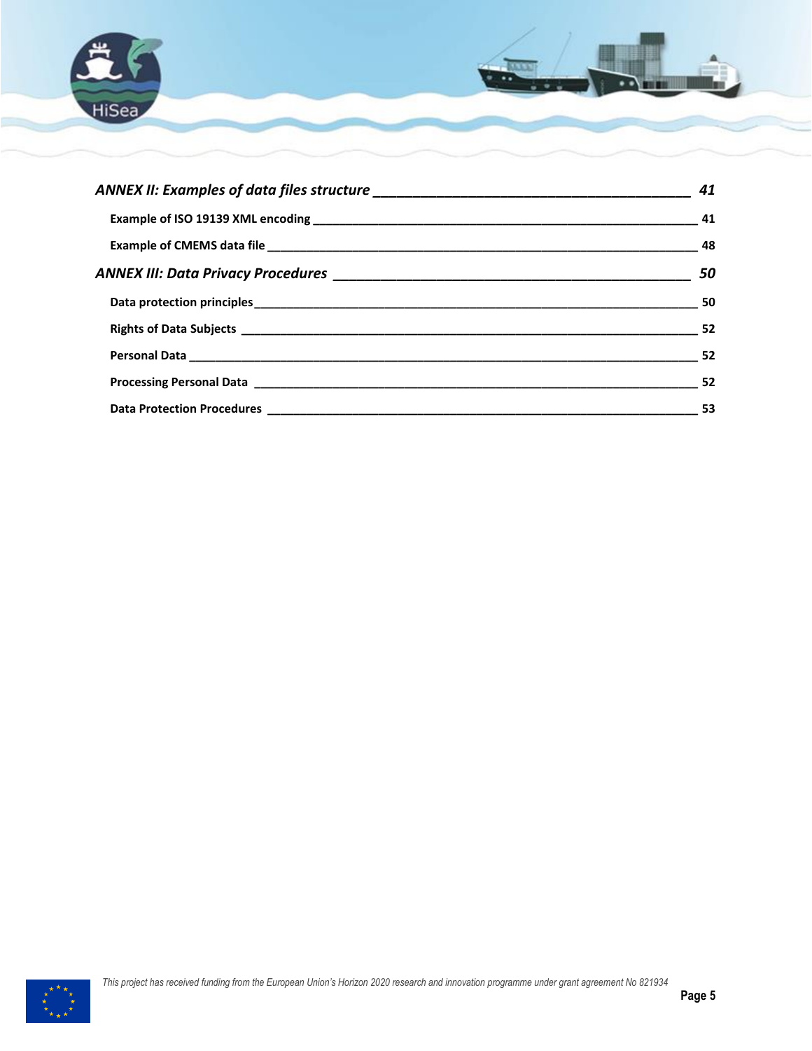*ANNEX II: Examples of data files structure* ____________________ 41

**Example of ISO 19139 XML encoding** ____________________ 41

**Example of CMEMS data file** ____________________ 48

*ANNEX III: Data Privacy Procedures* ____________________ 50

**Data protection principles** ____________________ 50

**Rights of Data Subjects** ____________________ 52

**Personal Data** ____________________ 52

**Processing Personal Data** ____________________ 52

**Data Protection Procedures** ____________________ 53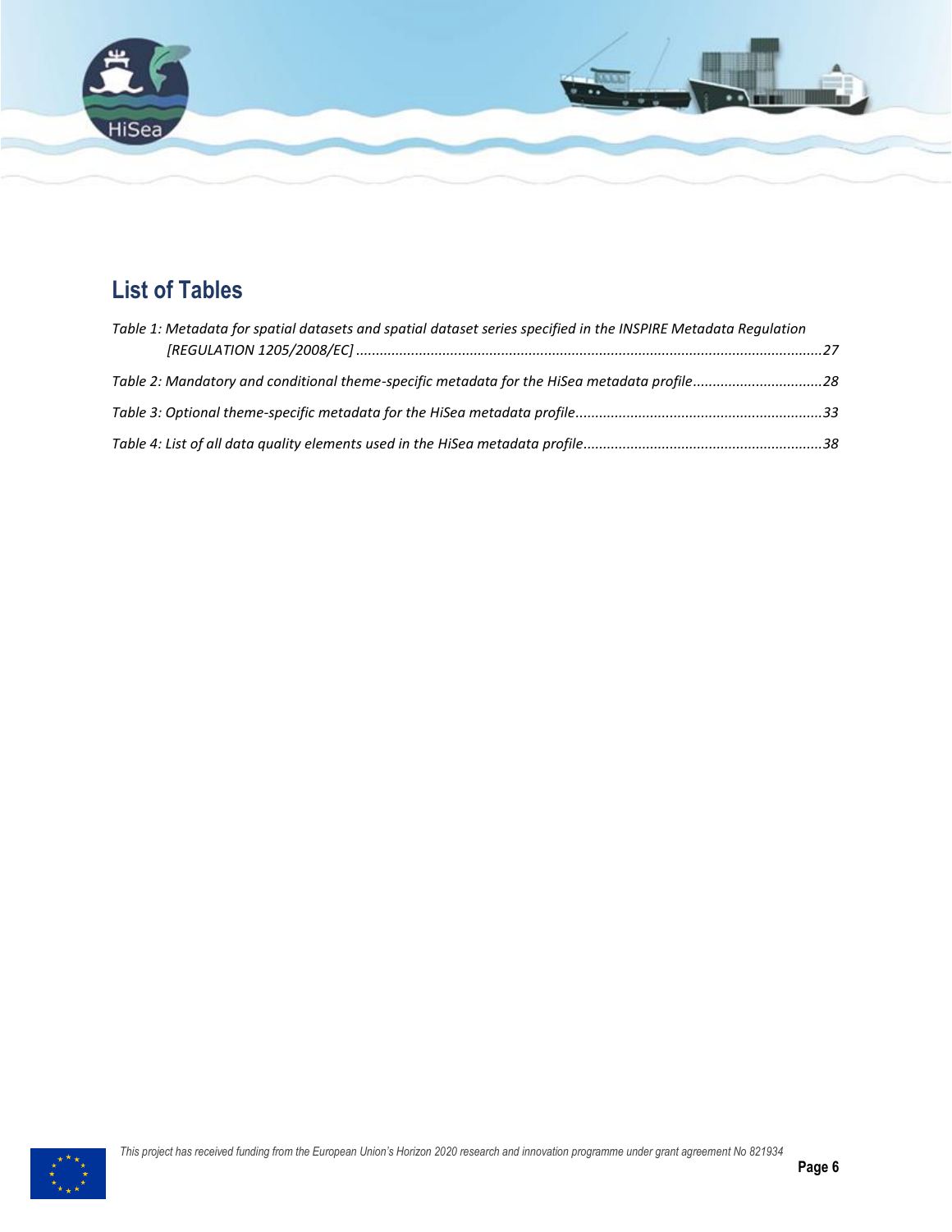## List of Tables

*Table 1: Metadata for spatial datasets and spatial dataset series specified in the INSPIRE Metadata Regulation [REGULATION 1205/2008/EC] ......................................................................................................................27*

*Table 2: Mandatory and conditional theme-specific metadata for the HiSea metadata profile.................................28*

*Table 3: Optional theme-specific metadata for the HiSea metadata profile..............................................................33*

*Table 4: List of all data quality elements used in the HiSea metadata profile............................................................38*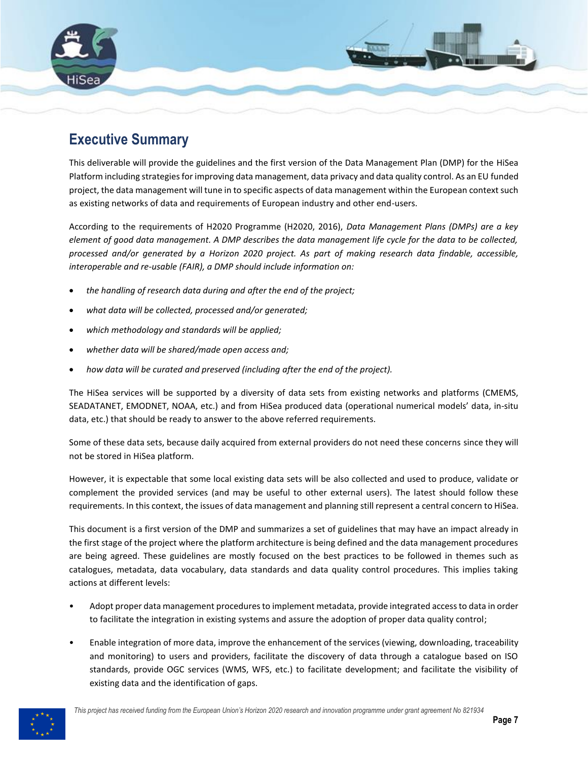# Executive Summary

This deliverable will provide the guidelines and the first version of the Data Management Plan (DMP) for the HiSea Platform including strategies for improving data management, data privacy and data quality control. As an EU funded project, the data management will tune in to specific aspects of data management within the European context such as existing networks of data and requirements of European industry and other end-users.

According to the requirements of H2020 Programme (H2020, 2016), *Data Management Plans (DMPs) are a key element of good data management. A DMP describes the data management life cycle for the data to be collected, processed and/or generated by a Horizon 2020 project. As part of making research data findable, accessible, interoperable and re-usable (FAIR), a DMP should include information on:*

- *the handling of research data during and after the end of the project;*
- *what data will be collected, processed and/or generated;*
- *which methodology and standards will be applied;*
- *whether data will be shared/made open access and;*
- *how data will be curated and preserved (including after the end of the project).*

The HiSea services will be supported by a diversity of data sets from existing networks and platforms (CMEMS, SEADATANET, EMODNET, NOAA, etc.) and from HiSea produced data (operational numerical models' data, in-situ data, etc.) that should be ready to answer to the above referred requirements.

Some of these data sets, because daily acquired from external providers do not need these concerns since they will not be stored in HiSea platform.

However, it is expectable that some local existing data sets will be also collected and used to produce, validate or complement the provided services (and may be useful to other external users). The latest should follow these requirements. In this context, the issues of data management and planning still represent a central concern to HiSea.

This document is a first version of the DMP and summarizes a set of guidelines that may have an impact already in the first stage of the project where the platform architecture is being defined and the data management procedures are being agreed. These guidelines are mostly focused on the best practices to be followed in themes such as catalogues, metadata, data vocabulary, data standards and data quality control procedures. This implies taking actions at different levels:

- Adopt proper data management procedures to implement metadata, provide integrated access to data in order to facilitate the integration in existing systems and assure the adoption of proper data quality control;
- Enable integration of more data, improve the enhancement of the services (viewing, downloading, traceability and monitoring) to users and providers, facilitate the discovery of data through a catalogue based on ISO standards, provide OGC services (WMS, WFS, etc.) to facilitate development; and facilitate the visibility of existing data and the identification of gaps.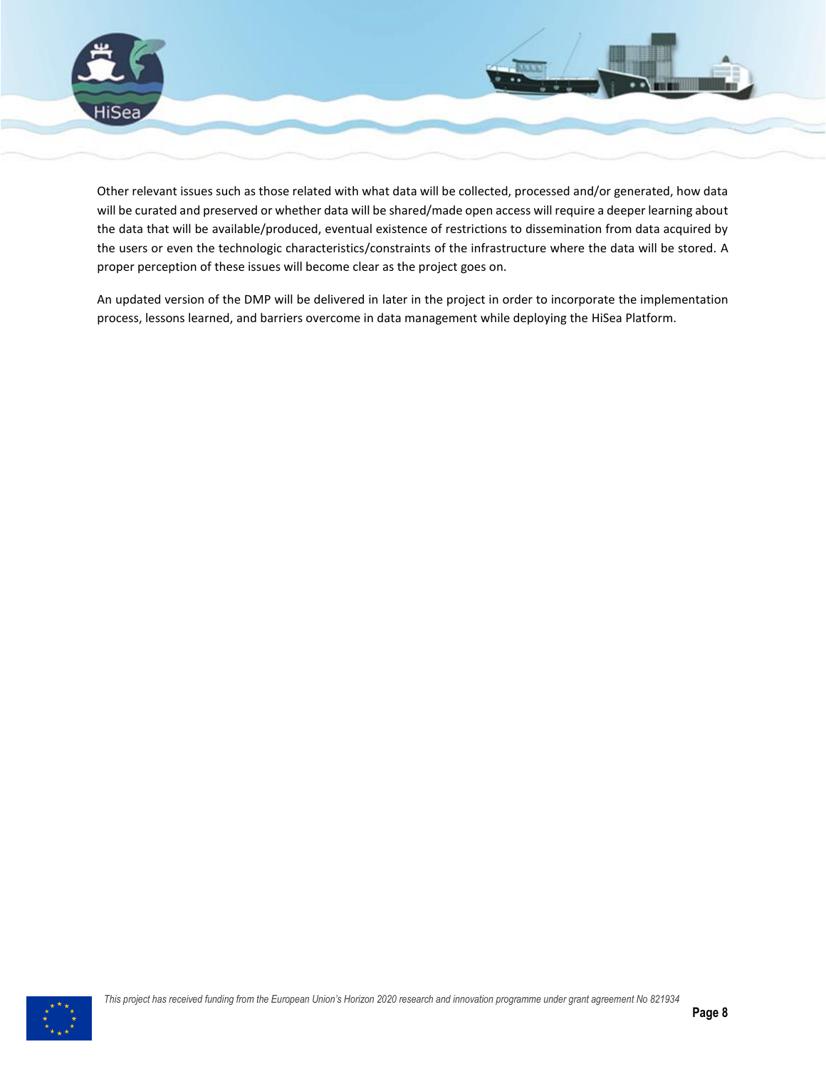Other relevant issues such as those related with what data will be collected, processed and/or generated, how data will be curated and preserved or whether data will be shared/made open access will require a deeper learning about the data that will be available/produced, eventual existence of restrictions to dissemination from data acquired by the users or even the technologic characteristics/constraints of the infrastructure where the data will be stored. A proper perception of these issues will become clear as the project goes on.

An updated version of the DMP will be delivered in later in the project in order to incorporate the implementation process, lessons learned, and barriers overcome in data management while deploying the HiSea Platform.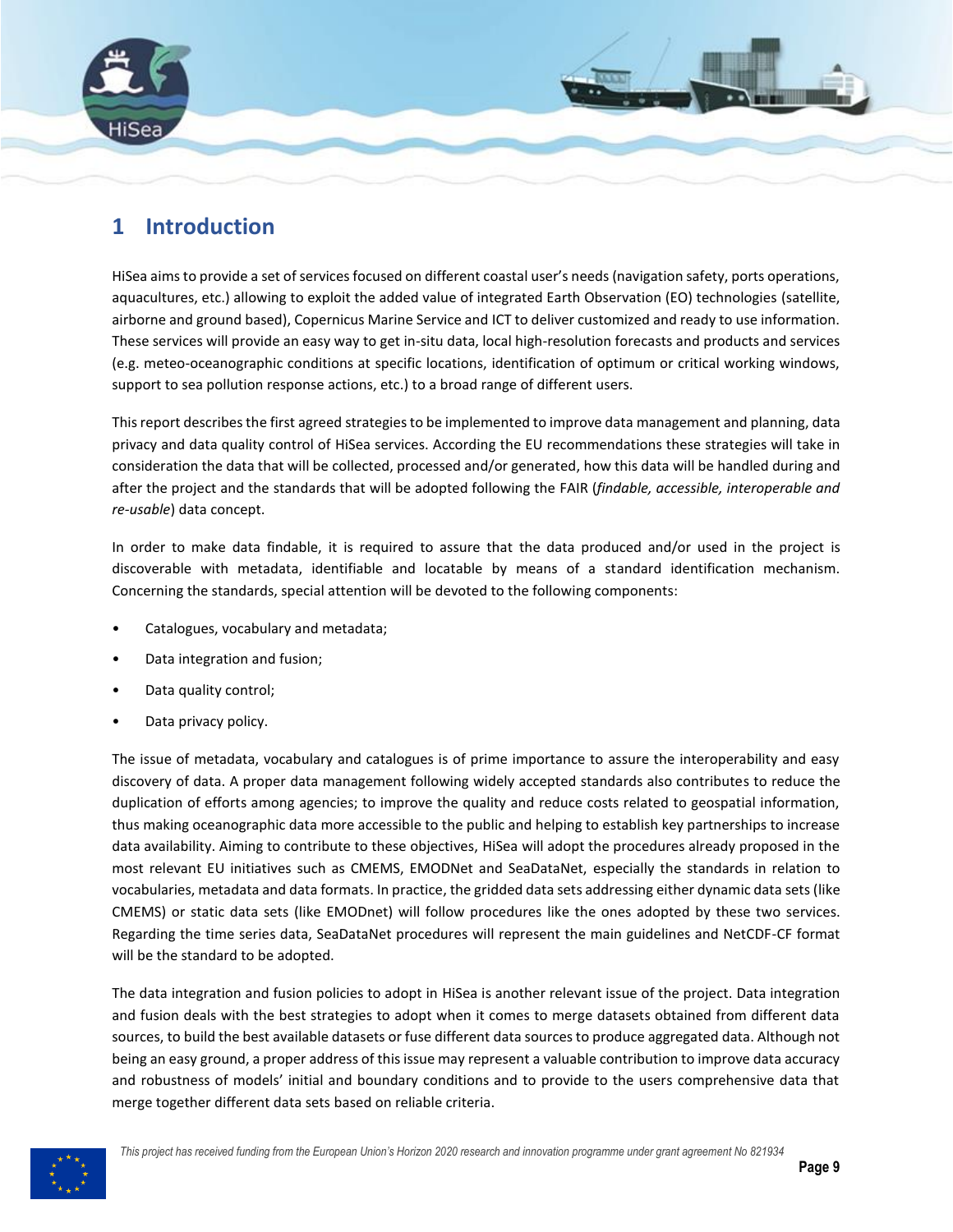# 1 Introduction

HiSea aims to provide a set of services focused on different coastal user's needs (navigation safety, ports operations, aquacultures, etc.) allowing to exploit the added value of integrated Earth Observation (EO) technologies (satellite, airborne and ground based), Copernicus Marine Service and ICT to deliver customized and ready to use information. These services will provide an easy way to get in-situ data, local high-resolution forecasts and products and services (e.g. meteo-oceanographic conditions at specific locations, identification of optimum or critical working windows, support to sea pollution response actions, etc.) to a broad range of different users.

This report describes the first agreed strategies to be implemented to improve data management and planning, data privacy and data quality control of HiSea services. According the EU recommendations these strategies will take in consideration the data that will be collected, processed and/or generated, how this data will be handled during and after the project and the standards that will be adopted following the FAIR (*findable, accessible, interoperable and re-usable*) data concept.

In order to make data findable, it is required to assure that the data produced and/or used in the project is discoverable with metadata, identifiable and locatable by means of a standard identification mechanism. Concerning the standards, special attention will be devoted to the following components:

- Catalogues, vocabulary and metadata;
- Data integration and fusion;
- Data quality control;
- Data privacy policy.

The issue of metadata, vocabulary and catalogues is of prime importance to assure the interoperability and easy discovery of data. A proper data management following widely accepted standards also contributes to reduce the duplication of efforts among agencies; to improve the quality and reduce costs related to geospatial information, thus making oceanographic data more accessible to the public and helping to establish key partnerships to increase data availability. Aiming to contribute to these objectives, HiSea will adopt the procedures already proposed in the most relevant EU initiatives such as CMEMS, EMODNet and SeaDataNet, especially the standards in relation to vocabularies, metadata and data formats. In practice, the gridded data sets addressing either dynamic data sets (like CMEMS) or static data sets (like EMODnet) will follow procedures like the ones adopted by these two services. Regarding the time series data, SeaDataNet procedures will represent the main guidelines and NetCDF-CF format will be the standard to be adopted.

The data integration and fusion policies to adopt in HiSea is another relevant issue of the project. Data integration and fusion deals with the best strategies to adopt when it comes to merge datasets obtained from different data sources, to build the best available datasets or fuse different data sources to produce aggregated data. Although not being an easy ground, a proper address of this issue may represent a valuable contribution to improve data accuracy and robustness of models' initial and boundary conditions and to provide to the users comprehensive data that merge together different data sets based on reliable criteria.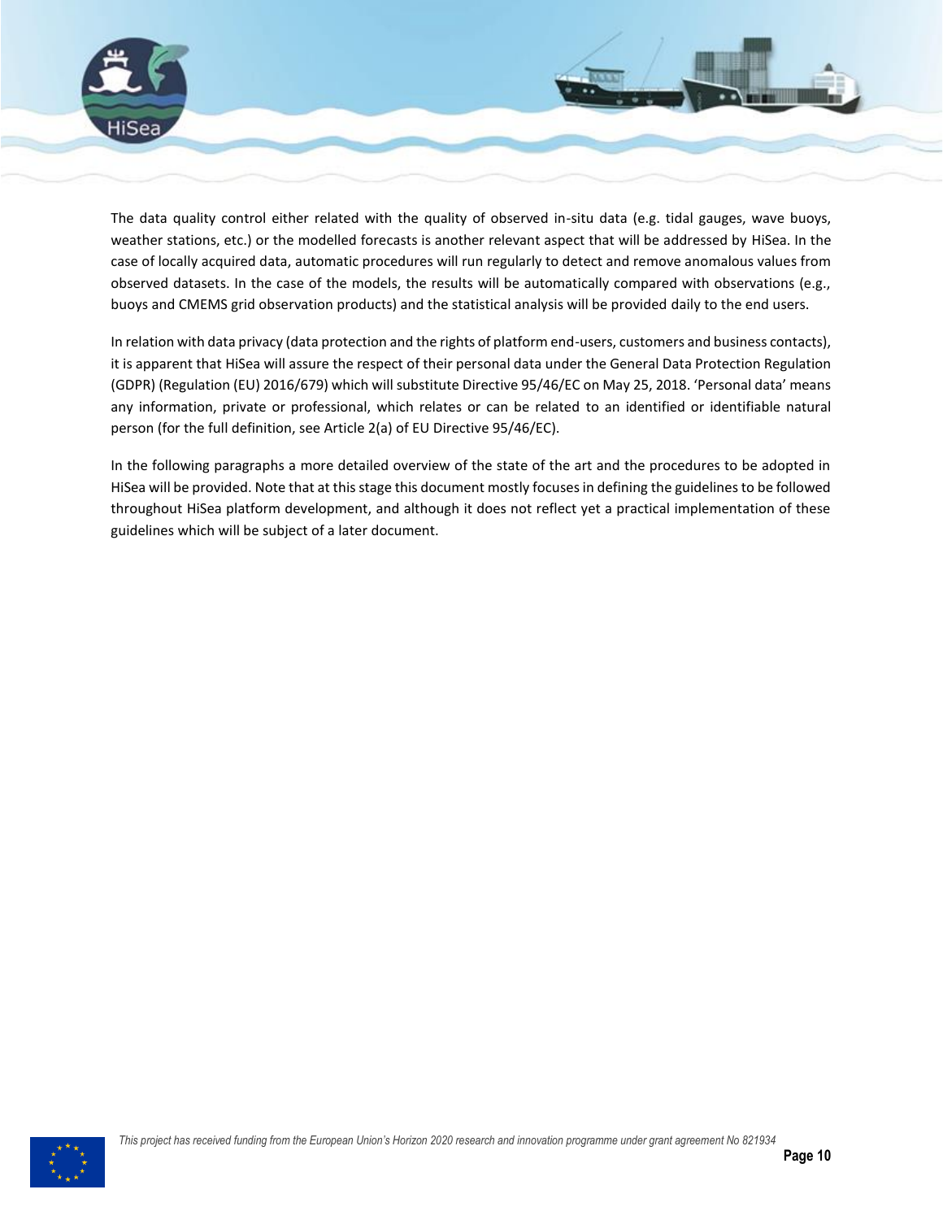The data quality control either related with the quality of observed in-situ data (e.g. tidal gauges, wave buoys, weather stations, etc.) or the modelled forecasts is another relevant aspect that will be addressed by HiSea. In the case of locally acquired data, automatic procedures will run regularly to detect and remove anomalous values from observed datasets. In the case of the models, the results will be automatically compared with observations (e.g., buoys and CMEMS grid observation products) and the statistical analysis will be provided daily to the end users.

In relation with data privacy (data protection and the rights of platform end-users, customers and business contacts), it is apparent that HiSea will assure the respect of their personal data under the General Data Protection Regulation (GDPR) (Regulation (EU) 2016/679) which will substitute Directive 95/46/EC on May 25, 2018. 'Personal data' means any information, private or professional, which relates or can be related to an identified or identifiable natural person (for the full definition, see Article 2(a) of EU Directive 95/46/EC).

In the following paragraphs a more detailed overview of the state of the art and the procedures to be adopted in HiSea will be provided. Note that at this stage this document mostly focuses in defining the guidelines to be followed throughout HiSea platform development, and although it does not reflect yet a practical implementation of these guidelines which will be subject of a later document.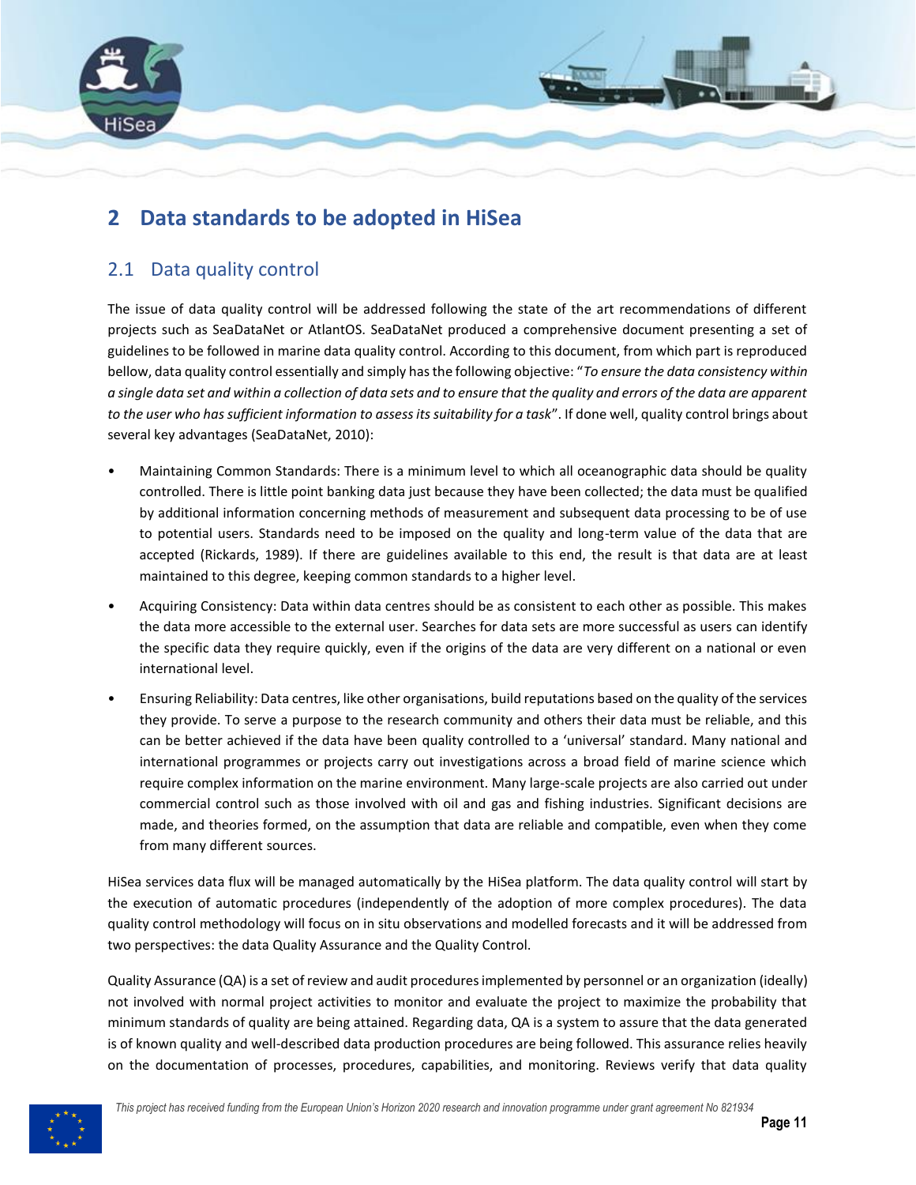# 2 Data standards to be adopted in HiSea

## 2.1 Data quality control

The issue of data quality control will be addressed following the state of the art recommendations of different projects such as SeaDataNet or AtlantOS. SeaDataNet produced a comprehensive document presenting a set of guidelines to be followed in marine data quality control. According to this document, from which part is reproduced bellow, data quality control essentially and simply has the following objective: "*To ensure the data consistency within a single data set and within a collection of data sets and to ensure that the quality and errors of the data are apparent to the user who has sufficient information to assess its suitability for a task*". If done well, quality control brings about several key advantages (SeaDataNet, 2010):

- Maintaining Common Standards: There is a minimum level to which all oceanographic data should be quality controlled. There is little point banking data just because they have been collected; the data must be qualified by additional information concerning methods of measurement and subsequent data processing to be of use to potential users. Standards need to be imposed on the quality and long-term value of the data that are accepted (Rickards, 1989). If there are guidelines available to this end, the result is that data are at least maintained to this degree, keeping common standards to a higher level.
- Acquiring Consistency: Data within data centres should be as consistent to each other as possible. This makes the data more accessible to the external user. Searches for data sets are more successful as users can identify the specific data they require quickly, even if the origins of the data are very different on a national or even international level.
- Ensuring Reliability: Data centres, like other organisations, build reputations based on the quality of the services they provide. To serve a purpose to the research community and others their data must be reliable, and this can be better achieved if the data have been quality controlled to a 'universal' standard. Many national and international programmes or projects carry out investigations across a broad field of marine science which require complex information on the marine environment. Many large-scale projects are also carried out under commercial control such as those involved with oil and gas and fishing industries. Significant decisions are made, and theories formed, on the assumption that data are reliable and compatible, even when they come from many different sources.

HiSea services data flux will be managed automatically by the HiSea platform. The data quality control will start by the execution of automatic procedures (independently of the adoption of more complex procedures). The data quality control methodology will focus on in situ observations and modelled forecasts and it will be addressed from two perspectives: the data Quality Assurance and the Quality Control.

Quality Assurance (QA) is a set of review and audit procedures implemented by personnel or an organization (ideally) not involved with normal project activities to monitor and evaluate the project to maximize the probability that minimum standards of quality are being attained. Regarding data, QA is a system to assure that the data generated is of known quality and well-described data production procedures are being followed. This assurance relies heavily on the documentation of processes, procedures, capabilities, and monitoring. Reviews verify that data quality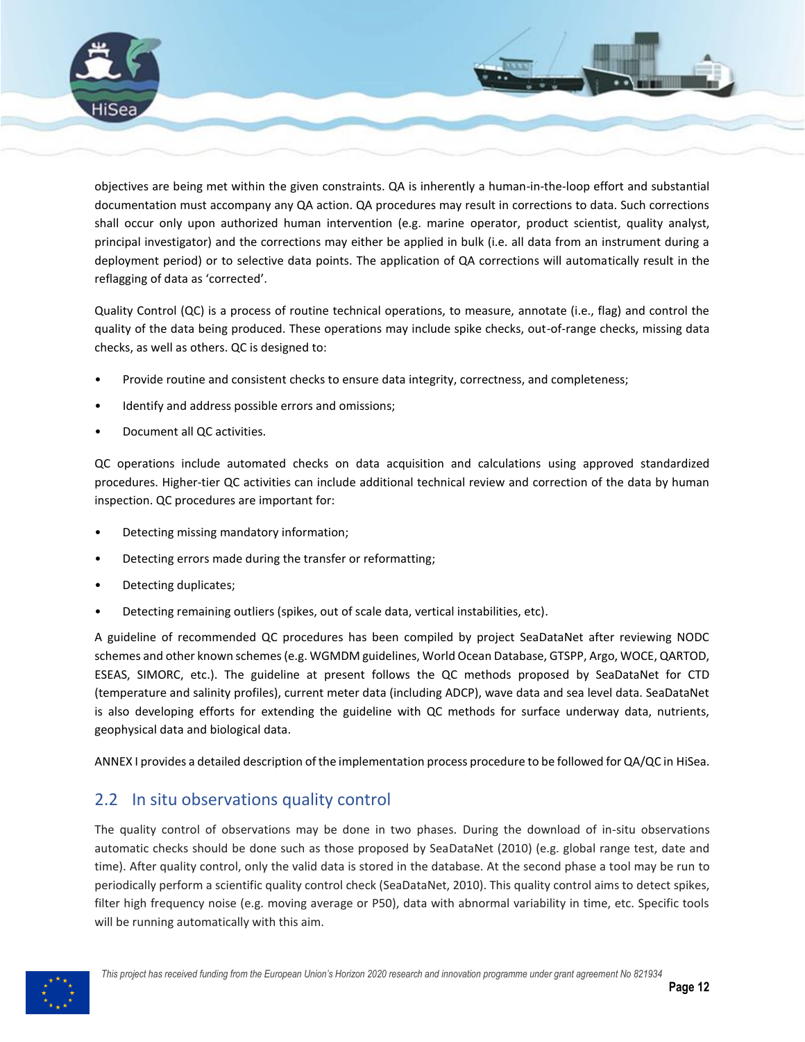objectives are being met within the given constraints. QA is inherently a human-in-the-loop effort and substantial documentation must accompany any QA action. QA procedures may result in corrections to data. Such corrections shall occur only upon authorized human intervention (e.g. marine operator, product scientist, quality analyst, principal investigator) and the corrections may either be applied in bulk (i.e. all data from an instrument during a deployment period) or to selective data points. The application of QA corrections will automatically result in the reflagging of data as 'corrected'.

Quality Control (QC) is a process of routine technical operations, to measure, annotate (i.e., flag) and control the quality of the data being produced. These operations may include spike checks, out-of-range checks, missing data checks, as well as others. QC is designed to:

- Provide routine and consistent checks to ensure data integrity, correctness, and completeness;
- Identify and address possible errors and omissions;
- Document all QC activities.

QC operations include automated checks on data acquisition and calculations using approved standardized procedures. Higher-tier QC activities can include additional technical review and correction of the data by human inspection. QC procedures are important for:

- Detecting missing mandatory information;
- Detecting errors made during the transfer or reformatting;
- Detecting duplicates;
- Detecting remaining outliers (spikes, out of scale data, vertical instabilities, etc).

A guideline of recommended QC procedures has been compiled by project SeaDataNet after reviewing NODC schemes and other known schemes (e.g. WGMDM guidelines, World Ocean Database, GTSPP, Argo, WOCE, QARTOD, ESEAS, SIMORC, etc.). The guideline at present follows the QC methods proposed by SeaDataNet for CTD (temperature and salinity profiles), current meter data (including ADCP), wave data and sea level data. SeaDataNet is also developing efforts for extending the guideline with QC methods for surface underway data, nutrients, geophysical data and biological data.

ANNEX I provides a detailed description of the implementation process procedure to be followed for QA/QC in HiSea.

## 2.2 In situ observations quality control

The quality control of observations may be done in two phases. During the download of in-situ observations automatic checks should be done such as those proposed by SeaDataNet (2010) (e.g. global range test, date and time). After quality control, only the valid data is stored in the database. At the second phase a tool may be run to periodically perform a scientific quality control check (SeaDataNet, 2010). This quality control aims to detect spikes, filter high frequency noise (e.g. moving average or P50), data with abnormal variability in time, etc. Specific tools will be running automatically with this aim.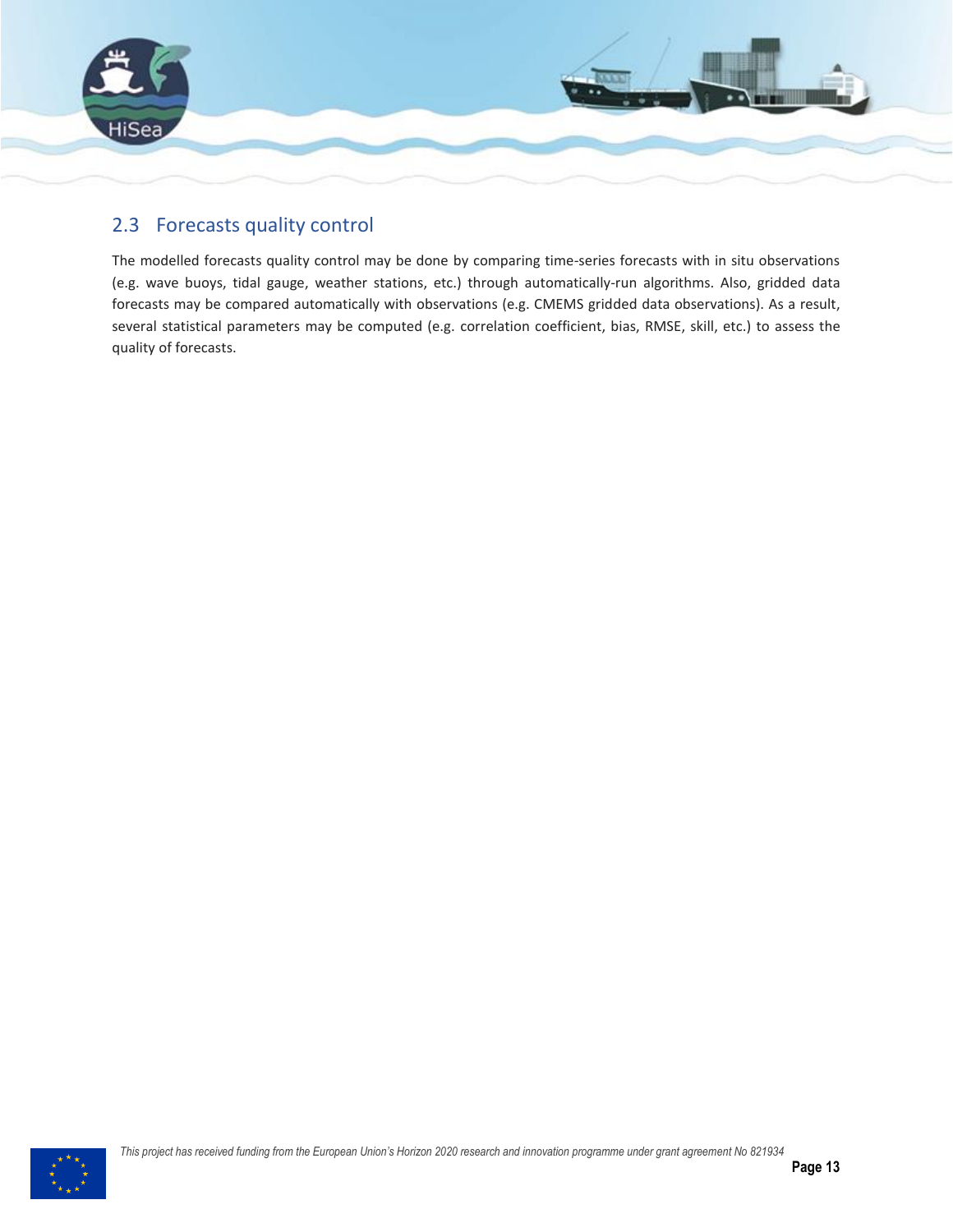## 2.3 Forecasts quality control

The modelled forecasts quality control may be done by comparing time-series forecasts with in situ observations (e.g. wave buoys, tidal gauge, weather stations, etc.) through automatically-run algorithms. Also, gridded data forecasts may be compared automatically with observations (e.g. CMEMS gridded data observations). As a result, several statistical parameters may be computed (e.g. correlation coefficient, bias, RMSE, skill, etc.) to assess the quality of forecasts.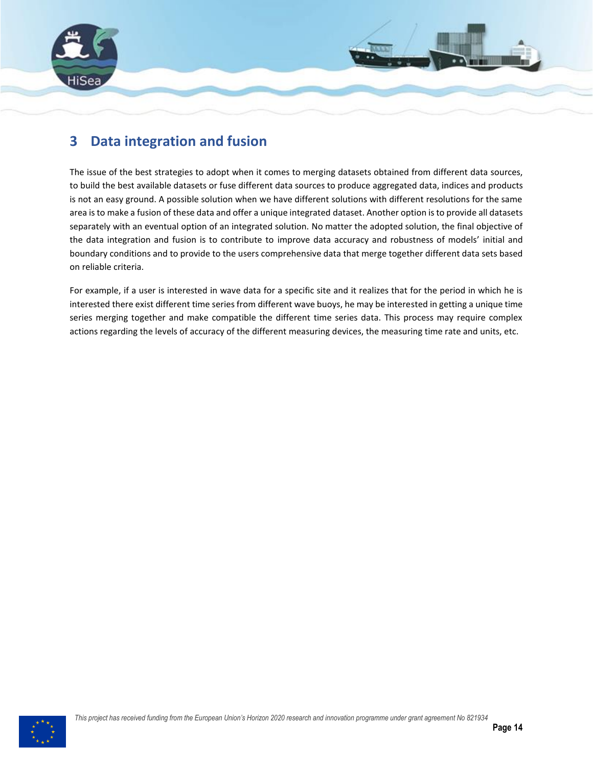# 3 Data integration and fusion

The issue of the best strategies to adopt when it comes to merging datasets obtained from different data sources, to build the best available datasets or fuse different data sources to produce aggregated data, indices and products is not an easy ground. A possible solution when we have different solutions with different resolutions for the same area is to make a fusion of these data and offer a unique integrated dataset. Another option is to provide all datasets separately with an eventual option of an integrated solution. No matter the adopted solution, the final objective of the data integration and fusion is to contribute to improve data accuracy and robustness of models' initial and boundary conditions and to provide to the users comprehensive data that merge together different data sets based on reliable criteria.

For example, if a user is interested in wave data for a specific site and it realizes that for the period in which he is interested there exist different time series from different wave buoys, he may be interested in getting a unique time series merging together and make compatible the different time series data. This process may require complex actions regarding the levels of accuracy of the different measuring devices, the measuring time rate and units, etc.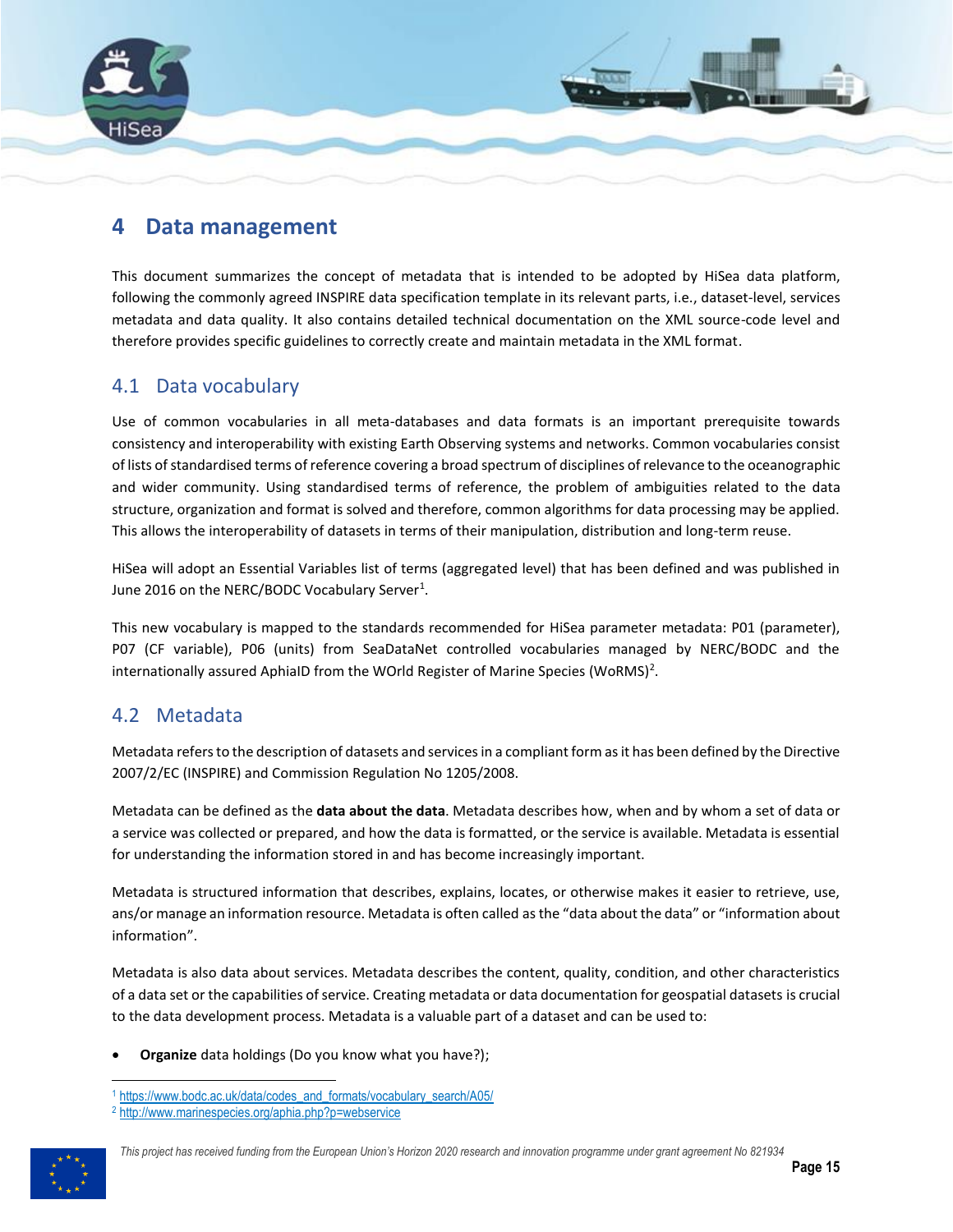# 4 Data management

This document summarizes the concept of metadata that is intended to be adopted by HiSea data platform, following the commonly agreed INSPIRE data specification template in its relevant parts, i.e., dataset-level, services metadata and data quality. It also contains detailed technical documentation on the XML source-code level and therefore provides specific guidelines to correctly create and maintain metadata in the XML format.

## 4.1 Data vocabulary

Use of common vocabularies in all meta-databases and data formats is an important prerequisite towards consistency and interoperability with existing Earth Observing systems and networks. Common vocabularies consist of lists of standardised terms of reference covering a broad spectrum of disciplines of relevance to the oceanographic and wider community. Using standardised terms of reference, the problem of ambiguities related to the data structure, organization and format is solved and therefore, common algorithms for data processing may be applied. This allows the interoperability of datasets in terms of their manipulation, distribution and long-term reuse.

HiSea will adopt an Essential Variables list of terms (aggregated level) that has been defined and was published in June 2016 on the NERC/BODC Vocabulary Server[1].

This new vocabulary is mapped to the standards recommended for HiSea parameter metadata: P01 (parameter), P07 (CF variable), P06 (units) from SeaDataNet controlled vocabularies managed by NERC/BODC and the internationally assured AphiaID from the WOrld Register of Marine Species (WoRMS)[2].

## 4.2 Metadata

Metadata refers to the description of datasets and services in a compliant form as it has been defined by the Directive 2007/2/EC (INSPIRE) and Commission Regulation No 1205/2008.

Metadata can be defined as the **data about the data**. Metadata describes how, when and by whom a set of data or a service was collected or prepared, and how the data is formatted, or the service is available. Metadata is essential for understanding the information stored in and has become increasingly important.

Metadata is structured information that describes, explains, locates, or otherwise makes it easier to retrieve, use, ans/or manage an information resource. Metadata is often called as the "data about the data" or "information about information".

Metadata is also data about services. Metadata describes the content, quality, condition, and other characteristics of a data set or the capabilities of service. Creating metadata or data documentation for geospatial datasets is crucial to the data development process. Metadata is a valuable part of a dataset and can be used to:

- **Organize** data holdings (Do you know what you have?);

---

[1] https://www.bodc.ac.uk/data/codes_and_formats/vocabulary_search/A05/

[2] http://www.marinespecies.org/aphia.php?p=webservice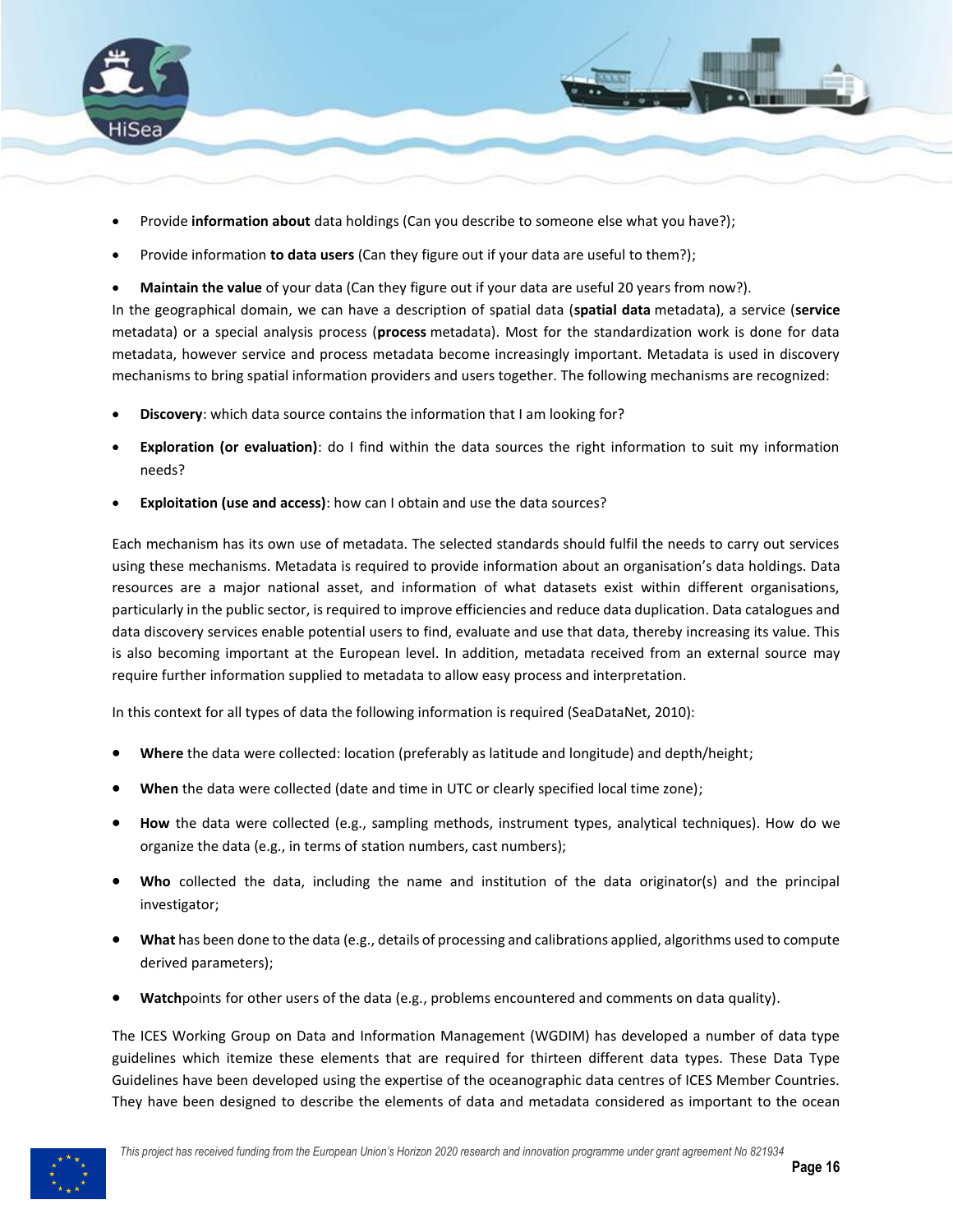- Provide **information about** data holdings (Can you describe to someone else what you have?);
- Provide information **to data users** (Can they figure out if your data are useful to them?);
- **Maintain the value** of your data (Can they figure out if your data are useful 20 years from now?).

In the geographical domain, we can have a description of spatial data (**spatial data** metadata), a service (**service** metadata) or a special analysis process (**process** metadata). Most for the standardization work is done for data metadata, however service and process metadata become increasingly important. Metadata is used in discovery mechanisms to bring spatial information providers and users together. The following mechanisms are recognized:

- **Discovery**: which data source contains the information that I am looking for?
- **Exploration (or evaluation)**: do I find within the data sources the right information to suit my information needs?
- **Exploitation (use and access)**: how can I obtain and use the data sources?

Each mechanism has its own use of metadata. The selected standards should fulfil the needs to carry out services using these mechanisms. Metadata is required to provide information about an organisation's data holdings. Data resources are a major national asset, and information of what datasets exist within different organisations, particularly in the public sector, is required to improve efficiencies and reduce data duplication. Data catalogues and data discovery services enable potential users to find, evaluate and use that data, thereby increasing its value. This is also becoming important at the European level. In addition, metadata received from an external source may require further information supplied to metadata to allow easy process and interpretation.

In this context for all types of data the following information is required (SeaDataNet, 2010):

- **Where** the data were collected: location (preferably as latitude and longitude) and depth/height;
- **When** the data were collected (date and time in UTC or clearly specified local time zone);
- **How** the data were collected (e.g., sampling methods, instrument types, analytical techniques). How do we organize the data (e.g., in terms of station numbers, cast numbers);
- **Who** collected the data, including the name and institution of the data originator(s) and the principal investigator;
- **What** has been done to the data (e.g., details of processing and calibrations applied, algorithms used to compute derived parameters);
- **Watch**points for other users of the data (e.g., problems encountered and comments on data quality).

The ICES Working Group on Data and Information Management (WGDIM) has developed a number of data type guidelines which itemize these elements that are required for thirteen different data types. These Data Type Guidelines have been developed using the expertise of the oceanographic data centres of ICES Member Countries. They have been designed to describe the elements of data and metadata considered as important to the ocean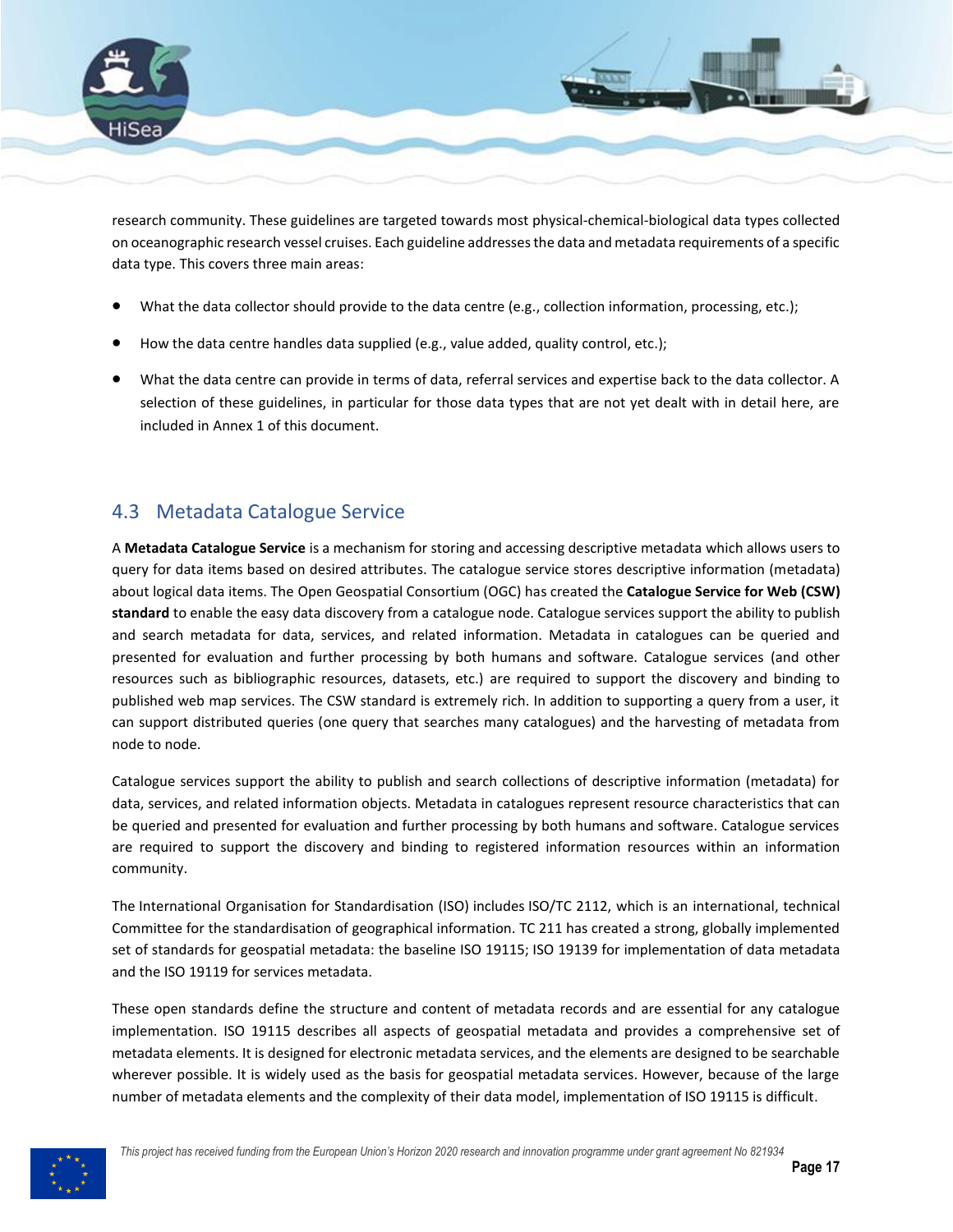research community. These guidelines are targeted towards most physical-chemical-biological data types collected on oceanographic research vessel cruises. Each guideline addresses the data and metadata requirements of a specific data type. This covers three main areas:

- What the data collector should provide to the data centre (e.g., collection information, processing, etc.);
- How the data centre handles data supplied (e.g., value added, quality control, etc.);
- What the data centre can provide in terms of data, referral services and expertise back to the data collector. A selection of these guidelines, in particular for those data types that are not yet dealt with in detail here, are included in Annex 1 of this document.

## 4.3 Metadata Catalogue Service

A **Metadata Catalogue Service** is a mechanism for storing and accessing descriptive metadata which allows users to query for data items based on desired attributes. The catalogue service stores descriptive information (metadata) about logical data items. The Open Geospatial Consortium (OGC) has created the **Catalogue Service for Web (CSW) standard** to enable the easy data discovery from a catalogue node. Catalogue services support the ability to publish and search metadata for data, services, and related information. Metadata in catalogues can be queried and presented for evaluation and further processing by both humans and software. Catalogue services (and other resources such as bibliographic resources, datasets, etc.) are required to support the discovery and binding to published web map services. The CSW standard is extremely rich. In addition to supporting a query from a user, it can support distributed queries (one query that searches many catalogues) and the harvesting of metadata from node to node.

Catalogue services support the ability to publish and search collections of descriptive information (metadata) for data, services, and related information objects. Metadata in catalogues represent resource characteristics that can be queried and presented for evaluation and further processing by both humans and software. Catalogue services are required to support the discovery and binding to registered information resources within an information community.

The International Organisation for Standardisation (ISO) includes ISO/TC 2112, which is an international, technical Committee for the standardisation of geographical information. TC 211 has created a strong, globally implemented set of standards for geospatial metadata: the baseline ISO 19115; ISO 19139 for implementation of data metadata and the ISO 19119 for services metadata.

These open standards define the structure and content of metadata records and are essential for any catalogue implementation. ISO 19115 describes all aspects of geospatial metadata and provides a comprehensive set of metadata elements. It is designed for electronic metadata services, and the elements are designed to be searchable wherever possible. It is widely used as the basis for geospatial metadata services. However, because of the large number of metadata elements and the complexity of their data model, implementation of ISO 19115 is difficult.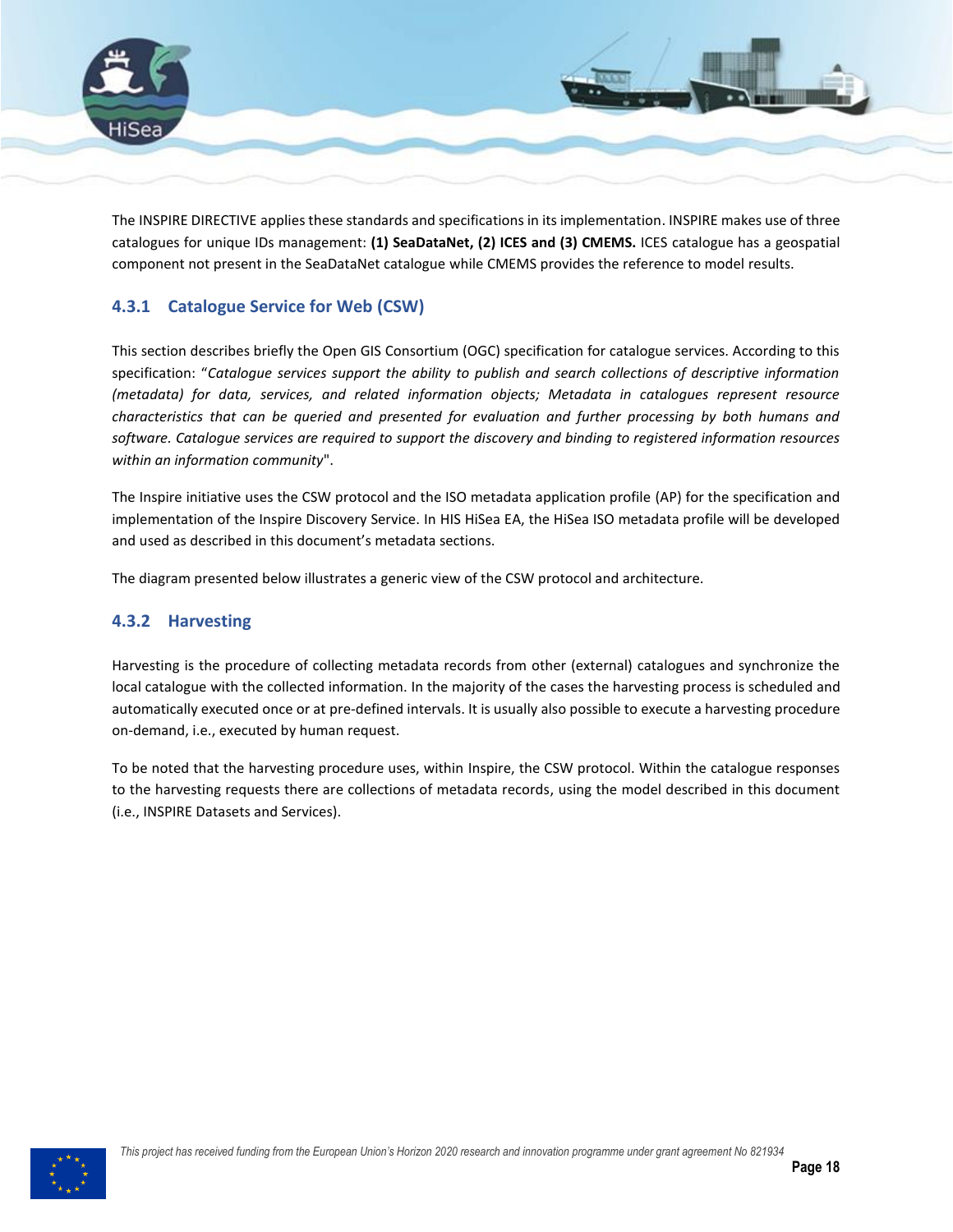The INSPIRE DIRECTIVE applies these standards and specifications in its implementation. INSPIRE makes use of three catalogues for unique IDs management: **(1) SeaDataNet, (2) ICES and (3) CMEMS.** ICES catalogue has a geospatial component not present in the SeaDataNet catalogue while CMEMS provides the reference to model results.

### 4.3.1 Catalogue Service for Web (CSW)

This section describes briefly the Open GIS Consortium (OGC) specification for catalogue services. According to this specification: "*Catalogue services support the ability to publish and search collections of descriptive information (metadata) for data, services, and related information objects; Metadata in catalogues represent resource characteristics that can be queried and presented for evaluation and further processing by both humans and software. Catalogue services are required to support the discovery and binding to registered information resources within an information community*".

The Inspire initiative uses the CSW protocol and the ISO metadata application profile (AP) for the specification and implementation of the Inspire Discovery Service. In HIS HiSea EA, the HiSea ISO metadata profile will be developed and used as described in this document's metadata sections.

The diagram presented below illustrates a generic view of the CSW protocol and architecture.

### 4.3.2 Harvesting

Harvesting is the procedure of collecting metadata records from other (external) catalogues and synchronize the local catalogue with the collected information. In the majority of the cases the harvesting process is scheduled and automatically executed once or at pre-defined intervals. It is usually also possible to execute a harvesting procedure on-demand, i.e., executed by human request.

To be noted that the harvesting procedure uses, within Inspire, the CSW protocol. Within the catalogue responses to the harvesting requests there are collections of metadata records, using the model described in this document (i.e., INSPIRE Datasets and Services).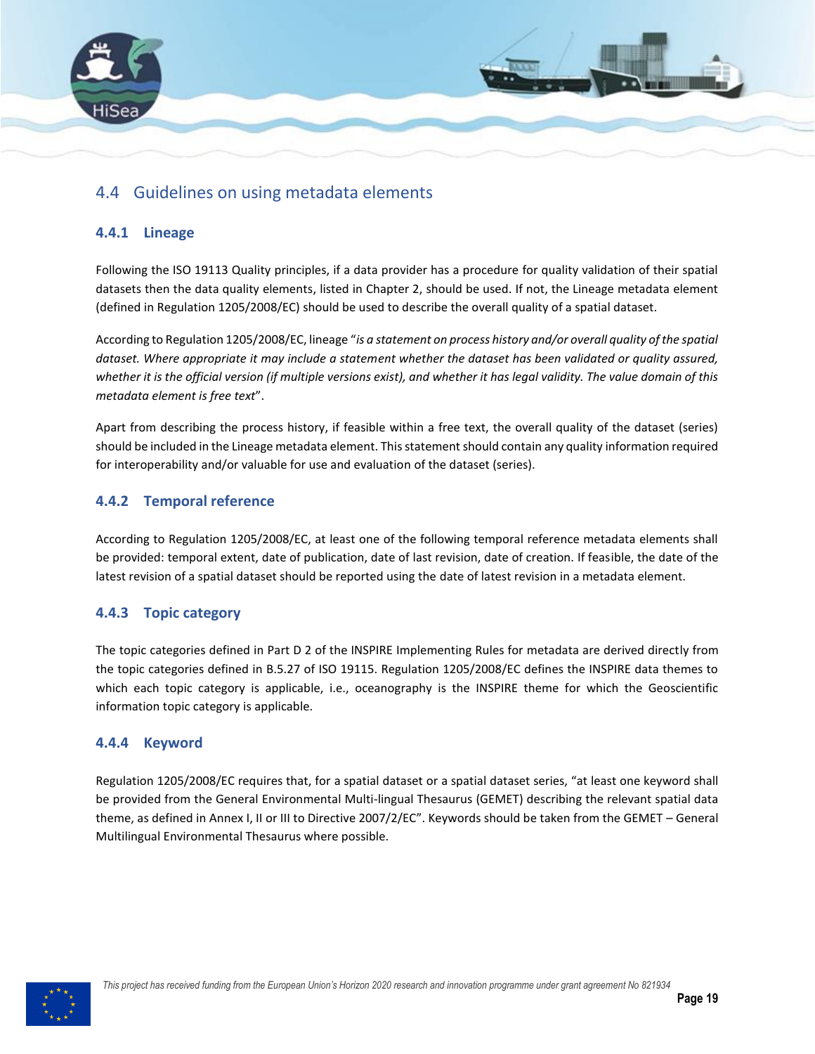## 4.4 Guidelines on using metadata elements

### 4.4.1 Lineage

Following the ISO 19113 Quality principles, if a data provider has a procedure for quality validation of their spatial datasets then the data quality elements, listed in Chapter 2, should be used. If not, the Lineage metadata element (defined in Regulation 1205/2008/EC) should be used to describe the overall quality of a spatial dataset.

According to Regulation 1205/2008/EC, lineage "*is a statement on process history and/or overall quality of the spatial dataset. Where appropriate it may include a statement whether the dataset has been validated or quality assured, whether it is the official version (if multiple versions exist), and whether it has legal validity. The value domain of this metadata element is free text*".

Apart from describing the process history, if feasible within a free text, the overall quality of the dataset (series) should be included in the Lineage metadata element. This statement should contain any quality information required for interoperability and/or valuable for use and evaluation of the dataset (series).

### 4.4.2 Temporal reference

According to Regulation 1205/2008/EC, at least one of the following temporal reference metadata elements shall be provided: temporal extent, date of publication, date of last revision, date of creation. If feasible, the date of the latest revision of a spatial dataset should be reported using the date of latest revision in a metadata element.

### 4.4.3 Topic category

The topic categories defined in Part D 2 of the INSPIRE Implementing Rules for metadata are derived directly from the topic categories defined in B.5.27 of ISO 19115. Regulation 1205/2008/EC defines the INSPIRE data themes to which each topic category is applicable, i.e., oceanography is the INSPIRE theme for which the Geoscientific information topic category is applicable.

### 4.4.4 Keyword

Regulation 1205/2008/EC requires that, for a spatial dataset or a spatial dataset series, "at least one keyword shall be provided from the General Environmental Multi-lingual Thesaurus (GEMET) describing the relevant spatial data theme, as defined in Annex I, II or III to Directive 2007/2/EC". Keywords should be taken from the GEMET – General Multilingual Environmental Thesaurus where possible.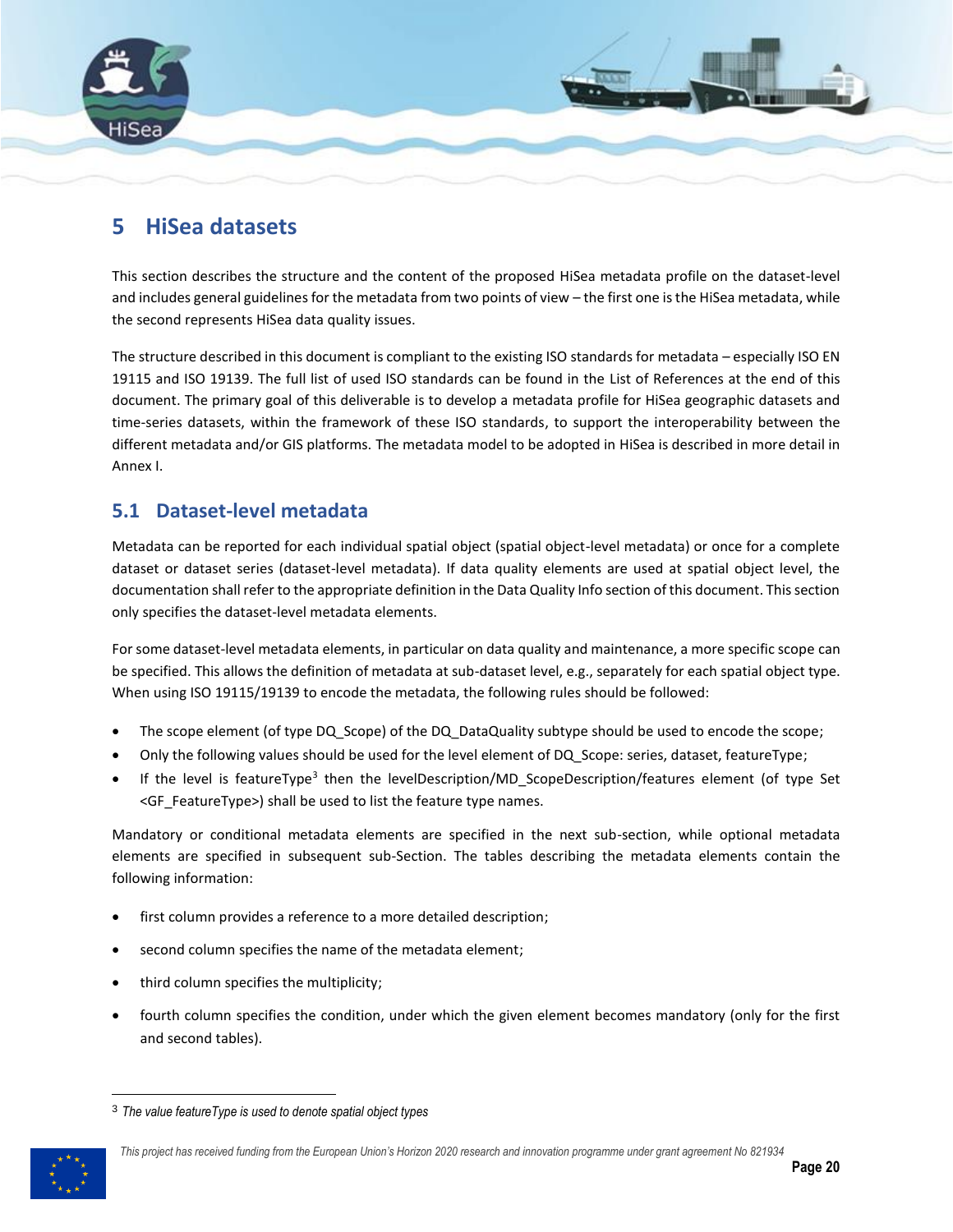# 5 HiSea datasets

This section describes the structure and the content of the proposed HiSea metadata profile on the dataset-level and includes general guidelines for the metadata from two points of view – the first one is the HiSea metadata, while the second represents HiSea data quality issues.

The structure described in this document is compliant to the existing ISO standards for metadata – especially ISO EN 19115 and ISO 19139. The full list of used ISO standards can be found in the List of References at the end of this document. The primary goal of this deliverable is to develop a metadata profile for HiSea geographic datasets and time-series datasets, within the framework of these ISO standards, to support the interoperability between the different metadata and/or GIS platforms. The metadata model to be adopted in HiSea is described in more detail in Annex I.

## 5.1 Dataset-level metadata

Metadata can be reported for each individual spatial object (spatial object-level metadata) or once for a complete dataset or dataset series (dataset-level metadata). If data quality elements are used at spatial object level, the documentation shall refer to the appropriate definition in the Data Quality Info section of this document. This section only specifies the dataset-level metadata elements.

For some dataset-level metadata elements, in particular on data quality and maintenance, a more specific scope can be specified. This allows the definition of metadata at sub-dataset level, e.g., separately for each spatial object type. When using ISO 19115/19139 to encode the metadata, the following rules should be followed:

- The scope element (of type DQ_Scope) of the DQ_DataQuality subtype should be used to encode the scope;
- Only the following values should be used for the level element of DQ_Scope: series, dataset, featureType;
- If the level is featureType[3] then the levelDescription/MD_ScopeDescription/features element (of type Set <GF_FeatureType>) shall be used to list the feature type names.

Mandatory or conditional metadata elements are specified in the next sub-section, while optional metadata elements are specified in subsequent sub-Section. The tables describing the metadata elements contain the following information:

- first column provides a reference to a more detailed description;
- second column specifies the name of the metadata element;
- third column specifies the multiplicity;
- fourth column specifies the condition, under which the given element becomes mandatory (only for the first and second tables).

[3] *The value featureType is used to denote spatial object types*

*This project has received funding from the European Union's Horizon 2020 research and innovation programme under grant agreement No 821934*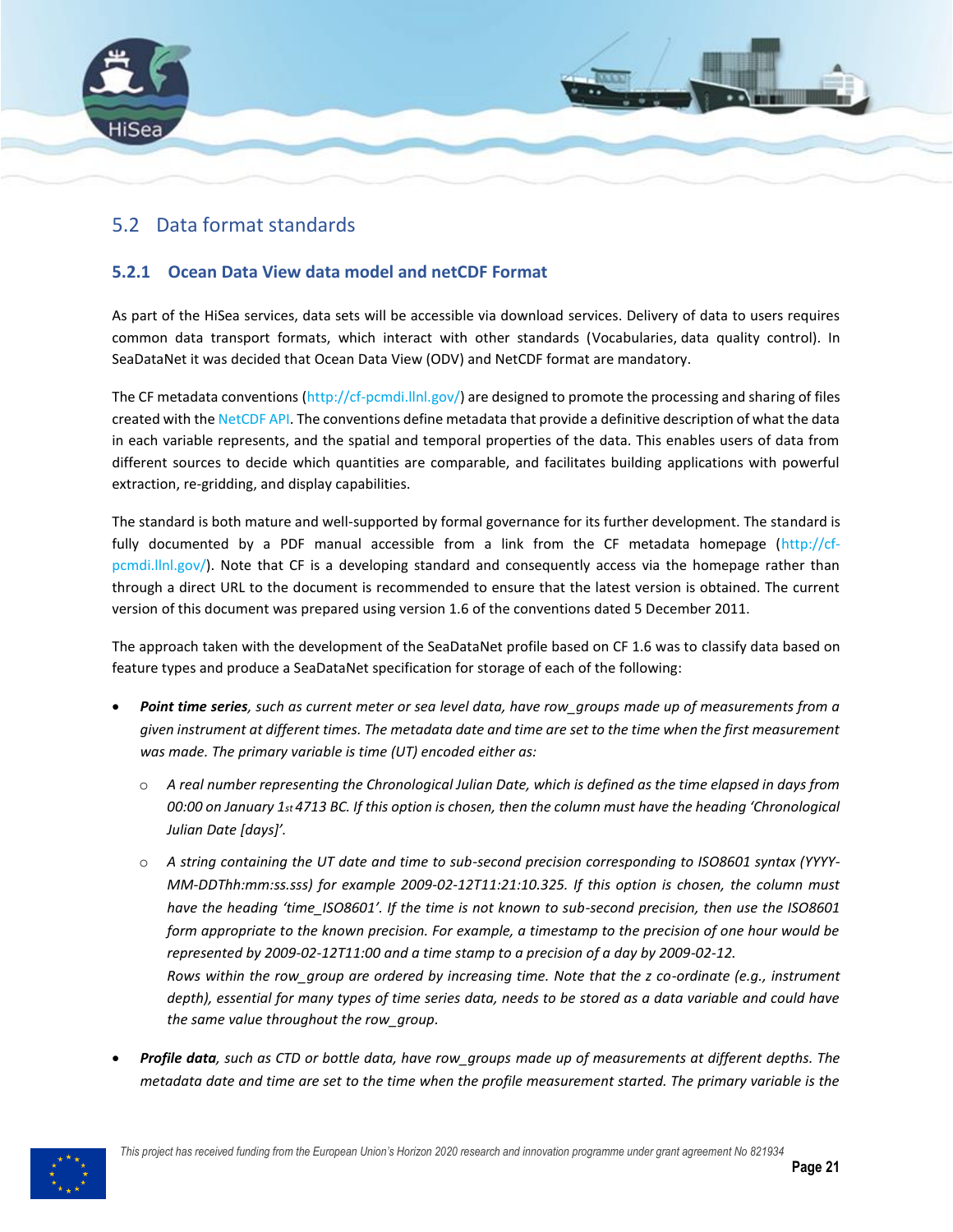## 5.2 Data format standards

### 5.2.1 Ocean Data View data model and netCDF Format

As part of the HiSea services, data sets will be accessible via download services. Delivery of data to users requires common data transport formats, which interact with other standards (Vocabularies, data quality control). In SeaDataNet it was decided that Ocean Data View (ODV) and NetCDF format are mandatory.

The CF metadata conventions (http://cf-pcmdi.llnl.gov/) are designed to promote the processing and sharing of files created with the NetCDF API. The conventions define metadata that provide a definitive description of what the data in each variable represents, and the spatial and temporal properties of the data. This enables users of data from different sources to decide which quantities are comparable, and facilitates building applications with powerful extraction, re-gridding, and display capabilities.

The standard is both mature and well-supported by formal governance for its further development. The standard is fully documented by a PDF manual accessible from a link from the CF metadata homepage (http://cf-pcmdi.llnl.gov/). Note that CF is a developing standard and consequently access via the homepage rather than through a direct URL to the document is recommended to ensure that the latest version is obtained. The current version of this document was prepared using version 1.6 of the conventions dated 5 December 2011.

The approach taken with the development of the SeaDataNet profile based on CF 1.6 was to classify data based on feature types and produce a SeaDataNet specification for storage of each of the following:

- ***Point time series****, such as current meter or sea level data, have row_groups made up of measurements from a given instrument at different times. The metadata date and time are set to the time when the first measurement was made. The primary variable is time (UT) encoded either as:*
  - *A real number representing the Chronological Julian Date, which is defined as the time elapsed in days from 00:00 on January 1st 4713 BC. If this option is chosen, then the column must have the heading 'Chronological Julian Date [days]'.*
  - *A string containing the UT date and time to sub-second precision corresponding to ISO8601 syntax (YYYY-MM-DDThh:mm:ss.sss) for example 2009-02-12T11:21:10.325. If this option is chosen, the column must have the heading 'time_ISO8601'. If the time is not known to sub-second precision, then use the ISO8601 form appropriate to the known precision. For example, a timestamp to the precision of one hour would be represented by 2009-02-12T11:00 and a time stamp to a precision of a day by 2009-02-12.*

    *Rows within the row_group are ordered by increasing time. Note that the z co-ordinate (e.g., instrument depth), essential for many types of time series data, needs to be stored as a data variable and could have the same value throughout the row_group.*
- ***Profile data****, such as CTD or bottle data, have row_groups made up of measurements at different depths. The metadata date and time are set to the time when the profile measurement started. The primary variable is the*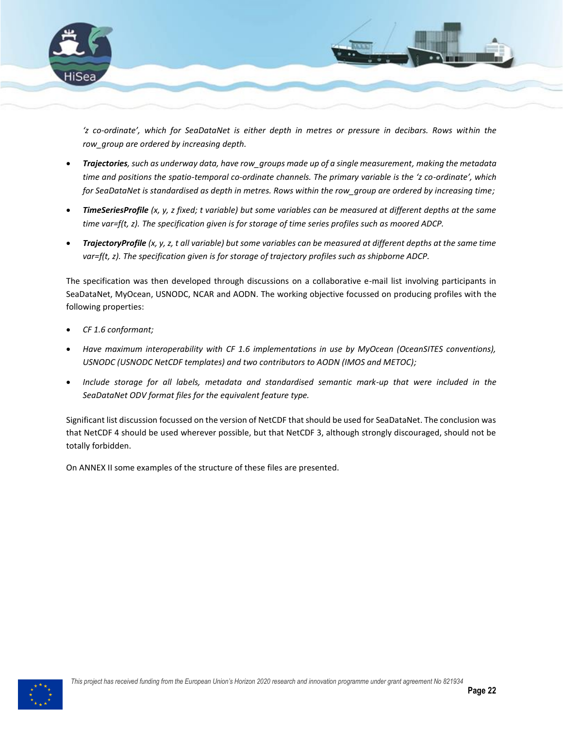*'z co-ordinate', which for SeaDataNet is either depth in metres or pressure in decibars. Rows within the row_group are ordered by increasing depth.*

- ***Trajectories**, such as underway data, have row_groups made up of a single measurement, making the metadata time and positions the spatio-temporal co-ordinate channels. The primary variable is the 'z co-ordinate', which for SeaDataNet is standardised as depth in metres. Rows within the row_group are ordered by increasing time;*
- ***TimeSeriesProfile** (x, y, z fixed; t variable) but some variables can be measured at different depths at the same time var=f(t, z). The specification given is for storage of time series profiles such as moored ADCP.*
- ***TrajectoryProfile** (x, y, z, t all variable) but some variables can be measured at different depths at the same time var=f(t, z). The specification given is for storage of trajectory profiles such as shipborne ADCP.*

The specification was then developed through discussions on a collaborative e-mail list involving participants in SeaDataNet, MyOcean, USNODC, NCAR and AODN. The working objective focussed on producing profiles with the following properties:

- *CF 1.6 conformant;*
- *Have maximum interoperability with CF 1.6 implementations in use by MyOcean (OceanSITES conventions), USNODC (USNODC NetCDF templates) and two contributors to AODN (IMOS and METOC);*
- *Include storage for all labels, metadata and standardised semantic mark-up that were included in the SeaDataNet ODV format files for the equivalent feature type.*

Significant list discussion focussed on the version of NetCDF that should be used for SeaDataNet. The conclusion was that NetCDF 4 should be used wherever possible, but that NetCDF 3, although strongly discouraged, should not be totally forbidden.

On ANNEX II some examples of the structure of these files are presented.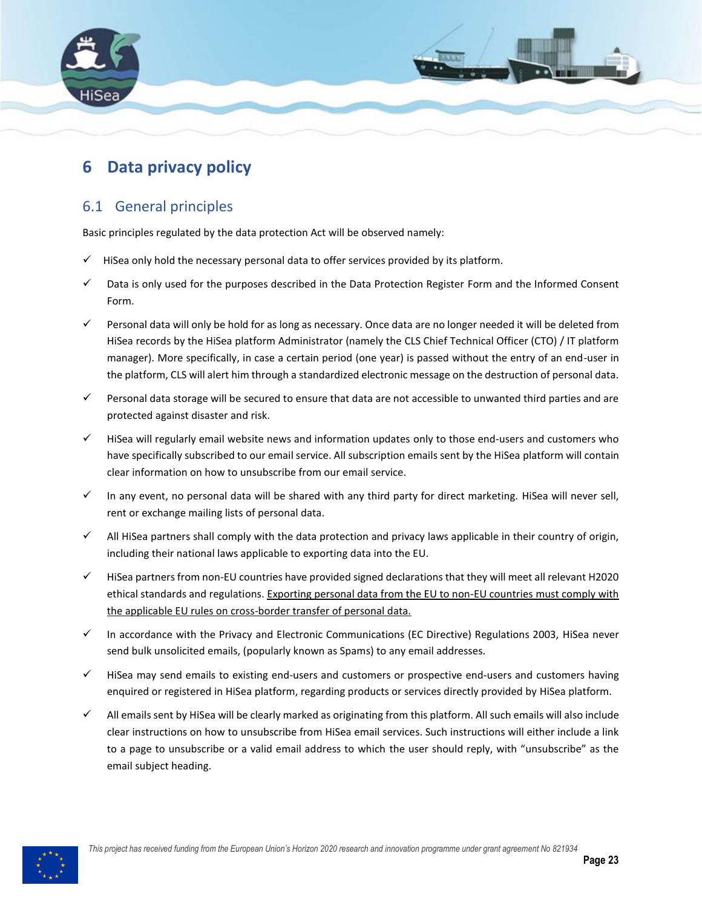# 6 Data privacy policy

## 6.1 General principles

Basic principles regulated by the data protection Act will be observed namely:

- ✓ HiSea only hold the necessary personal data to offer services provided by its platform.
- ✓ Data is only used for the purposes described in the Data Protection Register Form and the Informed Consent Form.
- ✓ Personal data will only be hold for as long as necessary. Once data are no longer needed it will be deleted from HiSea records by the HiSea platform Administrator (namely the CLS Chief Technical Officer (CTO) / IT platform manager). More specifically, in case a certain period (one year) is passed without the entry of an end-user in the platform, CLS will alert him through a standardized electronic message on the destruction of personal data.
- ✓ Personal data storage will be secured to ensure that data are not accessible to unwanted third parties and are protected against disaster and risk.
- ✓ HiSea will regularly email website news and information updates only to those end-users and customers who have specifically subscribed to our email service. All subscription emails sent by the HiSea platform will contain clear information on how to unsubscribe from our email service.
- ✓ In any event, no personal data will be shared with any third party for direct marketing. HiSea will never sell, rent or exchange mailing lists of personal data.
- ✓ All HiSea partners shall comply with the data protection and privacy laws applicable in their country of origin, including their national laws applicable to exporting data into the EU.
- ✓ HiSea partners from non-EU countries have provided signed declarations that they will meet all relevant H2020 ethical standards and regulations. <u>Exporting personal data from the EU to non-EU countries must comply with the applicable EU rules on cross-border transfer of personal data.</u>
- ✓ In accordance with the Privacy and Electronic Communications (EC Directive) Regulations 2003, HiSea never send bulk unsolicited emails, (popularly known as Spams) to any email addresses.
- ✓ HiSea may send emails to existing end-users and customers or prospective end-users and customers having enquired or registered in HiSea platform, regarding products or services directly provided by HiSea platform.
- ✓ All emails sent by HiSea will be clearly marked as originating from this platform. All such emails will also include clear instructions on how to unsubscribe from HiSea email services. Such instructions will either include a link to a page to unsubscribe or a valid email address to which the user should reply, with "unsubscribe" as the email subject heading.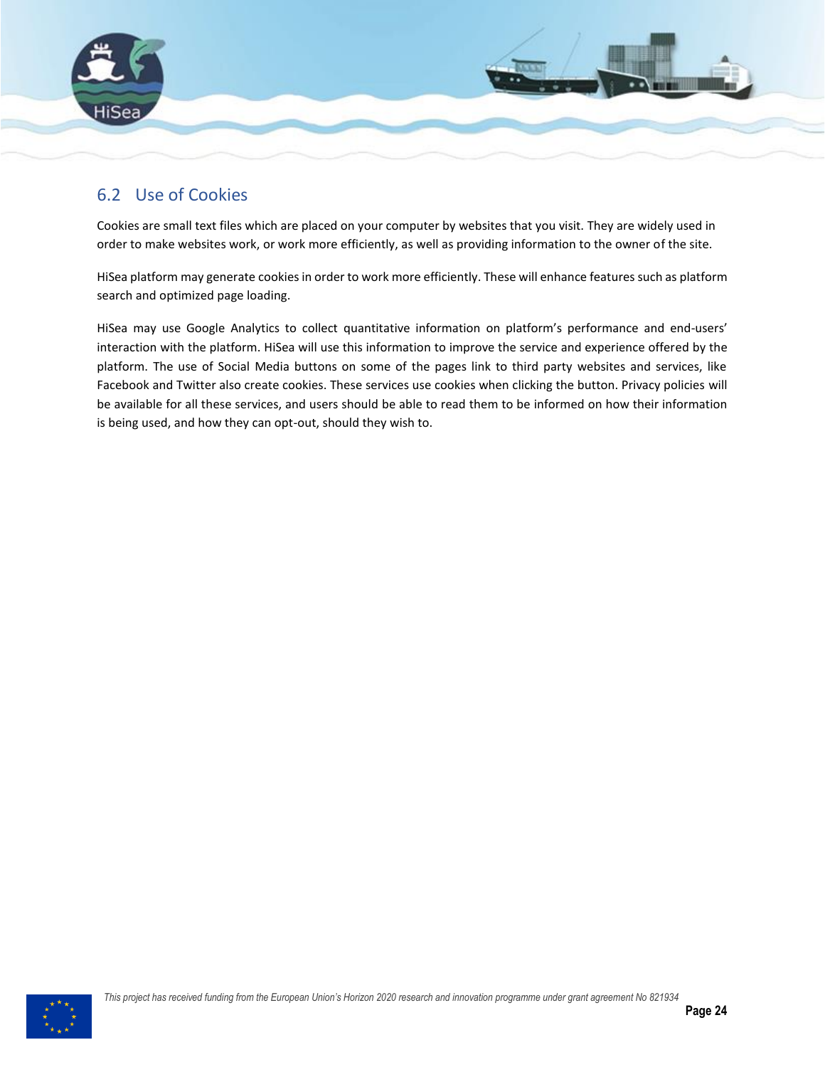## 6.2 Use of Cookies

Cookies are small text files which are placed on your computer by websites that you visit. They are widely used in order to make websites work, or work more efficiently, as well as providing information to the owner of the site.

HiSea platform may generate cookies in order to work more efficiently. These will enhance features such as platform search and optimized page loading.

HiSea may use Google Analytics to collect quantitative information on platform's performance and end-users' interaction with the platform. HiSea will use this information to improve the service and experience offered by the platform. The use of Social Media buttons on some of the pages link to third party websites and services, like Facebook and Twitter also create cookies. These services use cookies when clicking the button. Privacy policies will be available for all these services, and users should be able to read them to be informed on how their information is being used, and how they can opt-out, should they wish to.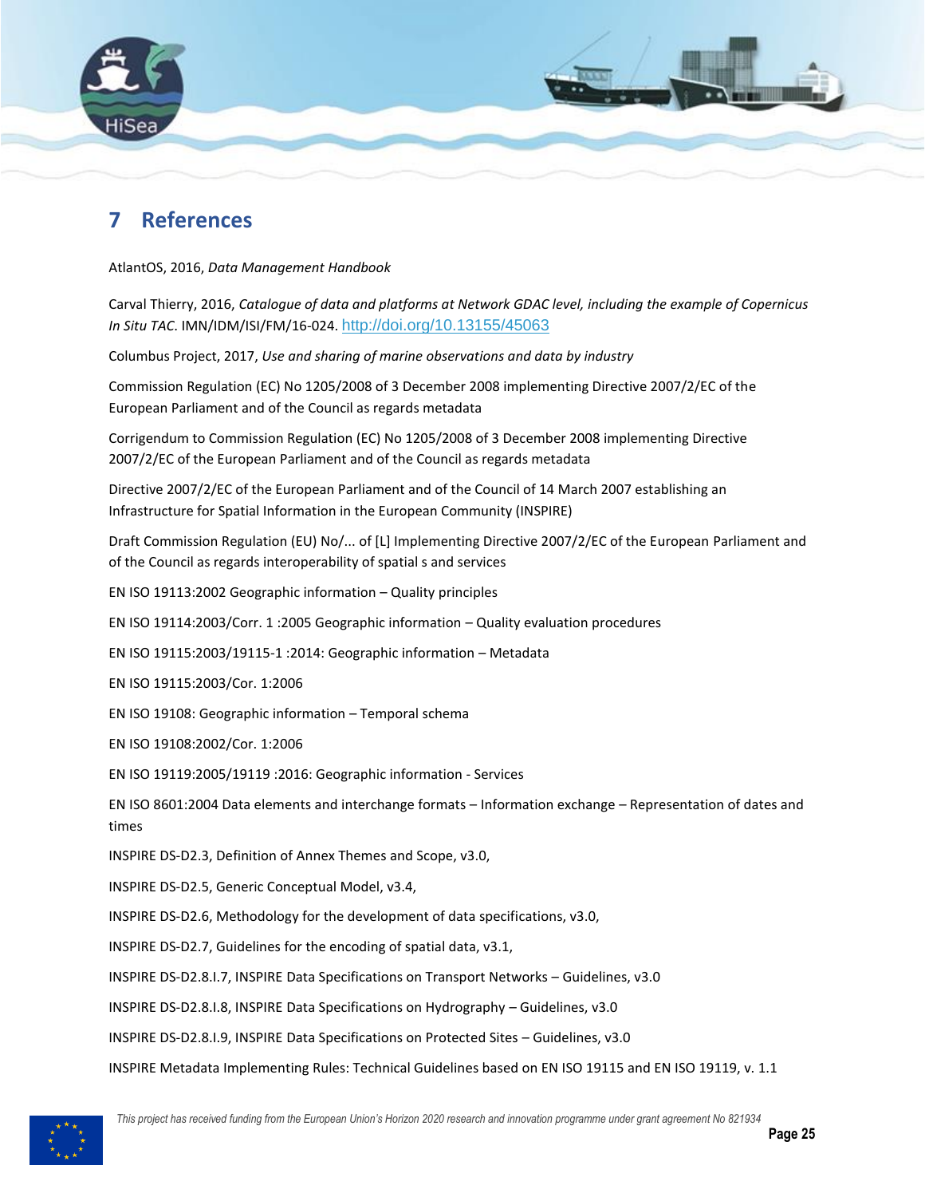# 7 References

AtlantOS, 2016, *Data Management Handbook*

Carval Thierry, 2016, *Catalogue of data and platforms at Network GDAC level, including the example of Copernicus In Situ TAC*. IMN/IDM/ISI/FM/16-024. http://doi.org/10.13155/45063

Columbus Project, 2017, *Use and sharing of marine observations and data by industry*

Commission Regulation (EC) No 1205/2008 of 3 December 2008 implementing Directive 2007/2/EC of the European Parliament and of the Council as regards metadata

Corrigendum to Commission Regulation (EC) No 1205/2008 of 3 December 2008 implementing Directive 2007/2/EC of the European Parliament and of the Council as regards metadata

Directive 2007/2/EC of the European Parliament and of the Council of 14 March 2007 establishing an Infrastructure for Spatial Information in the European Community (INSPIRE)

Draft Commission Regulation (EU) No/... of [L] Implementing Directive 2007/2/EC of the European Parliament and of the Council as regards interoperability of spatial s and services

EN ISO 19113:2002 Geographic information – Quality principles

EN ISO 19114:2003/Corr. 1 :2005 Geographic information – Quality evaluation procedures

EN ISO 19115:2003/19115-1 :2014: Geographic information – Metadata

EN ISO 19115:2003/Cor. 1:2006

EN ISO 19108: Geographic information – Temporal schema

EN ISO 19108:2002/Cor. 1:2006

EN ISO 19119:2005/19119 :2016: Geographic information - Services

EN ISO 8601:2004 Data elements and interchange formats – Information exchange – Representation of dates and times

INSPIRE DS-D2.3, Definition of Annex Themes and Scope, v3.0,

INSPIRE DS-D2.5, Generic Conceptual Model, v3.4,

INSPIRE DS-D2.6, Methodology for the development of data specifications, v3.0,

INSPIRE DS-D2.7, Guidelines for the encoding of spatial data, v3.1,

INSPIRE DS-D2.8.I.7, INSPIRE Data Specifications on Transport Networks – Guidelines, v3.0

INSPIRE DS-D2.8.I.8, INSPIRE Data Specifications on Hydrography – Guidelines, v3.0

INSPIRE DS-D2.8.I.9, INSPIRE Data Specifications on Protected Sites – Guidelines, v3.0

INSPIRE Metadata Implementing Rules: Technical Guidelines based on EN ISO 19115 and EN ISO 19119, v. 1.1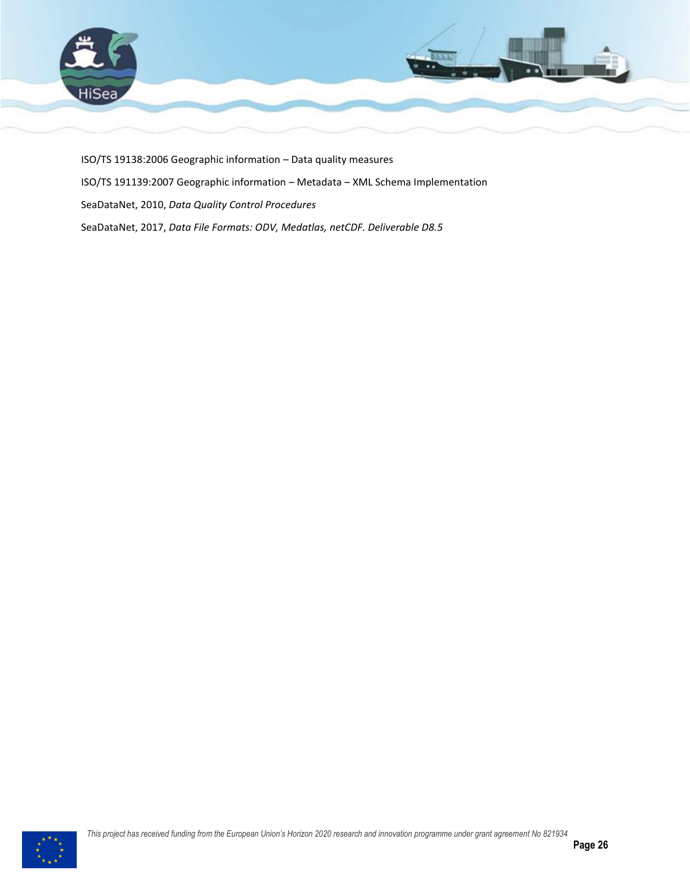ISO/TS 19138:2006 Geographic information – Data quality measures

ISO/TS 191139:2007 Geographic information – Metadata – XML Schema Implementation

SeaDataNet, 2010, *Data Quality Control Procedures*

SeaDataNet, 2017, *Data File Formats: ODV, Medatlas, netCDF. Deliverable D8.5*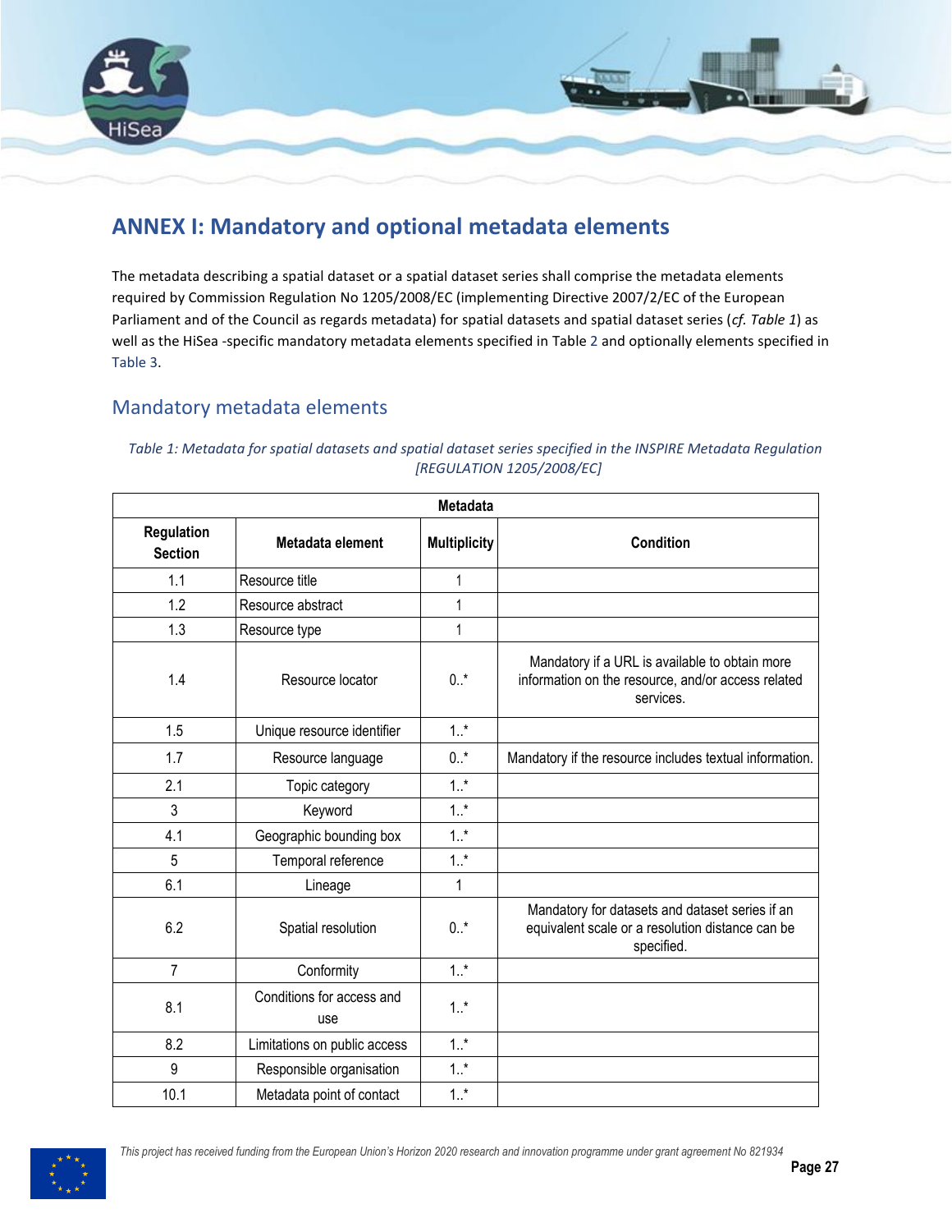# ANNEX I: Mandatory and optional metadata elements

The metadata describing a spatial dataset or a spatial dataset series shall comprise the metadata elements required by Commission Regulation No 1205/2008/EC (implementing Directive 2007/2/EC of the European Parliament and of the Council as regards metadata) for spatial datasets and spatial dataset series (*cf. Table 1*) as well as the HiSea -specific mandatory metadata elements specified in Table 2 and optionally elements specified in Table 3.

## Mandatory metadata elements

*Table 1: Metadata for spatial datasets and spatial dataset series specified in the INSPIRE Metadata Regulation [REGULATION 1205/2008/EC]*

| Metadata | | | |
|---|---|---|---|
| **Regulation Section** | **Metadata element** | **Multiplicity** | **Condition** |
| 1.1 | Resource title | 1 | |
| 1.2 | Resource abstract | 1 | |
| 1.3 | Resource type | 1 | |
| 1.4 | Resource locator | 0..* | Mandatory if a URL is available to obtain more information on the resource, and/or access related services. |
| 1.5 | Unique resource identifier | 1..* | |
| 1.7 | Resource language | 0..* | Mandatory if the resource includes textual information. |
| 2.1 | Topic category | 1..* | |
| 3 | Keyword | 1..* | |
| 4.1 | Geographic bounding box | 1..* | |
| 5 | Temporal reference | 1..* | |
| 6.1 | Lineage | 1 | |
| 6.2 | Spatial resolution | 0..* | Mandatory for datasets and dataset series if an equivalent scale or a resolution distance can be specified. |
| 7 | Conformity | 1..* | |
| 8.1 | Conditions for access and use | 1..* | |
| 8.2 | Limitations on public access | 1..* | |
| 9 | Responsible organisation | 1..* | |
| 10.1 | Metadata point of contact | 1..* | |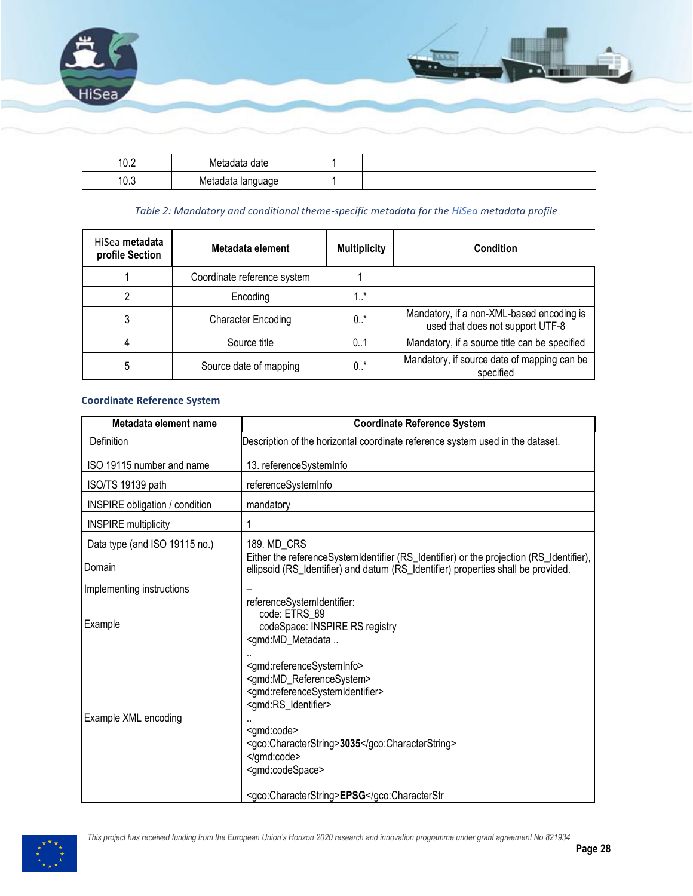| 10.2 | Metadata date | 1 | |
| --- | --- | --- | --- |
| 10.3 | Metadata language | 1 | |

*Table 2: Mandatory and conditional theme-specific metadata for the HiSea metadata profile*

| HiSea metadata profile Section | Metadata element | Multiplicity | Condition |
| --- | --- | --- | --- |
| 1 | Coordinate reference system | 1 | |
| 2 | Encoding | 1..* | |
| 3 | Character Encoding | 0..* | Mandatory, if a non-XML-based encoding is used that does not support UTF-8 |
| 4 | Source title | 0..1 | Mandatory, if a source title can be specified |
| 5 | Source date of mapping | 0..* | Mandatory, if source date of mapping can be specified |

### Coordinate Reference System

| Metadata element name | Coordinate Reference System |
| --- | --- |
| Definition | Description of the horizontal coordinate reference system used in the dataset. |
| ISO 19115 number and name | 13. referenceSystemInfo |
| ISO/TS 19139 path | referenceSystemInfo |
| INSPIRE obligation / condition | mandatory |
| INSPIRE multiplicity | 1 |
| Data type (and ISO 19115 no.) | 189. MD_CRS |
| Domain | Either the referenceSystemIdentifier (RS_Identifier) or the projection (RS_Identifier), ellipsoid (RS_Identifier) and datum (RS_Identifier) properties shall be provided. |
| Implementing instructions | – |
| Example | referenceSystemIdentifier:<br>code: ETRS_89<br>codeSpace: INSPIRE RS registry |
| Example XML encoding | <gmd:MD_Metadata ..<br>..<br><gmd:referenceSystemInfo><br><gmd:MD_ReferenceSystem><br><gmd:referenceSystemIdentifier><br><gmd:RS_Identifier><br>..<br><gmd:code><br><gco:CharacterString>**3035**</gco:CharacterString><br></gmd:code><br><gmd:codeSpace><br><br><gco:CharacterString>**EPSG**</gco:CharacterStr |

*This project has received funding from the European Union's Horizon 2020 research and innovation programme under grant agreement No 821934*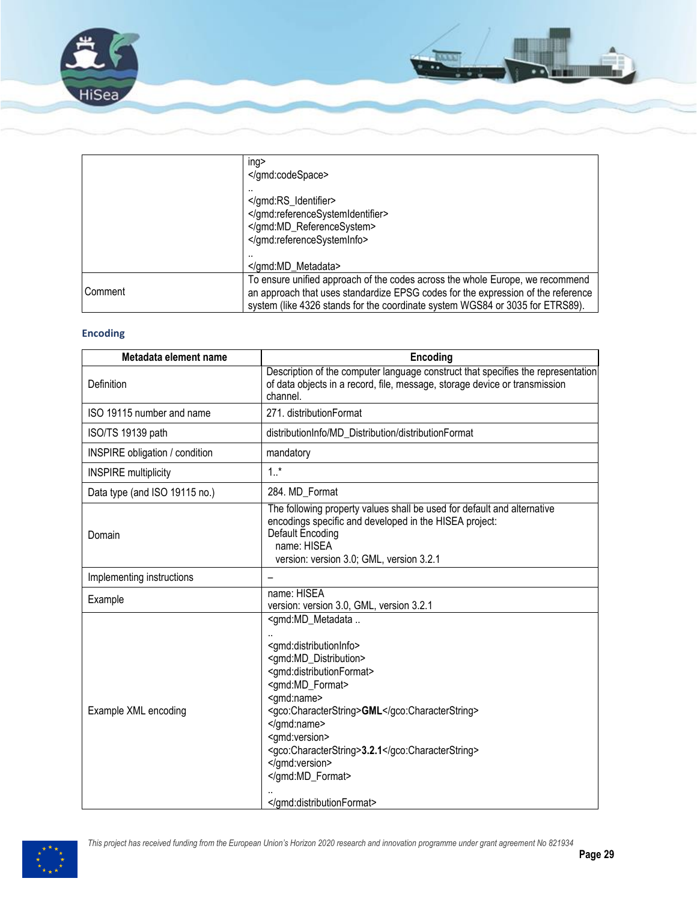| | |
|---|---|
| | ing><br></gmd:codeSpace><br>..<br></gmd:RS_Identifier><br></gmd:referenceSystemIdentifier><br></gmd:MD_ReferenceSystem><br></gmd:referenceSystemInfo><br>..<br></gmd:MD_Metadata> |
| Comment | To ensure unified approach of the codes across the whole Europe, we recommend an approach that uses standardize EPSG codes for the expression of the reference system (like 4326 stands for the coordinate system WGS84 or 3035 for ETRS89). |

### Encoding

| Metadata element name | Encoding |
|---|---|
| Definition | Description of the computer language construct that specifies the representation of data objects in a record, file, message, storage device or transmission channel. |
| ISO 19115 number and name | 271. distributionFormat |
| ISO/TS 19139 path | distributionInfo/MD_Distribution/distributionFormat |
| INSPIRE obligation / condition | mandatory |
| INSPIRE multiplicity | 1..* |
| Data type (and ISO 19115 no.) | 284. MD_Format |
| Domain | The following property values shall be used for default and alternative encodings specific and developed in the HISEA project:<br>Default Encoding<br>name: HISEA<br>version: version 3.0; GML, version 3.2.1 |
| Implementing instructions | – |
| Example | name: HISEA<br>version: version 3.0, GML, version 3.2.1 |
| Example XML encoding | <gmd:MD_Metadata ..<br>..<br><gmd:distributionInfo><br><gmd:MD_Distribution><br><gmd:distributionFormat><br><gmd:MD_Format><br><gmd:name><br><gco:CharacterString>**GML**</gco:CharacterString><br></gmd:name><br><gmd:version><br><gco:CharacterString>**3.2.1**</gco:CharacterString><br></gmd:version><br></gmd:MD_Format><br>..<br></gmd:distributionFormat> |

*This project has received funding from the European Union's Horizon 2020 research and innovation programme under grant agreement No 821934*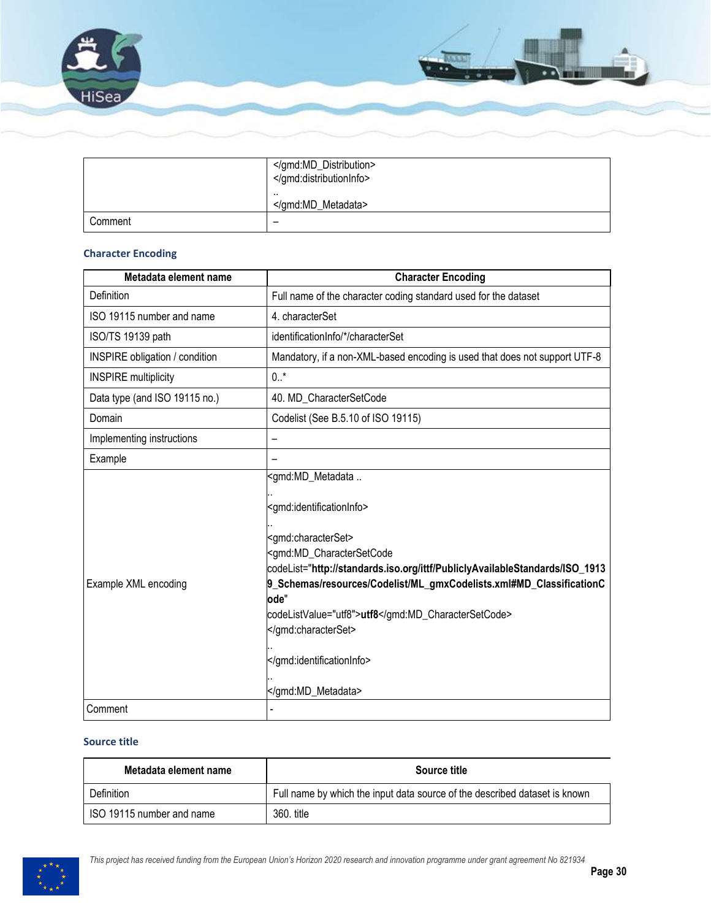| | </gmd:MD_Distribution><br></gmd:distributionInfo><br>..<br></gmd:MD_Metadata> |
|---|---|
| Comment | – |

### Character Encoding

| Metadata element name | Character Encoding |
|---|---|
| Definition | Full name of the character coding standard used for the dataset |
| ISO 19115 number and name | 4. characterSet |
| ISO/TS 19139 path | identificationInfo/*/characterSet |
| INSPIRE obligation / condition | Mandatory, if a non-XML-based encoding is used that does not support UTF-8 |
| INSPIRE multiplicity | 0..* |
| Data type (and ISO 19115 no.) | 40. MD_CharacterSetCode |
| Domain | Codelist (See B.5.10 of ISO 19115) |
| Implementing instructions | – |
| Example | – |
| Example XML encoding | <gmd:MD_Metadata ..<br>..<br><gmd:identificationInfo><br>..<br><gmd:characterSet><br><gmd:MD_CharacterSetCode<br>codeList="**http://standards.iso.org/ittf/PubliclyAvailableStandards/ISO_19139_Schemas/resources/Codelist/ML_gmxCodelists.xml#MD_ClassificationCode**"<br>codeListValue="utf8">**utf8**</gmd:MD_CharacterSetCode><br></gmd:characterSet><br>..<br></gmd:identificationInfo><br>..<br></gmd:MD_Metadata> |
| Comment | - |

### Source title

| Metadata element name | Source title |
|---|---|
| Definition | Full name by which the input data source of the described dataset is known |
| ISO 19115 number and name | 360. title |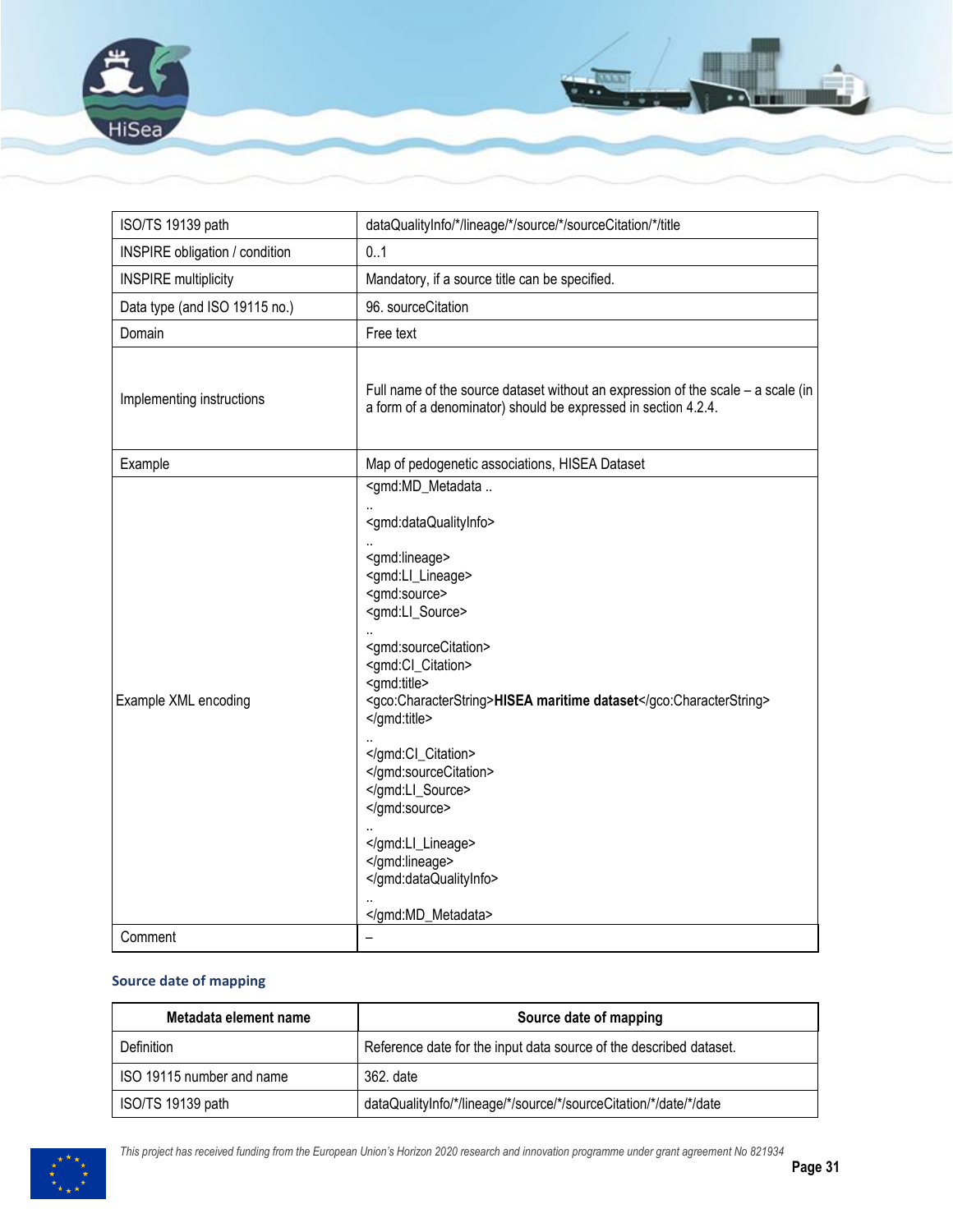| ISO/TS 19139 path | dataQualityInfo/*/lineage/*/source/*/sourceCitation/*/title |
|---|---|
| INSPIRE obligation / condition | 0..1 |
| INSPIRE multiplicity | Mandatory, if a source title can be specified. |
| Data type (and ISO 19115 no.) | 96. sourceCitation |
| Domain | Free text |
| Implementing instructions | Full name of the source dataset without an expression of the scale – a scale (in a form of a denominator) should be expressed in section 4.2.4. |
| Example | Map of pedogenetic associations, HISEA Dataset |
| Example XML encoding | <gmd:MD_Metadata ..<br>..<br><gmd:dataQualityInfo><br>..<br><gmd:lineage><br><gmd:LI_Lineage><br><gmd:source><br><gmd:LI_Source><br>..<br><gmd:sourceCitation><br><gmd:CI_Citation><br><gmd:title><br><gco:CharacterString>**HISEA maritime dataset**</gco:CharacterString><br></gmd:title><br>..<br></gmd:CI_Citation><br></gmd:sourceCitation><br></gmd:LI_Source><br></gmd:source><br>..<br></gmd:LI_Lineage><br></gmd:lineage><br></gmd:dataQualityInfo><br>..<br></gmd:MD_Metadata> |
| Comment | – |

### Source date of mapping

| Metadata element name | Source date of mapping |
|---|---|
| Definition | Reference date for the input data source of the described dataset. |
| ISO 19115 number and name | 362. date |
| ISO/TS 19139 path | dataQualityInfo/*/lineage/*/source/*/sourceCitation/*/date/*/date |

*This project has received funding from the European Union's Horizon 2020 research and innovation programme under grant agreement No 821934*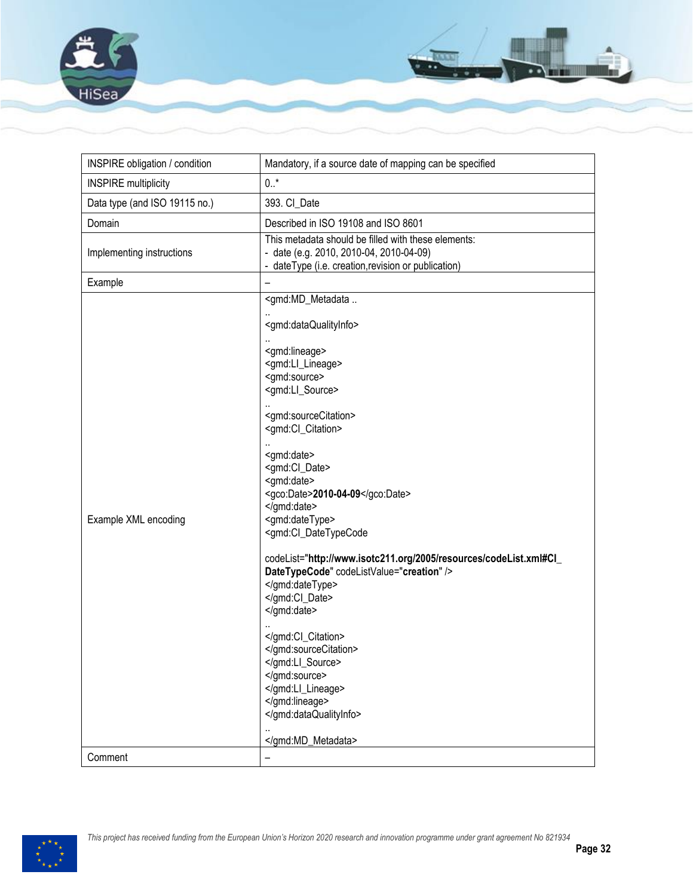| INSPIRE obligation / condition | Mandatory, if a source date of mapping can be specified |
|---|---|
| INSPIRE multiplicity | 0..* |
| Data type (and ISO 19115 no.) | 393. CI_Date |
| Domain | Described in ISO 19108 and ISO 8601 |
| Implementing instructions | This metadata should be filled with these elements:<br>- date (e.g. 2010, 2010-04, 2010-04-09)<br>- dateType (i.e. creation,revision or publication) |
| Example | – |
| Example XML encoding | <gmd:MD_Metadata ..<br>..<br><gmd:dataQualityInfo><br>..<br><gmd:lineage><br><gmd:LI_Lineage><br><gmd:source><br><gmd:LI_Source><br>..<br><gmd:sourceCitation><br><gmd:CI_Citation><br>..<br><gmd:date><br><gmd:CI_Date><br><gmd:date><br><gco:Date>**2010-04-09**</gco:Date><br></gmd:date><br><gmd:dateType><br><gmd:CI_DateTypeCode<br><br>codeList="**http://www.isotc211.org/2005/resources/codeList.xml#CI_DateTypeCode**" codeListValue="**creation**" /><br></gmd:dateType><br></gmd:CI_Date><br></gmd:date><br>..<br></gmd:CI_Citation><br></gmd:sourceCitation><br></gmd:LI_Source><br></gmd:source><br></gmd:LI_Lineage><br></gmd:lineage><br></gmd:dataQualityInfo><br>..<br></gmd:MD_Metadata> |
| Comment | – |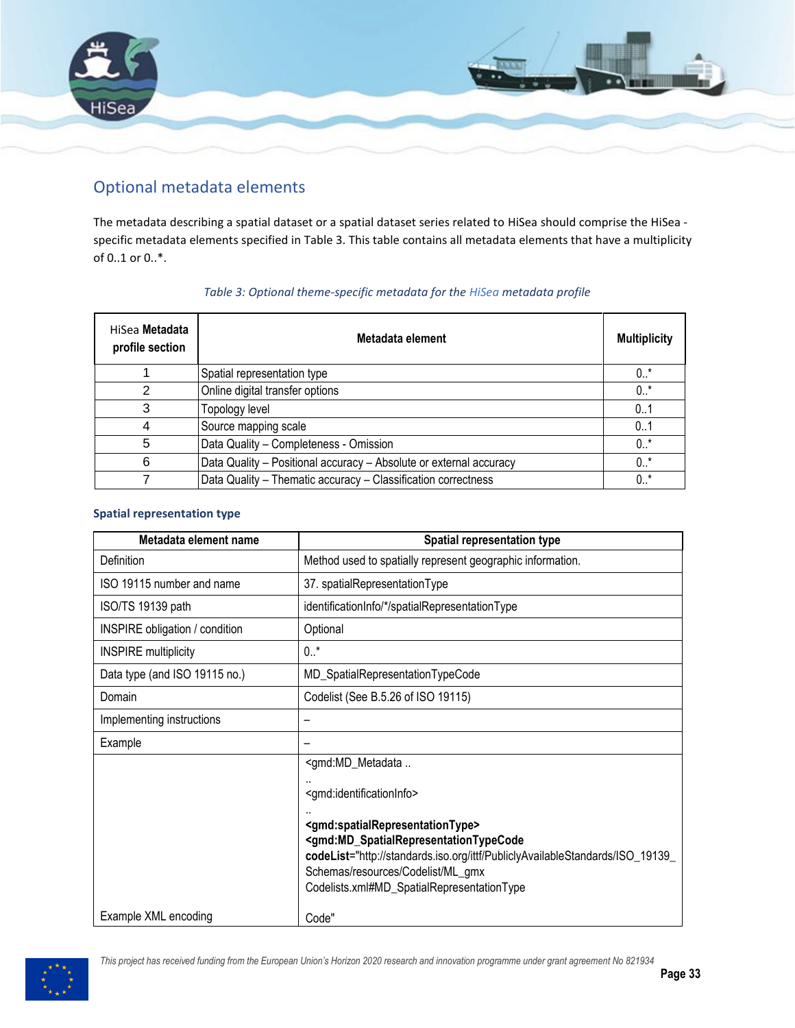## Optional metadata elements

The metadata describing a spatial dataset or a spatial dataset series related to HiSea should comprise the HiSea - specific metadata elements specified in Table 3. This table contains all metadata elements that have a multiplicity of 0..1 or 0..*.

*Table 3: Optional theme-specific metadata for the HiSea metadata profile*

| HiSea **Metadata profile section** | **Metadata element** | **Multiplicity** |
|---|---|---|
| 1 | Spatial representation type | 0..* |
| 2 | Online digital transfer options | 0..* |
| 3 | Topology level | 0..1 |
| 4 | Source mapping scale | 0..1 |
| 5 | Data Quality – Completeness - Omission | 0..* |
| 6 | Data Quality – Positional accuracy – Absolute or external accuracy | 0..* |
| 7 | Data Quality – Thematic accuracy – Classification correctness | 0..* |

### Spatial representation type

| Metadata element name | Spatial representation type |
|---|---|
| Definition | Method used to spatially represent geographic information. |
| ISO 19115 number and name | 37. spatialRepresentationType |
| ISO/TS 19139 path | identificationInfo/*/spatialRepresentationType |
| INSPIRE obligation / condition | Optional |
| INSPIRE multiplicity | 0..* |
| Data type (and ISO 19115 no.) | MD_SpatialRepresentationTypeCode |
| Domain | Codelist (See B.5.26 of ISO 19115) |
| Implementing instructions | – |
| Example | – |
| Example XML encoding | <gmd:MD_Metadata .. <br> .. <br> <gmd:identificationInfo> <br> .. <br> **<gmd:spatialRepresentationType>** <br> **<gmd:MD_SpatialRepresentationTypeCode** <br> **codeList**="http://standards.iso.org/ittf/PubliclyAvailableStandards/ISO_19139_Schemas/resources/Codelist/ML_gmx Codelists.xml#MD_SpatialRepresentationType <br> Code" |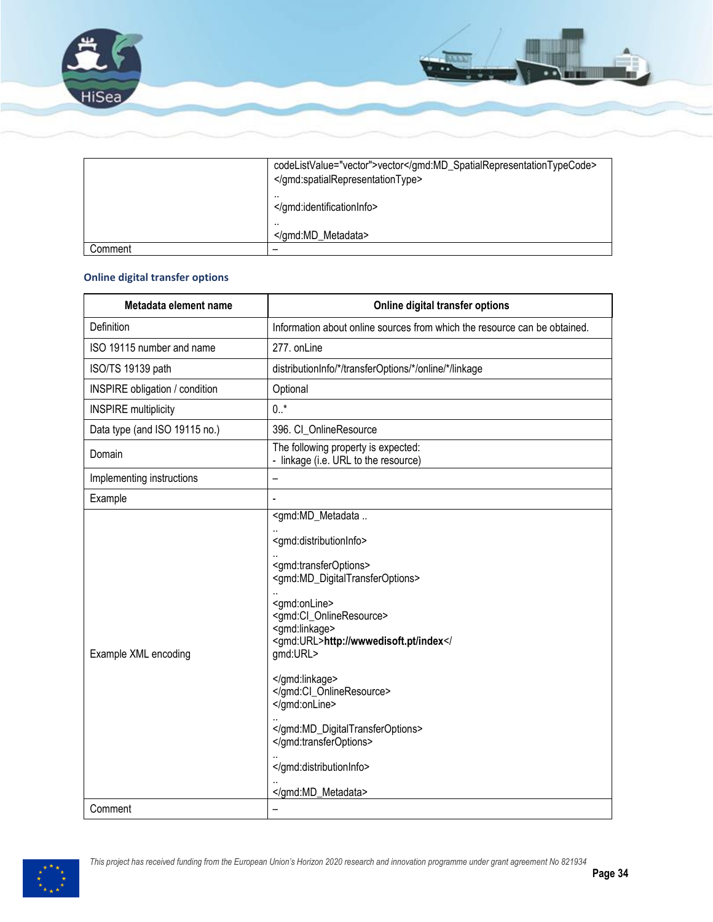| | |
|---|---|
| | codeListValue="vector">vector</gmd:MD_SpatialRepresentationTypeCode> </gmd:spatialRepresentationType> .. </gmd:identificationInfo> .. </gmd:MD_Metadata> |
| Comment | – |

### Online digital transfer options

| Metadata element name | Online digital transfer options |
|---|---|
| Definition | Information about online sources from which the resource can be obtained. |
| ISO 19115 number and name | 277. onLine |
| ISO/TS 19139 path | distributionInfo/*/transferOptions/*/online/*/linkage |
| INSPIRE obligation / condition | Optional |
| INSPIRE multiplicity | 0..* |
| Data type (and ISO 19115 no.) | 396. CI_OnlineResource |
| Domain | The following property is expected: - linkage (i.e. URL to the resource) |
| Implementing instructions | – |
| Example | - |
| Example XML encoding | <gmd:MD_Metadata .. .. <gmd:distributionInfo> .. <gmd:transferOptions> <gmd:MD_DigitalTransferOptions> .. <gmd:onLine> <gmd:CI_OnlineResource> <gmd:linkage> <gmd:URL>**http://wwwedisoft.pt/index**</ gmd:URL> </gmd:linkage> </gmd:CI_OnlineResource> </gmd:onLine> .. </gmd:MD_DigitalTransferOptions> </gmd:transferOptions> .. </gmd:distributionInfo> .. </gmd:MD_Metadata> |
| Comment | – |

*This project has received funding from the European Union's Horizon 2020 research and innovation programme under grant agreement No 821934*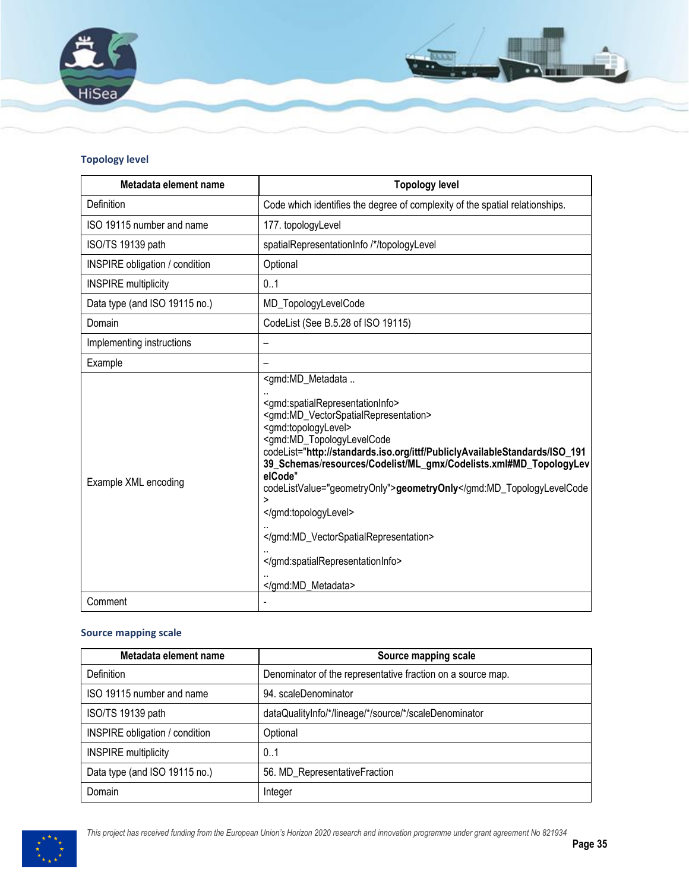### Topology level

| Metadata element name | Topology level |
|---|---|
| Definition | Code which identifies the degree of complexity of the spatial relationships. |
| ISO 19115 number and name | 177. topologyLevel |
| ISO/TS 19139 path | spatialRepresentationInfo /*/topologyLevel |
| INSPIRE obligation / condition | Optional |
| INSPIRE multiplicity | 0..1 |
| Data type (and ISO 19115 no.) | MD_TopologyLevelCode |
| Domain | CodeList (See B.5.28 of ISO 19115) |
| Implementing instructions | – |
| Example | – |
| Example XML encoding | <gmd:MD_Metadata .. <br> .. <br> <gmd:spatialRepresentationInfo> <br> <gmd:MD_VectorSpatialRepresentation> <br> <gmd:topologyLevel> <br> <gmd:MD_TopologyLevelCode <br> codeList="**http://standards.iso.org/ittf/PubliclyAvailableStandards/ISO_19139_Schemas/resources/Codelist/ML_gmx/Codelists.xml#MD_TopologyLevelCode**" <br> codeListValue="geometryOnly">**geometryOnly**</gmd:MD_TopologyLevelCode> <br> </gmd:topologyLevel> <br> .. <br> </gmd:MD_VectorSpatialRepresentation> <br> .. <br> </gmd:spatialRepresentationInfo> <br> .. <br> </gmd:MD_Metadata> |
| Comment | - |

### Source mapping scale

| Metadata element name | Source mapping scale |
|---|---|
| Definition | Denominator of the representative fraction on a source map. |
| ISO 19115 number and name | 94. scaleDenominator |
| ISO/TS 19139 path | dataQualityInfo/*/lineage/*/source/*/scaleDenominator |
| INSPIRE obligation / condition | Optional |
| INSPIRE multiplicity | 0..1 |
| Data type (and ISO 19115 no.) | 56. MD_RepresentativeFraction |
| Domain | Integer |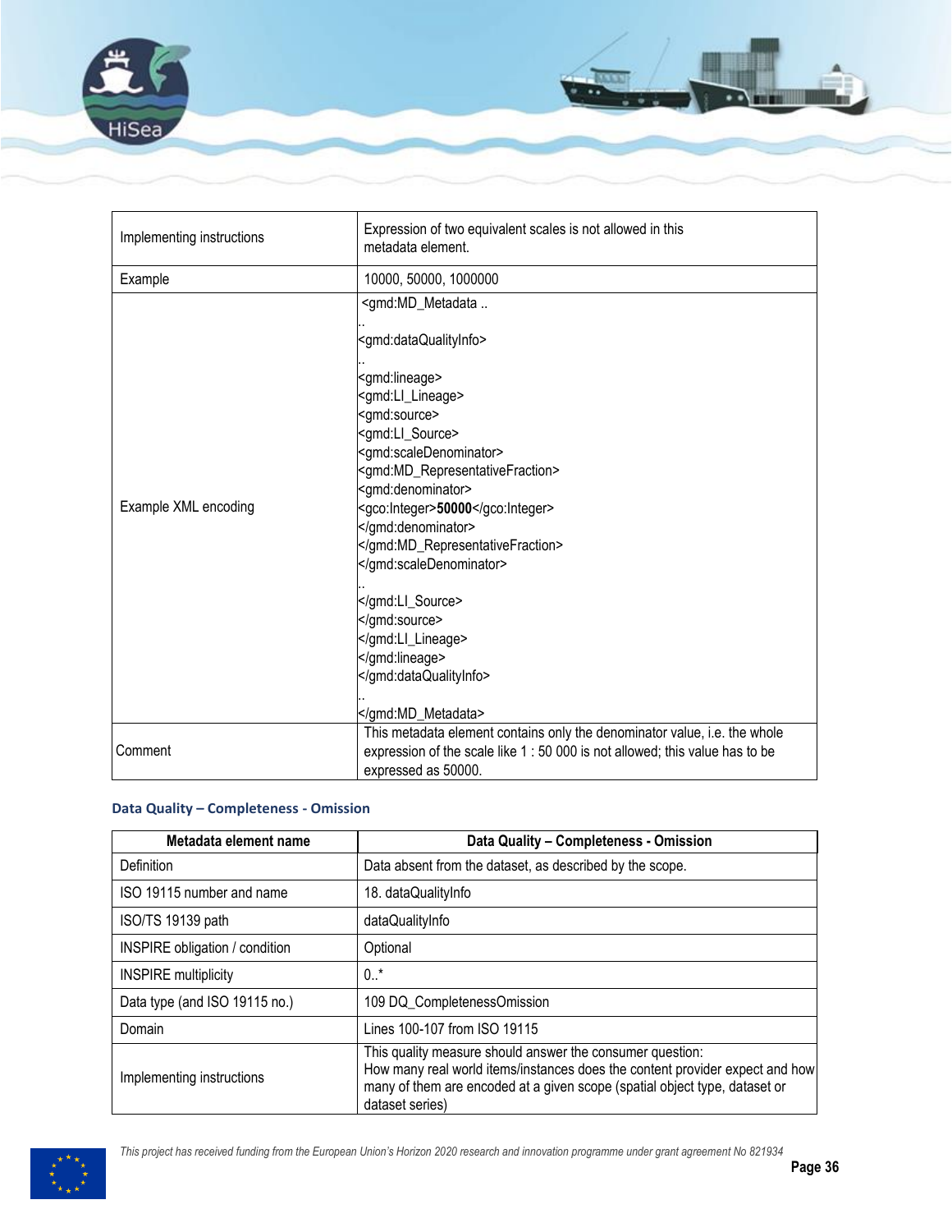| | |
|---|---|
| Implementing instructions | Expression of two equivalent scales is not allowed in this metadata element. |
| Example | 10000, 50000, 1000000 |
| Example XML encoding | <gmd:MD_Metadata .. <br>.. <br><gmd:dataQualityInfo> <br>.. <br><gmd:lineage> <br><gmd:LI_Lineage> <br><gmd:source> <br><gmd:LI_Source> <br><gmd:scaleDenominator> <br><gmd:MD_RepresentativeFraction> <br><gmd:denominator> <br><gco:Integer>**50000**</gco:Integer> <br></gmd:denominator> <br></gmd:MD_RepresentativeFraction> <br></gmd:scaleDenominator> <br>.. <br></gmd:LI_Source> <br></gmd:source> <br></gmd:LI_Lineage> <br></gmd:lineage> <br></gmd:dataQualityInfo> <br>.. <br></gmd:MD_Metadata> |
| Comment | This metadata element contains only the denominator value, i.e. the whole expression of the scale like 1 : 50 000 is not allowed; this value has to be expressed as 50000. |

### Data Quality – Completeness - Omission

| Metadata element name | Data Quality – Completeness - Omission |
|---|---|
| Definition | Data absent from the dataset, as described by the scope. |
| ISO 19115 number and name | 18. dataQualityInfo |
| ISO/TS 19139 path | dataQualityInfo |
| INSPIRE obligation / condition | Optional |
| INSPIRE multiplicity | 0..* |
| Data type (and ISO 19115 no.) | 109 DQ_CompletenessOmission |
| Domain | Lines 100-107 from ISO 19115 |
| Implementing instructions | This quality measure should answer the consumer question: How many real world items/instances does the content provider expect and how many of them are encoded at a given scope (spatial object type, dataset or dataset series) |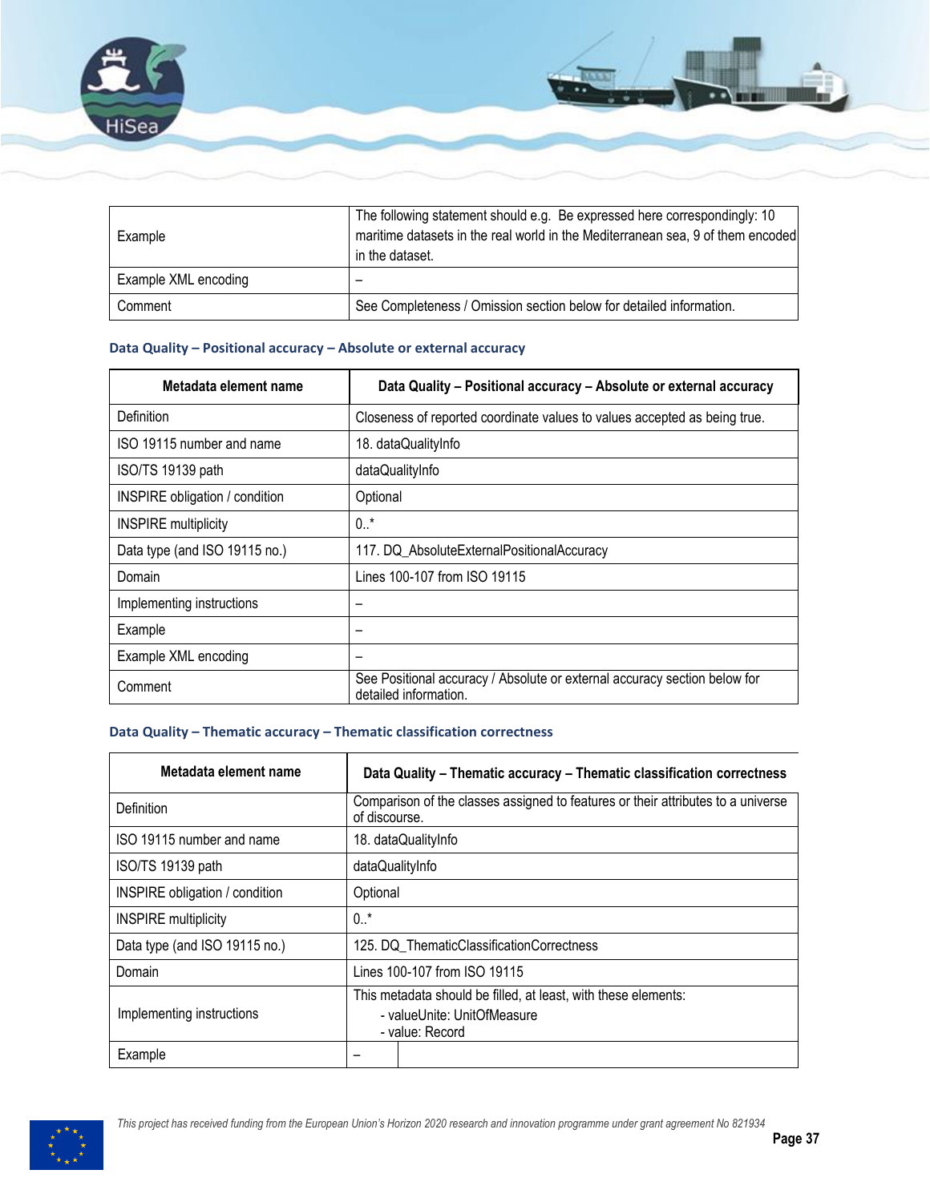| | |
|---|---|
| Example | The following statement should e.g. Be expressed here correspondingly: 10 maritime datasets in the real world in the Mediterranean sea, 9 of them encoded in the dataset. |
| Example XML encoding | – |
| Comment | See Completeness / Omission section below for detailed information. |

### Data Quality – Positional accuracy – Absolute or external accuracy

| Metadata element name | Data Quality – Positional accuracy – Absolute or external accuracy |
|---|---|
| Definition | Closeness of reported coordinate values to values accepted as being true. |
| ISO 19115 number and name | 18. dataQualityInfo |
| ISO/TS 19139 path | dataQualityInfo |
| INSPIRE obligation / condition | Optional |
| INSPIRE multiplicity | 0..* |
| Data type (and ISO 19115 no.) | 117. DQ_AbsoluteExternalPositionalAccuracy |
| Domain | Lines 100-107 from ISO 19115 |
| Implementing instructions | – |
| Example | – |
| Example XML encoding | – |
| Comment | See Positional accuracy / Absolute or external accuracy section below for detailed information. |

### Data Quality – Thematic accuracy – Thematic classification correctness

| Metadata element name | Data Quality – Thematic accuracy – Thematic classification correctness |
|---|---|
| Definition | Comparison of the classes assigned to features or their attributes to a universe of discourse. |
| ISO 19115 number and name | 18. dataQualityInfo |
| ISO/TS 19139 path | dataQualityInfo |
| INSPIRE obligation / condition | Optional |
| INSPIRE multiplicity | 0..* |
| Data type (and ISO 19115 no.) | 125. DQ_ThematicClassificationCorrectness |
| Domain | Lines 100-107 from ISO 19115 |
| Implementing instructions | This metadata should be filled, at least, with these elements:<br>- valueUnite: UnitOfMeasure<br>- value: Record |
| Example | – |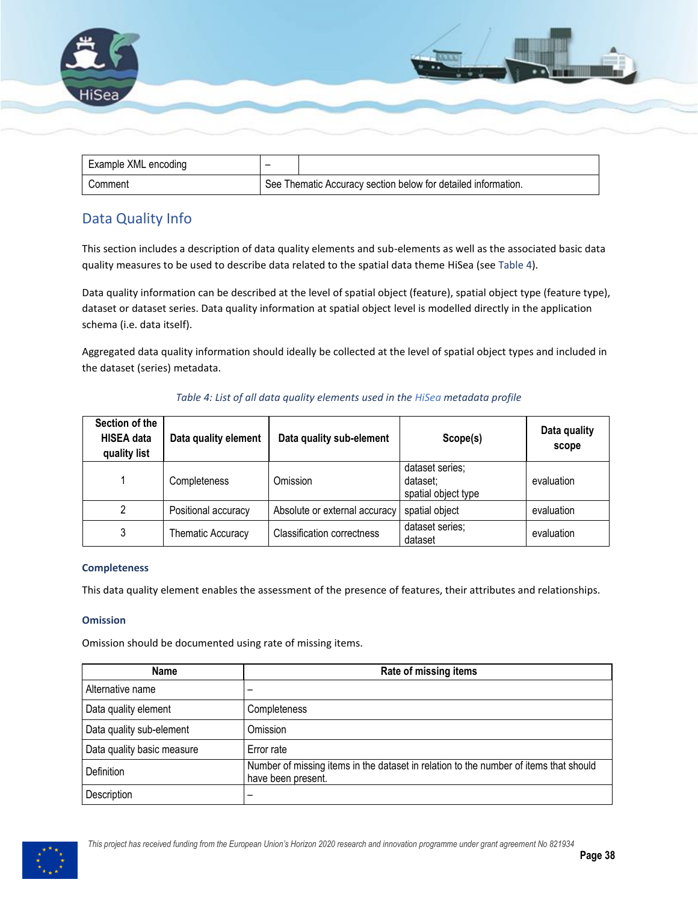| Example XML encoding | – | |
|---|---|---|
| Comment | See Thematic Accuracy section below for detailed information. | |

## Data Quality Info

This section includes a description of data quality elements and sub-elements as well as the associated basic data quality measures to be used to describe data related to the spatial data theme HiSea (see Table 4).

Data quality information can be described at the level of spatial object (feature), spatial object type (feature type), dataset or dataset series. Data quality information at spatial object level is modelled directly in the application schema (i.e. data itself).

Aggregated data quality information should ideally be collected at the level of spatial object types and included in the dataset (series) metadata.

*Table 4: List of all data quality elements used in the HiSea metadata profile*

| Section of the HISEA data quality list | Data quality element | Data quality sub-element | Scope(s) | Data quality scope |
|---|---|---|---|---|
| 1 | Completeness | Omission | dataset series; dataset; spatial object type | evaluation |
| 2 | Positional accuracy | Absolute or external accuracy | spatial object | evaluation |
| 3 | Thematic Accuracy | Classification correctness | dataset series; dataset | evaluation |

#### Completeness

This data quality element enables the assessment of the presence of features, their attributes and relationships.

#### Omission

Omission should be documented using rate of missing items.

| Name | Rate of missing items |
|---|---|
| Alternative name | – |
| Data quality element | Completeness |
| Data quality sub-element | Omission |
| Data quality basic measure | Error rate |
| Definition | Number of missing items in the dataset in relation to the number of items that should have been present. |
| Description | – |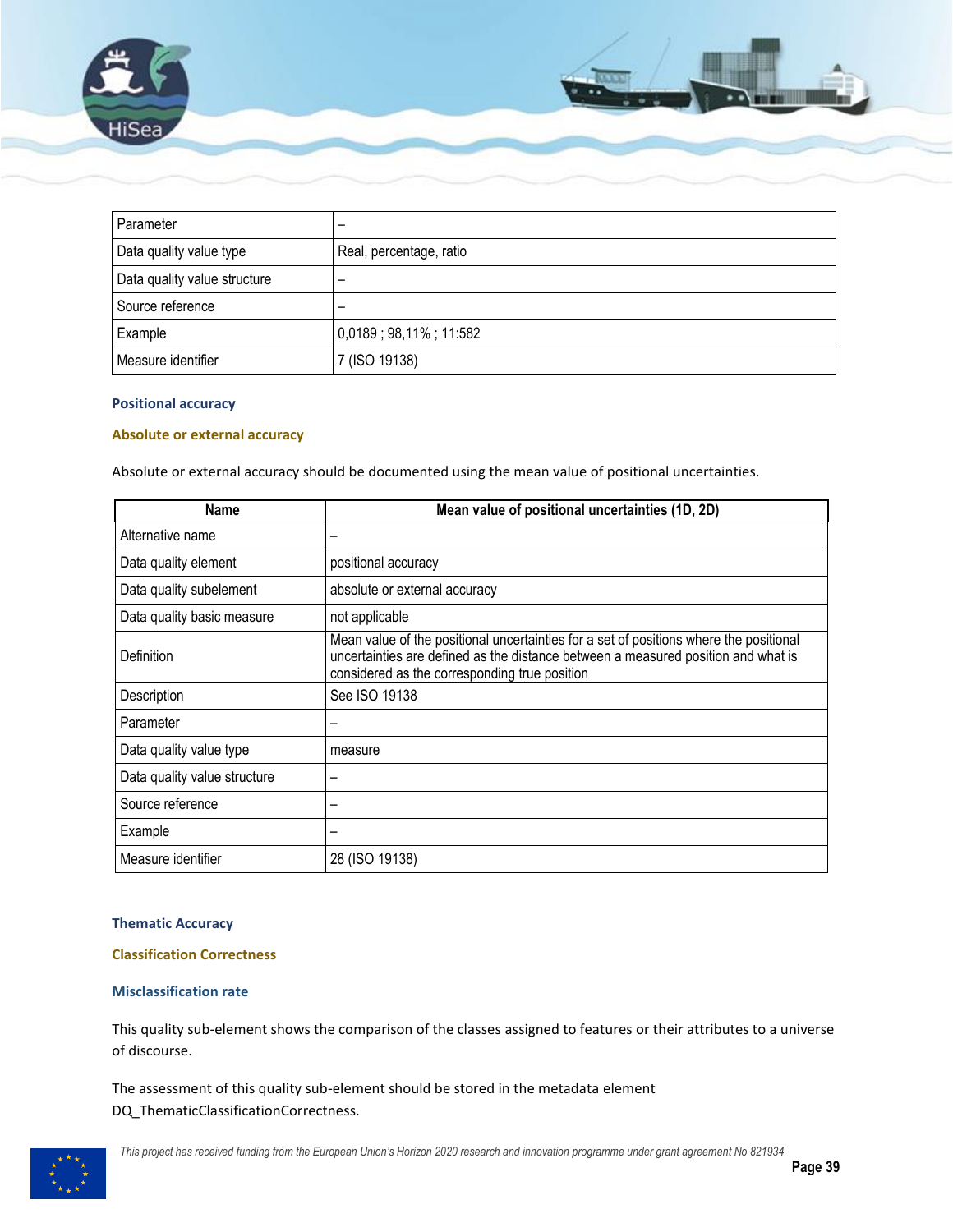| Parameter | – |
|---|---|
| Data quality value type | Real, percentage, ratio |
| Data quality value structure | – |
| Source reference | – |
| Example | 0,0189 ; 98,11% ; 11:582 |
| Measure identifier | 7 (ISO 19138) |

#### Positional accuracy

##### Absolute or external accuracy

Absolute or external accuracy should be documented using the mean value of positional uncertainties.

| Name | Mean value of positional uncertainties (1D, 2D) |
|---|---|
| Alternative name | – |
| Data quality element | positional accuracy |
| Data quality subelement | absolute or external accuracy |
| Data quality basic measure | not applicable |
| Definition | Mean value of the positional uncertainties for a set of positions where the positional uncertainties are defined as the distance between a measured position and what is considered as the corresponding true position |
| Description | See ISO 19138 |
| Parameter | – |
| Data quality value type | measure |
| Data quality value structure | – |
| Source reference | – |
| Example | – |
| Measure identifier | 28 (ISO 19138) |

#### Thematic Accuracy

##### Classification Correctness

###### Misclassification rate

This quality sub-element shows the comparison of the classes assigned to features or their attributes to a universe of discourse.

The assessment of this quality sub-element should be stored in the metadata element DQ_ThematicClassificationCorrectness.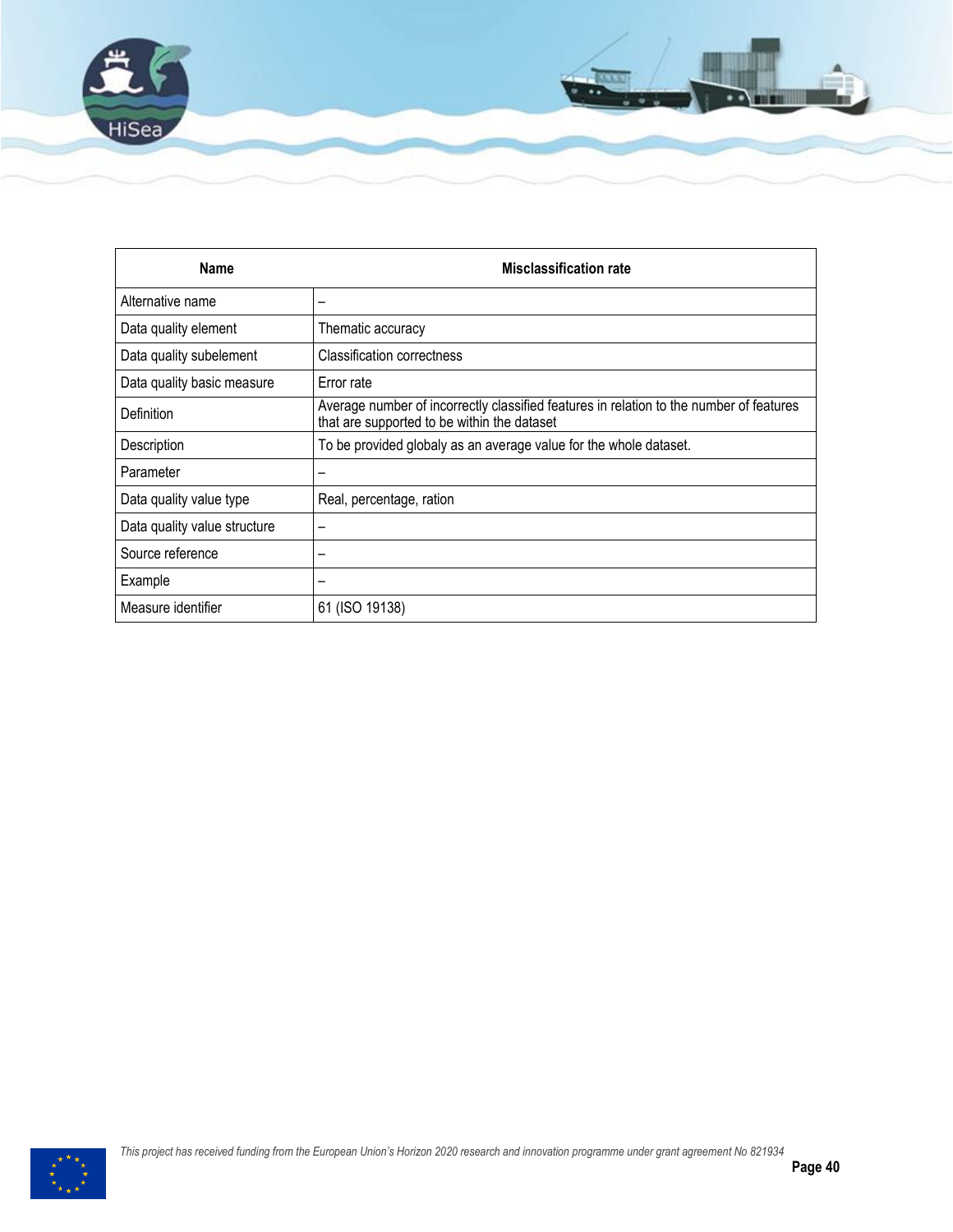| Name | Misclassification rate |
|---|---|
| Alternative name | – |
| Data quality element | Thematic accuracy |
| Data quality subelement | Classification correctness |
| Data quality basic measure | Error rate |
| Definition | Average number of incorrectly classified features in relation to the number of features that are supported to be within the dataset |
| Description | To be provided globaly as an average value for the whole dataset. |
| Parameter | – |
| Data quality value type | Real, percentage, ration |
| Data quality value structure | – |
| Source reference | – |
| Example | – |
| Measure identifier | 61 (ISO 19138) |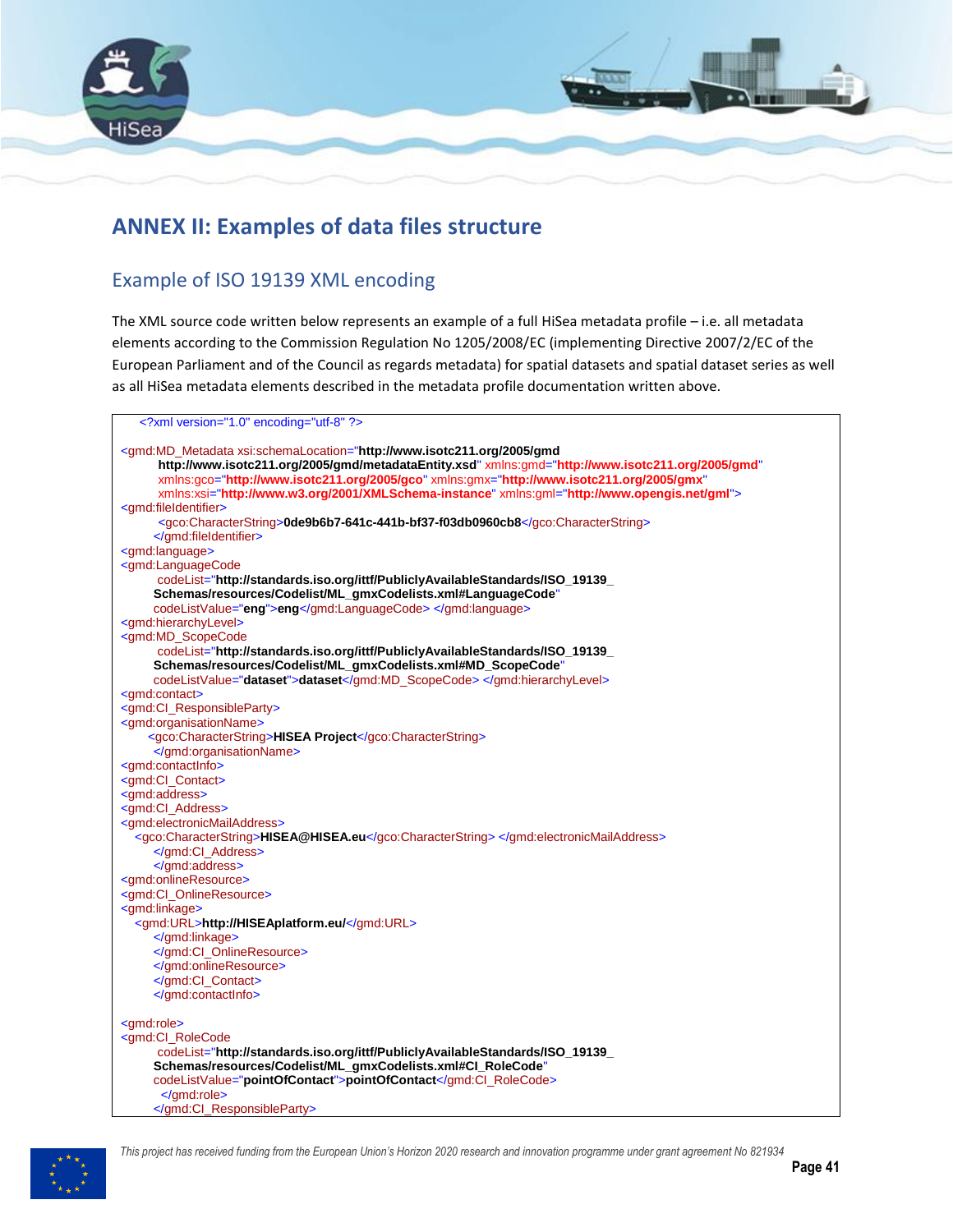# ANNEX II: Examples of data files structure

## Example of ISO 19139 XML encoding

The XML source code written below represents an example of a full HiSea metadata profile – i.e. all metadata elements according to the Commission Regulation No 1205/2008/EC (implementing Directive 2007/2/EC of the European Parliament and of the Council as regards metadata) for spatial datasets and spatial dataset series as well as all HiSea metadata elements described in the metadata profile documentation written above.

```
    <?xml version="1.0" encoding="utf-8" ?>

<gmd:MD_Metadata xsi:schemaLocation="http://www.isotc211.org/2005/gmd
          http://www.isotc211.org/2005/gmd/metadataEntity.xsd" xmlns:gmd="http://www.isotc211.org/2005/gmd"
          xmlns:gco="http://www.isotc211.org/2005/gco" xmlns:gmx="http://www.isotc211.org/2005/gmx"
          xmlns:xsi="http://www.w3.org/2001/XMLSchema-instance" xmlns:gml="http://www.opengis.net/gml">
<gmd:fileIdentifier>
          <gco:CharacterString>0de9b6b7-641c-441b-bf37-f03db0960cb8</gco:CharacterString>
        </gmd:fileIdentifier>
<gmd:language>
<gmd:LanguageCode
          codeList="http://standards.iso.org/ittf/PubliclyAvailableStandards/ISO_19139_
        Schemas/resources/Codelist/ML_gmxCodelists.xml#LanguageCode"
        codeListValue="eng">eng</gmd:LanguageCode> </gmd:language>
<gmd:hierarchyLevel>
<gmd:MD_ScopeCode
          codeList="http://standards.iso.org/ittf/PubliclyAvailableStandards/ISO_19139_
        Schemas/resources/Codelist/ML_gmxCodelists.xml#MD_ScopeCode"
        codeListValue="dataset">dataset</gmd:MD_ScopeCode> </gmd:hierarchyLevel>
<gmd:contact>
<gmd:CI_ResponsibleParty>
<gmd:organisationName>
      <gco:CharacterString>HISEA Project</gco:CharacterString>
        </gmd:organisationName>
<gmd:contactInfo>
<gmd:CI_Contact>
<gmd:address>
<gmd:CI_Address>
<gmd:electronicMailAddress>
    <gco:CharacterString>HISEA@HISEA.eu</gco:CharacterString> </gmd:electronicMailAddress>
        </gmd:CI_Address>
        </gmd:address>
<gmd:onlineResource>
<gmd:CI_OnlineResource>
<gmd:linkage>
    <gmd:URL>http://HISEAplatform.eu/</gmd:URL>
        </gmd:linkage>
        </gmd:CI_OnlineResource>
        </gmd:onlineResource>
        </gmd:CI_Contact>
        </gmd:contactInfo>

<gmd:role>
<gmd:CI_RoleCode
          codeList="http://standards.iso.org/ittf/PubliclyAvailableStandards/ISO_19139_
        Schemas/resources/Codelist/ML_gmxCodelists.xml#CI_RoleCode"
        codeListValue="pointOfContact">pointOfContact</gmd:CI_RoleCode>
          </gmd:role>
        </gmd:CI_ResponsibleParty>
```

*This project has received funding from the European Union's Horizon 2020 research and innovation programme under grant agreement No 821934*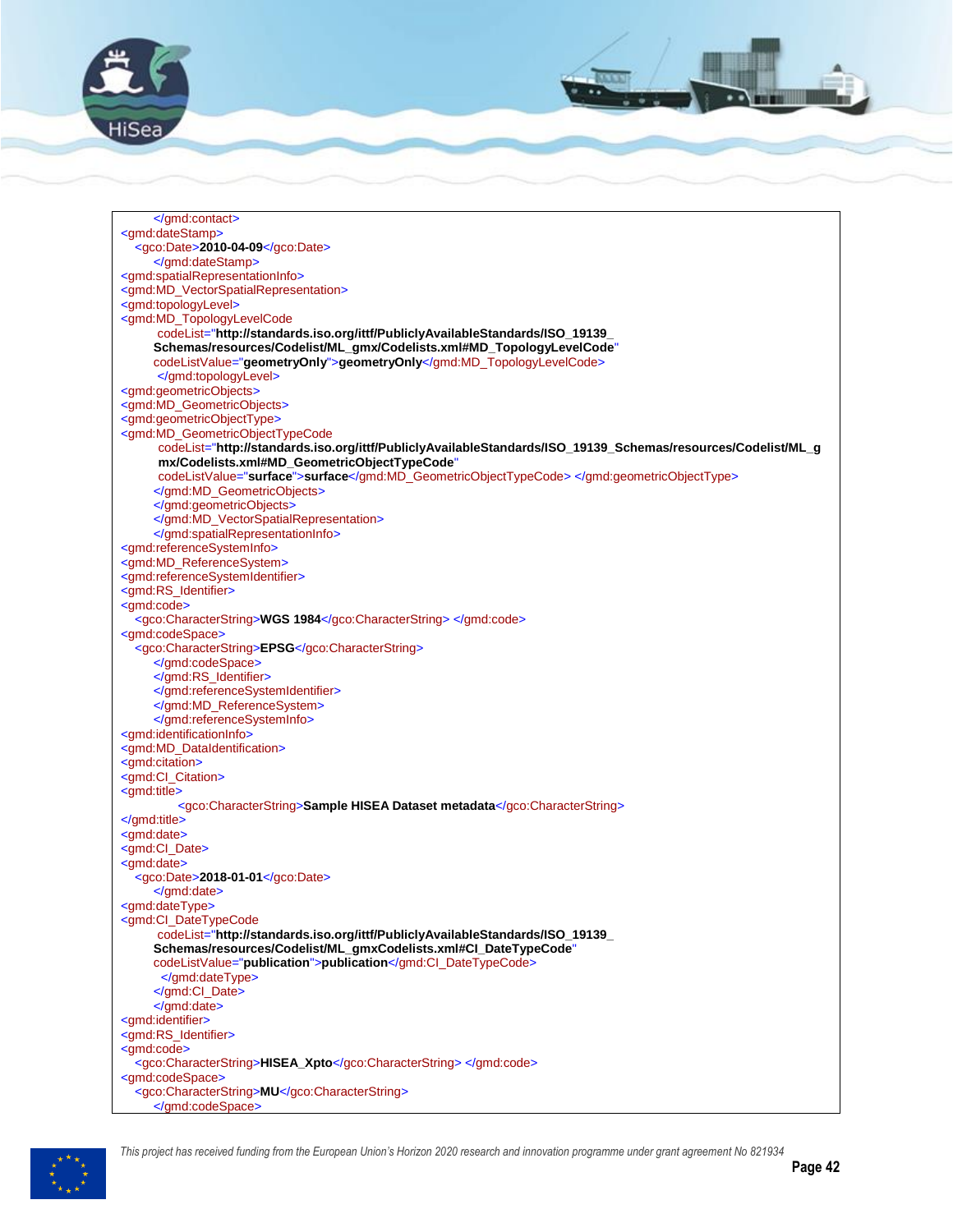```
        </gmd:contact>
<gmd:dateStamp>
   <gco:Date>2010-04-09</gco:Date>
        </gmd:dateStamp>
<gmd:spatialRepresentationInfo>
<gmd:MD_VectorSpatialRepresentation>
<gmd:topologyLevel>
<gmd:MD_TopologyLevelCode
         codeList="http://standards.iso.org/ittf/PubliclyAvailableStandards/ISO_19139_
        Schemas/resources/Codelist/ML_gmx/Codelists.xml#MD_TopologyLevelCode"
        codeListValue="geometryOnly">geometryOnly</gmd:MD_TopologyLevelCode>
         </gmd:topologyLevel>
<gmd:geometricObjects>
<gmd:MD_GeometricObjects>
<gmd:geometricObjectType>
<gmd:MD_GeometricObjectTypeCode
         codeList="http://standards.iso.org/ittf/PubliclyAvailableStandards/ISO_19139_Schemas/resources/Codelist/ML_g
         mx/Codelists.xml#MD_GeometricObjectTypeCode"
         codeListValue="surface">surface</gmd:MD_GeometricObjectTypeCode> </gmd:geometricObjectType>
        </gmd:MD_GeometricObjects>
        </gmd:geometricObjects>
        </gmd:MD_VectorSpatialRepresentation>
        </gmd:spatialRepresentationInfo>
<gmd:referenceSystemInfo>
<gmd:MD_ReferenceSystem>
<gmd:referenceSystemIdentifier>
<gmd:RS_Identifier>
<gmd:code>
   <gco:CharacterString>WGS 1984</gco:CharacterString> </gmd:code>
<gmd:codeSpace>
   <gco:CharacterString>EPSG</gco:CharacterString>
        </gmd:codeSpace>
        </gmd:RS_Identifier>
        </gmd:referenceSystemIdentifier>
        </gmd:MD_ReferenceSystem>
        </gmd:referenceSystemInfo>
<gmd:identificationInfo>
<gmd:MD_DataIdentification>
<gmd:citation>
<gmd:CI_Citation>
<gmd:title>
              <gco:CharacterString>Sample HISEA Dataset metadata</gco:CharacterString>
</gmd:title>
<gmd:date>
<gmd:CI_Date>
<gmd:date>
   <gco:Date>2018-01-01</gco:Date>
        </gmd:date>
<gmd:dateType>
<gmd:CI_DateTypeCode
         codeList="http://standards.iso.org/ittf/PubliclyAvailableStandards/ISO_19139_
        Schemas/resources/Codelist/ML_gmx/Codelists.xml#CI_DateTypeCode"
        codeListValue="publication">publication</gmd:CI_DateTypeCode>
          </gmd:dateType>
        </gmd:CI_Date>
        </gmd:date>
<gmd:identifier>
<gmd:RS_Identifier>
<gmd:code>
   <gco:CharacterString>HISEA_Xpto</gco:CharacterString> </gmd:code>
<gmd:codeSpace>
   <gco:CharacterString>MU</gco:CharacterString>
        </gmd:codeSpace>
```

*This project has received funding from the European Union's Horizon 2020 research and innovation programme under grant agreement No 821934*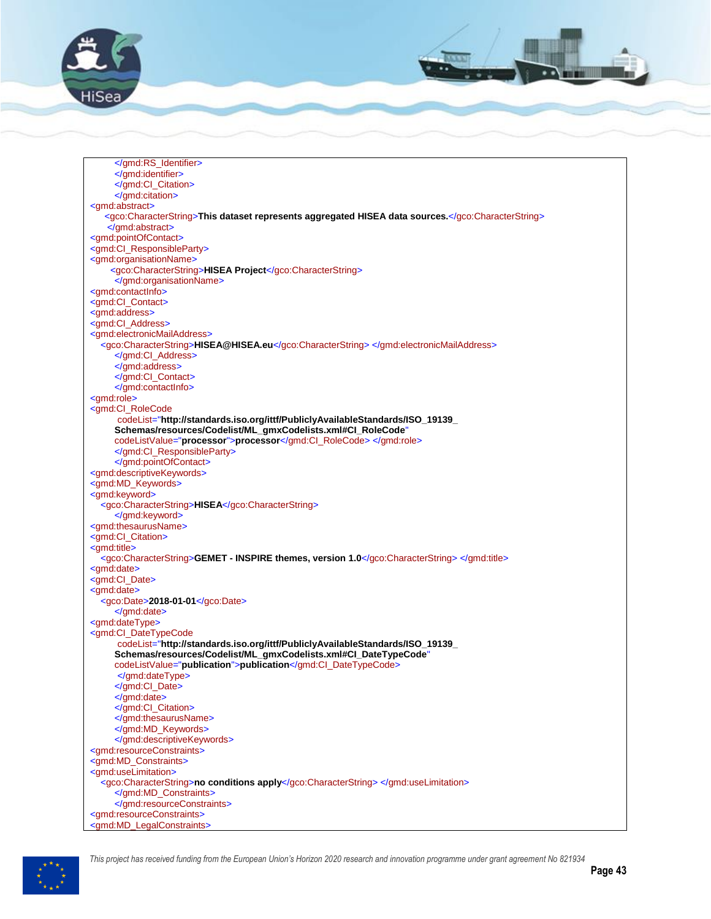```
        </gmd:RS_Identifier>
        </gmd:identifier>
        </gmd:CI_Citation>
        </gmd:citation>
<gmd:abstract>
     <gco:CharacterString>This dataset represents aggregated HISEA data sources.</gco:CharacterString>
      </gmd:abstract>
<gmd:pointOfContact>
<gmd:CI_ResponsibleParty>
<gmd:organisationName>
       <gco:CharacterString>HISEA Project</gco:CharacterString>
        </gmd:organisationName>
<gmd:contactInfo>
<gmd:CI_Contact>
<gmd:address>
<gmd:CI_Address>
<gmd:electronicMailAddress>
    <gco:CharacterString>HISEA@HISEA.eu</gco:CharacterString> </gmd:electronicMailAddress>
        </gmd:CI_Address>
        </gmd:address>
        </gmd:CI_Contact>
        </gmd:contactInfo>
<gmd:role>
<gmd:CI_RoleCode
         codeList="http://standards.iso.org/ittf/PubliclyAvailableStandards/ISO_19139_
        Schemas/resources/Codelist/ML_gmxCodelists.xml#CI_RoleCode"
        codeListValue="processor">processor</gmd:CI_RoleCode> </gmd:role>
        </gmd:CI_ResponsibleParty>
        </gmd:pointOfContact>
<gmd:descriptiveKeywords>
<gmd:MD_Keywords>
<gmd:keyword>
    <gco:CharacterString>HISEA</gco:CharacterString>
        </gmd:keyword>
<gmd:thesaurusName>
<gmd:CI_Citation>
<gmd:title>
    <gco:CharacterString>GEMET - INSPIRE themes, version 1.0</gco:CharacterString> </gmd:title>
<gmd:date>
<gmd:CI_Date>
<gmd:date>
    <gco:Date>2018-01-01</gco:Date>
        </gmd:date>
<gmd:dateType>
<gmd:CI_DateTypeCode
         codeList="http://standards.iso.org/ittf/PubliclyAvailableStandards/ISO_19139_
        Schemas/resources/Codelist/ML_gmxCodelists.xml#CI_DateTypeCode"
        codeListValue="publication">publication</gmd:CI_DateTypeCode>
         </gmd:dateType>
        </gmd:CI_Date>
        </gmd:date>
        </gmd:CI_Citation>
        </gmd:thesaurusName>
        </gmd:MD_Keywords>
        </gmd:descriptiveKeywords>
<gmd:resourceConstraints>
<gmd:MD_Constraints>
<gmd:useLimitation>
    <gco:CharacterString>no conditions apply</gco:CharacterString> </gmd:useLimitation>
        </gmd:MD_Constraints>
        </gmd:resourceConstraints>
<gmd:resourceConstraints>
<gmd:MD_LegalConstraints>
```

*This project has received funding from the European Union's Horizon 2020 research and innovation programme under grant agreement No 821934*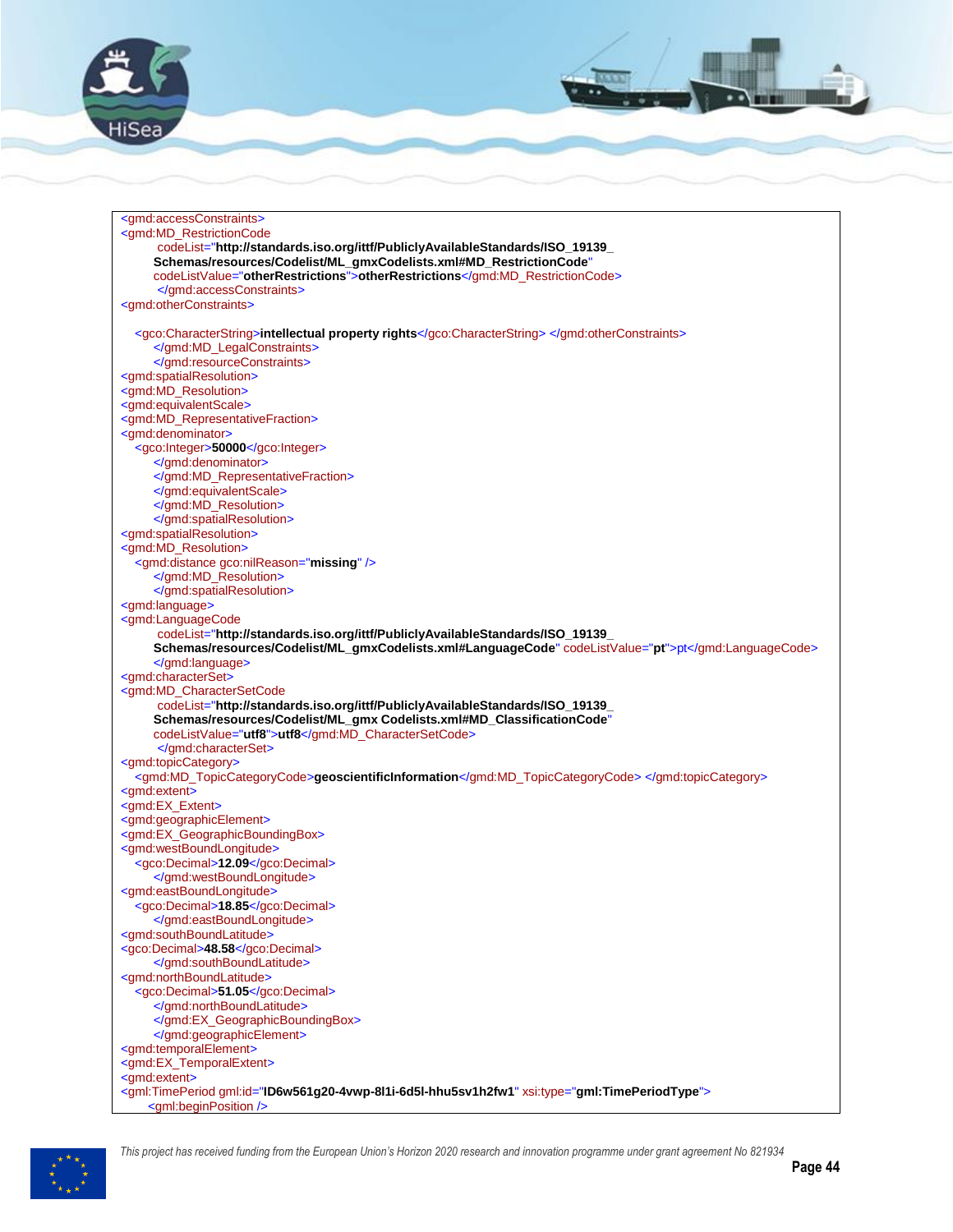```
<gmd:accessConstraints>
<gmd:MD_RestrictionCode
         codeList="http://standards.iso.org/ittf/PubliclyAvailableStandards/ISO_19139_
        Schemas/resources/Codelist/ML_gmxCodelists.xml#MD_RestrictionCode"
        codeListValue="otherRestrictions">otherRestrictions</gmd:MD_RestrictionCode>
         </gmd:accessConstraints>
<gmd:otherConstraints>

    <gco:CharacterString>intellectual property rights</gco:CharacterString> </gmd:otherConstraints>
        </gmd:MD_LegalConstraints>
        </gmd:resourceConstraints>
<gmd:spatialResolution>
<gmd:MD_Resolution>
<gmd:equivalentScale>
<gmd:MD_RepresentativeFraction>
<gmd:denominator>
    <gco:Integer>50000</gco:Integer>
        </gmd:denominator>
        </gmd:MD_RepresentativeFraction>
        </gmd:equivalentScale>
        </gmd:MD_Resolution>
        </gmd:spatialResolution>
<gmd:spatialResolution>
<gmd:MD_Resolution>
    <gmd:distance gco:nilReason="missing" />
        </gmd:MD_Resolution>
        </gmd:spatialResolution>
<gmd:language>
<gmd:LanguageCode
         codeList="http://standards.iso.org/ittf/PubliclyAvailableStandards/ISO_19139_
        Schemas/resources/Codelist/ML_gmxCodelists.xml#LanguageCode" codeListValue="pt">pt</gmd:LanguageCode>
        </gmd:language>
<gmd:characterSet>
<gmd:MD_CharacterSetCode
         codeList="http://standards.iso.org/ittf/PubliclyAvailableStandards/ISO_19139_
        Schemas/resources/Codelist/ML_gmx Codelists.xml#MD_ClassificationCode"
        codeListValue="utf8">utf8</gmd:MD_CharacterSetCode>
         </gmd:characterSet>
<gmd:topicCategory>
    <gmd:MD_TopicCategoryCode>geoscientificInformation</gmd:MD_TopicCategoryCode> </gmd:topicCategory>
<gmd:extent>
<gmd:EX_Extent>
<gmd:geographicElement>
<gmd:EX_GeographicBoundingBox>
<gmd:westBoundLongitude>
    <gco:Decimal>12.09</gco:Decimal>
        </gmd:westBoundLongitude>
<gmd:eastBoundLongitude>
    <gco:Decimal>18.85</gco:Decimal>
        </gmd:eastBoundLongitude>
<gmd:southBoundLatitude>
<gco:Decimal>48.58</gco:Decimal>
        </gmd:southBoundLatitude>
<gmd:northBoundLatitude>
    <gco:Decimal>51.05</gco:Decimal>
        </gmd:northBoundLatitude>
        </gmd:EX_GeographicBoundingBox>
        </gmd:geographicElement>
<gmd:temporalElement>
<gmd:EX_TemporalExtent>
<gmd:extent>
<gml:TimePeriod gml:id="ID6w561g20-4vwp-8l1i-6d5l-hhu5sv1h2fw1" xsi:type="gml:TimePeriodType">
      <gml:beginPosition />
```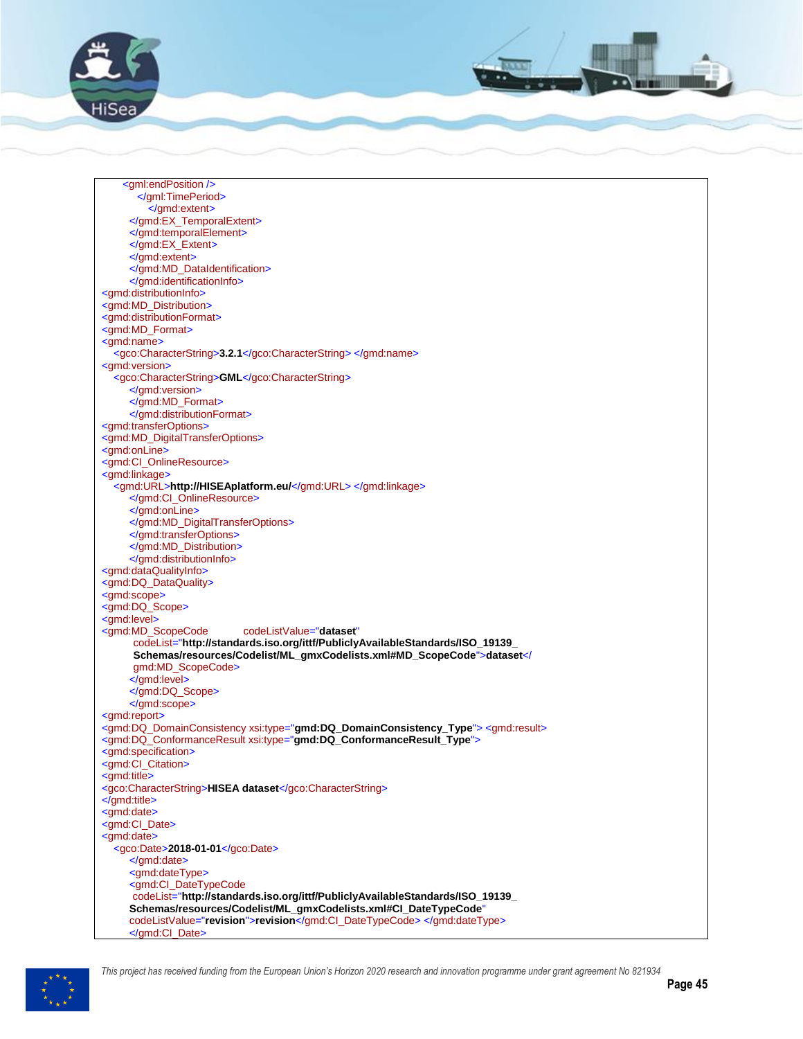```
<gml:endPosition />
    </gml:TimePeriod>
        </gmd:extent>
    </gmd:EX_TemporalExtent>
    </gmd:temporalElement>
    </gmd:EX_Extent>
    </gmd:extent>
    </gmd:MD_DataIdentification>
    </gmd:identificationInfo>
<gmd:distributionInfo>
<gmd:MD_Distribution>
<gmd:distributionFormat>
<gmd:MD_Format>
<gmd:name>
   <gco:CharacterString>3.2.1</gco:CharacterString> </gmd:name>
<gmd:version>
   <gco:CharacterString>GML</gco:CharacterString>
    </gmd:version>
    </gmd:MD_Format>
    </gmd:distributionFormat>
<gmd:transferOptions>
<gmd:MD_DigitalTransferOptions>
<gmd:onLine>
<gmd:CI_OnlineResource>
<gmd:linkage>
   <gmd:URL>http://HISEAplatform.eu/</gmd:URL> </gmd:linkage>
    </gmd:CI_OnlineResource>
    </gmd:onLine>
    </gmd:MD_DigitalTransferOptions>
    </gmd:transferOptions>
    </gmd:MD_Distribution>
    </gmd:distributionInfo>
<gmd:dataQualityInfo>
<gmd:DQ_DataQuality>
<gmd:scope>
<gmd:DQ_Scope>
<gmd:level>
<gmd:MD_ScopeCode          codeListValue="dataset"
     codeList="http://standards.iso.org/ittf/PubliclyAvailableStandards/ISO_19139_
     Schemas/resources/Codelist/ML_gmxCodelists.xml#MD_ScopeCode">dataset</
     gmd:MD_ScopeCode>
    </gmd:level>
    </gmd:DQ_Scope>
    </gmd:scope>
<gmd:report>
<gmd:DQ_DomainConsistency xsi:type="gmd:DQ_DomainConsistency_Type"> <gmd:result>
<gmd:DQ_ConformanceResult xsi:type="gmd:DQ_ConformanceResult_Type">
<gmd:specification>
<gmd:CI_Citation>
<gmd:title>
<gco:CharacterString>HISEA dataset</gco:CharacterString>
</gmd:title>
<gmd:date>
<gmd:CI_Date>
<gmd:date>
   <gco:Date>2018-01-01</gco:Date>
    </gmd:date>
    <gmd:dateType>
    <gmd:CI_DateTypeCode
     codeList="http://standards.iso.org/ittf/PubliclyAvailableStandards/ISO_19139_
    Schemas/resources/Codelist/ML_gmxCodelists.xml#CI_DateTypeCode"
    codeListValue="revision">revision</gmd:CI_DateTypeCode> </gmd:dateType>
    </gmd:CI_Date>
```

*This project has received funding from the European Union's Horizon 2020 research and innovation programme under grant agreement No 821934*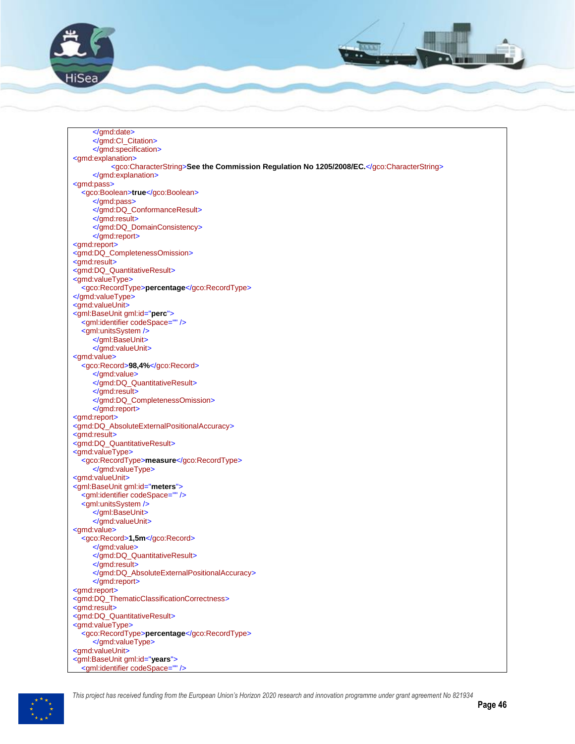```
        </gmd:date>
        </gmd:CI_Citation>
        </gmd:specification>
<gmd:explanation>
            <gco:CharacterString>See the Commission Regulation No 1205/2008/EC.</gco:CharacterString>
        </gmd:explanation>
<gmd:pass>
    <gco:Boolean>true</gco:Boolean>
        </gmd:pass>
        </gmd:DQ_ConformanceResult>
        </gmd:result>
        </gmd:DQ_DomainConsistency>
        </gmd:report>
<gmd:report>
<gmd:DQ_CompletenessOmission>
<gmd:result>
<gmd:DQ_QuantitativeResult>
<gmd:valueType>
    <gco:RecordType>percentage</gco:RecordType>
</gmd:valueType>
<gmd:valueUnit>
<gml:BaseUnit gml:id="perc">
    <gml:identifier codeSpace="" />
    <gml:unitsSystem />
        </gml:BaseUnit>
        </gmd:valueUnit>
<gmd:value>
    <gco:Record>98,4%</gco:Record>
        </gmd:value>
        </gmd:DQ_QuantitativeResult>
        </gmd:result>
        </gmd:DQ_CompletenessOmission>
        </gmd:report>
<gmd:report>
<gmd:DQ_AbsoluteExternalPositionalAccuracy>
<gmd:result>
<gmd:DQ_QuantitativeResult>
<gmd:valueType>
    <gco:RecordType>measure</gco:RecordType>
        </gmd:valueType>
<gmd:valueUnit>
<gml:BaseUnit gml:id="meters">
    <gml:identifier codeSpace="" />
    <gml:unitsSystem />
        </gml:BaseUnit>
        </gmd:valueUnit>
<gmd:value>
    <gco:Record>1,5m</gco:Record>
        </gmd:value>
        </gmd:DQ_QuantitativeResult>
        </gmd:result>
        </gmd:DQ_AbsoluteExternalPositionalAccuracy>
        </gmd:report>
<gmd:report>
<gmd:DQ_ThematicClassificationCorrectness>
<gmd:result>
<gmd:DQ_QuantitativeResult>
<gmd:valueType>
    <gco:RecordType>percentage</gco:RecordType>
        </gmd:valueType>
<gmd:valueUnit>
<gml:BaseUnit gml:id="years">
    <gml:identifier codeSpace="" />
```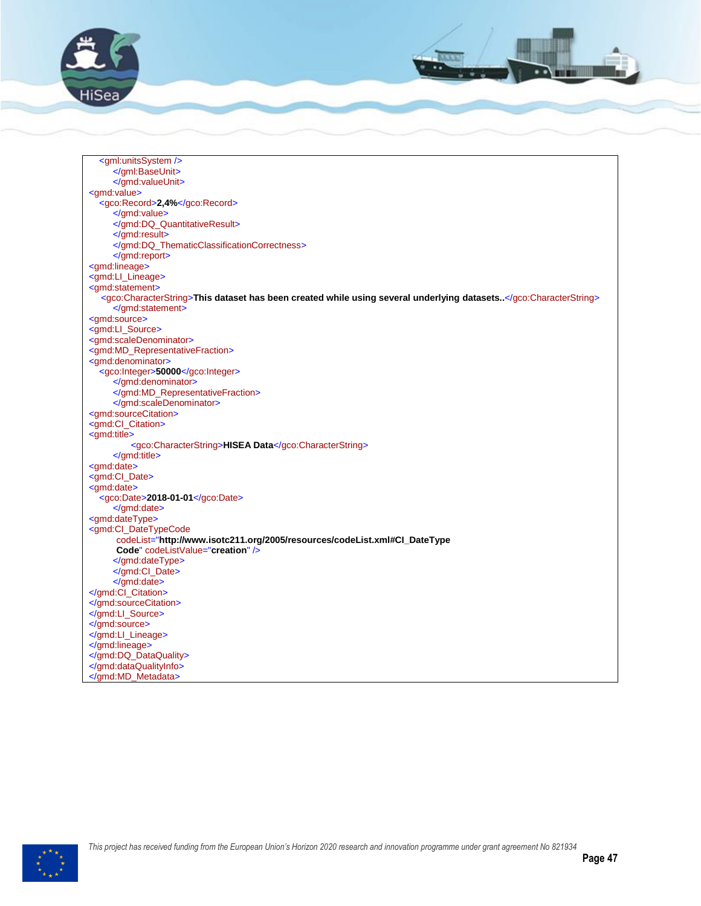```
<gml:unitsSystem />
    </gml:BaseUnit>
    </gmd:valueUnit>
<gmd:value>
  <gco:Record>2,4%</gco:Record>
    </gmd:value>
    </gmd:DQ_QuantitativeResult>
    </gmd:result>
    </gmd:DQ_ThematicClassificationCorrectness>
    </gmd:report>
<gmd:lineage>
<gmd:LI_Lineage>
<gmd:statement>
  <gco:CharacterString>This dataset has been created while using several underlying datasets..</gco:CharacterString>
    </gmd:statement>
<gmd:source>
<gmd:LI_Source>
<gmd:scaleDenominator>
<gmd:MD_RepresentativeFraction>
<gmd:denominator>
  <gco:Integer>50000</gco:Integer>
    </gmd:denominator>
    </gmd:MD_RepresentativeFraction>
    </gmd:scaleDenominator>
<gmd:sourceCitation>
<gmd:CI_Citation>
<gmd:title>
        <gco:CharacterString>HISEA Data</gco:CharacterString>
    </gmd:title>
<gmd:date>
<gmd:CI_Date>
<gmd:date>
  <gco:Date>2018-01-01</gco:Date>
    </gmd:date>
<gmd:dateType>
<gmd:CI_DateTypeCode
     codeList="http://www.isotc211.org/2005/resources/codeList.xml#CI_DateType
     Code" codeListValue="creation" />
    </gmd:dateType>
    </gmd:CI_Date>
    </gmd:date>
</gmd:CI_Citation>
</gmd:sourceCitation>
</gmd:LI_Source>
</gmd:source>
</gmd:LI_Lineage>
</gmd:lineage>
</gmd:DQ_DataQuality>
</gmd:dataQualityInfo>
</gmd:MD_Metadata>
```

*This project has received funding from the European Union's Horizon 2020 research and innovation programme under grant agreement No 821934*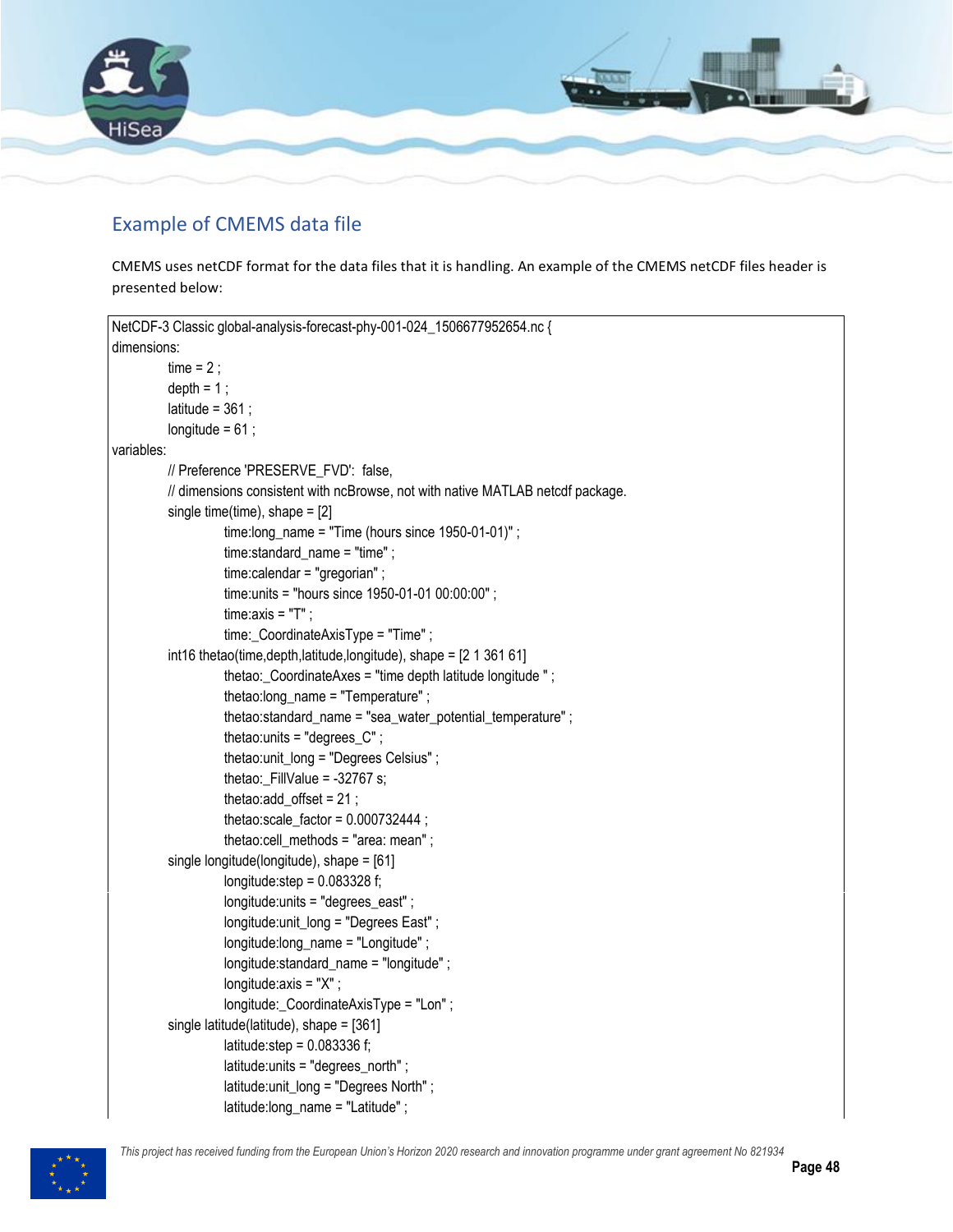## Example of CMEMS data file

CMEMS uses netCDF format for the data files that it is handling. An example of the CMEMS netCDF files header is presented below:

```
NetCDF-3 Classic global-analysis-forecast-phy-001-024_1506677952654.nc {
dimensions:
        time = 2 ;
        depth = 1 ;
        latitude = 361 ;
        longitude = 61 ;
variables:
        // Preference 'PRESERVE_FVD':  false,
        // dimensions consistent with ncBrowse, not with native MATLAB netcdf package.
        single time(time), shape = [2]
                time:long_name = "Time (hours since 1950-01-01)" ;
                time:standard_name = "time" ;
                time:calendar = "gregorian" ;
                time:units = "hours since 1950-01-01 00:00:00" ;
                time:axis = "T" ;
                time:_CoordinateAxisType = "Time" ;
        int16 thetao(time,depth,latitude,longitude), shape = [2 1 361 61]
                thetao:_CoordinateAxes = "time depth latitude longitude " ;
                thetao:long_name = "Temperature" ;
                thetao:standard_name = "sea_water_potential_temperature" ;
                thetao:units = "degrees_C" ;
                thetao:unit_long = "Degrees Celsius" ;
                thetao:_FillValue = -32767 s;
                thetao:add_offset = 21 ;
                thetao:scale_factor = 0.000732444 ;
                thetao:cell_methods = "area: mean" ;
        single longitude(longitude), shape = [61]
                longitude:step = 0.083328 f;
                longitude:units = "degrees_east" ;
                longitude:unit_long = "Degrees East" ;
                longitude:long_name = "Longitude" ;
                longitude:standard_name = "longitude" ;
                longitude:axis = "X" ;
                longitude:_CoordinateAxisType = "Lon" ;
        single latitude(latitude), shape = [361]
                latitude:step = 0.083336 f;
                latitude:units = "degrees_north" ;
                latitude:unit_long = "Degrees North" ;
                latitude:long_name = "Latitude" ;
```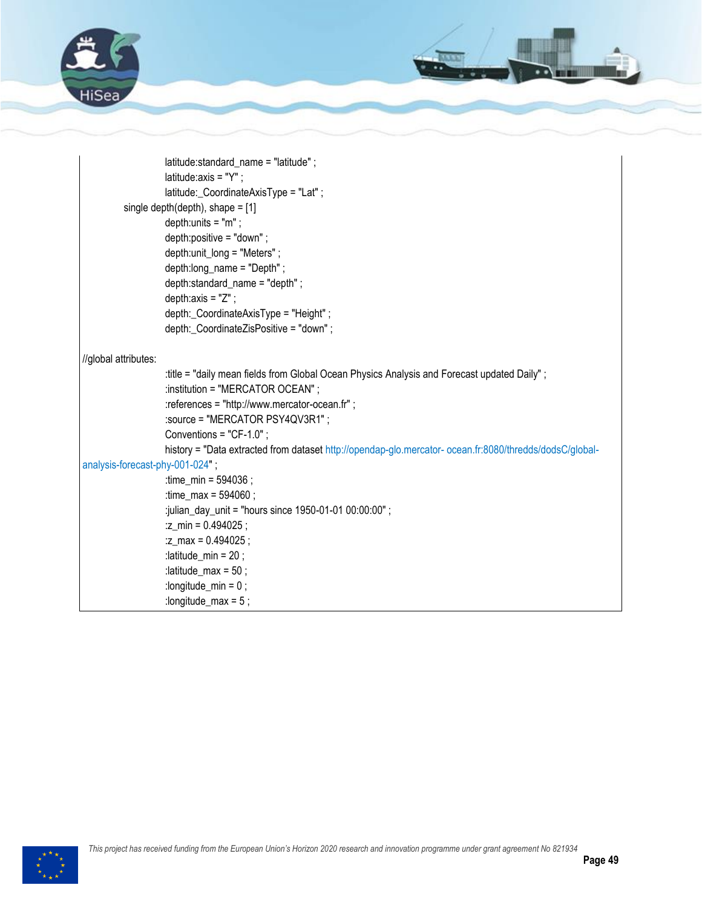```
                latitude:standard_name = "latitude" ;
                latitude:axis = "Y" ;
                latitude:_CoordinateAxisType = "Lat" ;
        single depth(depth), shape = [1]
                depth:units = "m" ;
                depth:positive = "down" ;
                depth:unit_long = "Meters" ;
                depth:long_name = "Depth" ;
                depth:standard_name = "depth" ;
                depth:axis = "Z" ;
                depth:_CoordinateAxisType = "Height" ;
                depth:_CoordinateZisPositive = "down" ;

//global attributes:
                :title = "daily mean fields from Global Ocean Physics Analysis and Forecast updated Daily" ;
                :institution = "MERCATOR OCEAN" ;
                :references = "http://www.mercator-ocean.fr" ;
                :source = "MERCATOR PSY4QV3R1" ;
                Conventions = "CF-1.0" ;
                history = "Data extracted from dataset http://opendap-glo.mercator- ocean.fr:8080/thredds/dodsC/global-
analysis-forecast-phy-001-024" ;
                :time_min = 594036 ;
                :time_max = 594060 ;
                :julian_day_unit = "hours since 1950-01-01 00:00:00" ;
                :z_min = 0.494025 ;
                :z_max = 0.494025 ;
                :latitude_min = 20 ;
                :latitude_max = 50 ;
                :longitude_min = 0 ;
                :longitude_max = 5 ;
```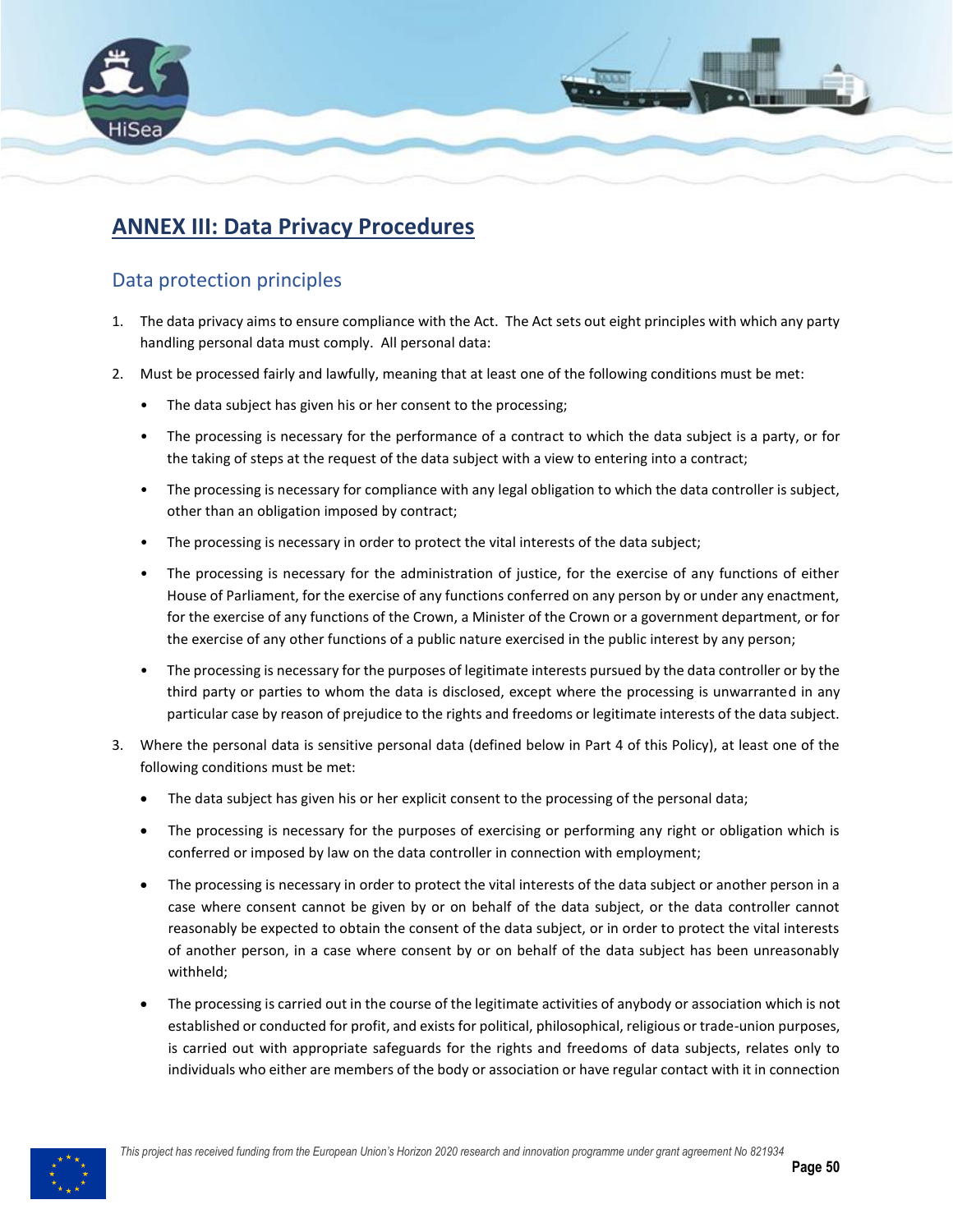# ANNEX III: Data Privacy Procedures

## Data protection principles

1. The data privacy aims to ensure compliance with the Act. The Act sets out eight principles with which any party handling personal data must comply. All personal data:

2. Must be processed fairly and lawfully, meaning that at least one of the following conditions must be met:
   - The data subject has given his or her consent to the processing;
   - The processing is necessary for the performance of a contract to which the data subject is a party, or for the taking of steps at the request of the data subject with a view to entering into a contract;
   - The processing is necessary for compliance with any legal obligation to which the data controller is subject, other than an obligation imposed by contract;
   - The processing is necessary in order to protect the vital interests of the data subject;
   - The processing is necessary for the administration of justice, for the exercise of any functions of either House of Parliament, for the exercise of any functions conferred on any person by or under any enactment, for the exercise of any functions of the Crown, a Minister of the Crown or a government department, or for the exercise of any other functions of a public nature exercised in the public interest by any person;
   - The processing is necessary for the purposes of legitimate interests pursued by the data controller or by the third party or parties to whom the data is disclosed, except where the processing is unwarranted in any particular case by reason of prejudice to the rights and freedoms or legitimate interests of the data subject.

3. Where the personal data is sensitive personal data (defined below in Part 4 of this Policy), at least one of the following conditions must be met:
   - The data subject has given his or her explicit consent to the processing of the personal data;
   - The processing is necessary for the purposes of exercising or performing any right or obligation which is conferred or imposed by law on the data controller in connection with employment;
   - The processing is necessary in order to protect the vital interests of the data subject or another person in a case where consent cannot be given by or on behalf of the data subject, or the data controller cannot reasonably be expected to obtain the consent of the data subject, or in order to protect the vital interests of another person, in a case where consent by or on behalf of the data subject has been unreasonably withheld;
   - The processing is carried out in the course of the legitimate activities of anybody or association which is not established or conducted for profit, and exists for political, philosophical, religious or trade-union purposes, is carried out with appropriate safeguards for the rights and freedoms of data subjects, relates only to individuals who either are members of the body or association or have regular contact with it in connection

*This project has received funding from the European Union's Horizon 2020 research and innovation programme under grant agreement No 821934*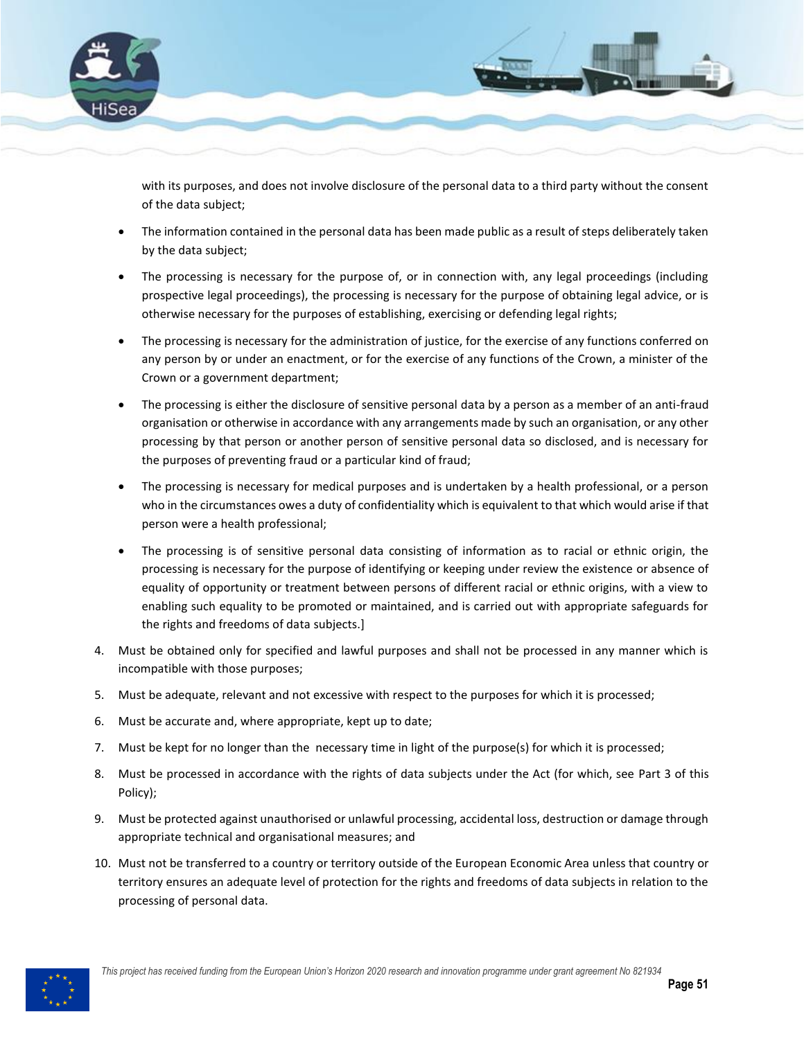with its purposes, and does not involve disclosure of the personal data to a third party without the consent of the data subject;

- The information contained in the personal data has been made public as a result of steps deliberately taken by the data subject;
- The processing is necessary for the purpose of, or in connection with, any legal proceedings (including prospective legal proceedings), the processing is necessary for the purpose of obtaining legal advice, or is otherwise necessary for the purposes of establishing, exercising or defending legal rights;
- The processing is necessary for the administration of justice, for the exercise of any functions conferred on any person by or under an enactment, or for the exercise of any functions of the Crown, a minister of the Crown or a government department;
- The processing is either the disclosure of sensitive personal data by a person as a member of an anti-fraud organisation or otherwise in accordance with any arrangements made by such an organisation, or any other processing by that person or another person of sensitive personal data so disclosed, and is necessary for the purposes of preventing fraud or a particular kind of fraud;
- The processing is necessary for medical purposes and is undertaken by a health professional, or a person who in the circumstances owes a duty of confidentiality which is equivalent to that which would arise if that person were a health professional;
- The processing is of sensitive personal data consisting of information as to racial or ethnic origin, the processing is necessary for the purpose of identifying or keeping under review the existence or absence of equality of opportunity or treatment between persons of different racial or ethnic origins, with a view to enabling such equality to be promoted or maintained, and is carried out with appropriate safeguards for the rights and freedoms of data subjects.]

4. Must be obtained only for specified and lawful purposes and shall not be processed in any manner which is incompatible with those purposes;
5. Must be adequate, relevant and not excessive with respect to the purposes for which it is processed;
6. Must be accurate and, where appropriate, kept up to date;
7. Must be kept for no longer than the necessary time in light of the purpose(s) for which it is processed;
8. Must be processed in accordance with the rights of data subjects under the Act (for which, see Part 3 of this Policy);
9. Must be protected against unauthorised or unlawful processing, accidental loss, destruction or damage through appropriate technical and organisational measures; and
10. Must not be transferred to a country or territory outside of the European Economic Area unless that country or territory ensures an adequate level of protection for the rights and freedoms of data subjects in relation to the processing of personal data.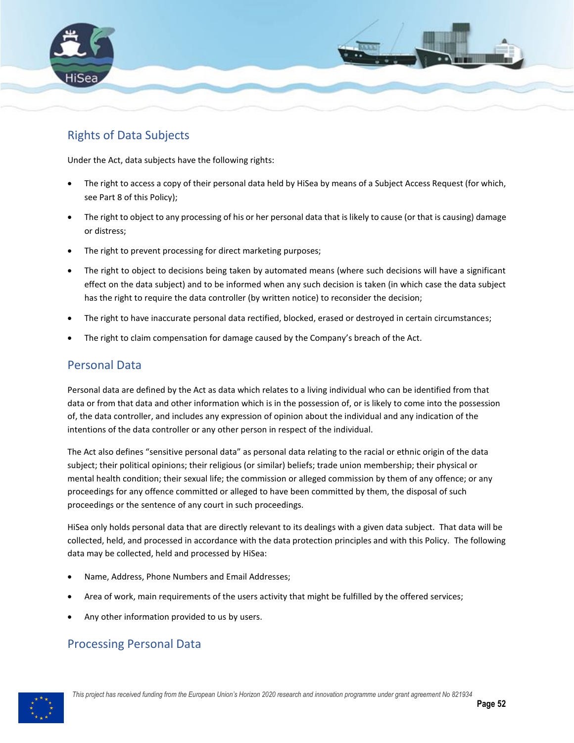## Rights of Data Subjects

Under the Act, data subjects have the following rights:

- The right to access a copy of their personal data held by HiSea by means of a Subject Access Request (for which, see Part 8 of this Policy);
- The right to object to any processing of his or her personal data that is likely to cause (or that is causing) damage or distress;
- The right to prevent processing for direct marketing purposes;
- The right to object to decisions being taken by automated means (where such decisions will have a significant effect on the data subject) and to be informed when any such decision is taken (in which case the data subject has the right to require the data controller (by written notice) to reconsider the decision;
- The right to have inaccurate personal data rectified, blocked, erased or destroyed in certain circumstances;
- The right to claim compensation for damage caused by the Company's breach of the Act.

## Personal Data

Personal data are defined by the Act as data which relates to a living individual who can be identified from that data or from that data and other information which is in the possession of, or is likely to come into the possession of, the data controller, and includes any expression of opinion about the individual and any indication of the intentions of the data controller or any other person in respect of the individual.

The Act also defines "sensitive personal data" as personal data relating to the racial or ethnic origin of the data subject; their political opinions; their religious (or similar) beliefs; trade union membership; their physical or mental health condition; their sexual life; the commission or alleged commission by them of any offence; or any proceedings for any offence committed or alleged to have been committed by them, the disposal of such proceedings or the sentence of any court in such proceedings.

HiSea only holds personal data that are directly relevant to its dealings with a given data subject. That data will be collected, held, and processed in accordance with the data protection principles and with this Policy. The following data may be collected, held and processed by HiSea:

- Name, Address, Phone Numbers and Email Addresses;
- Area of work, main requirements of the users activity that might be fulfilled by the offered services;
- Any other information provided to us by users.

## Processing Personal Data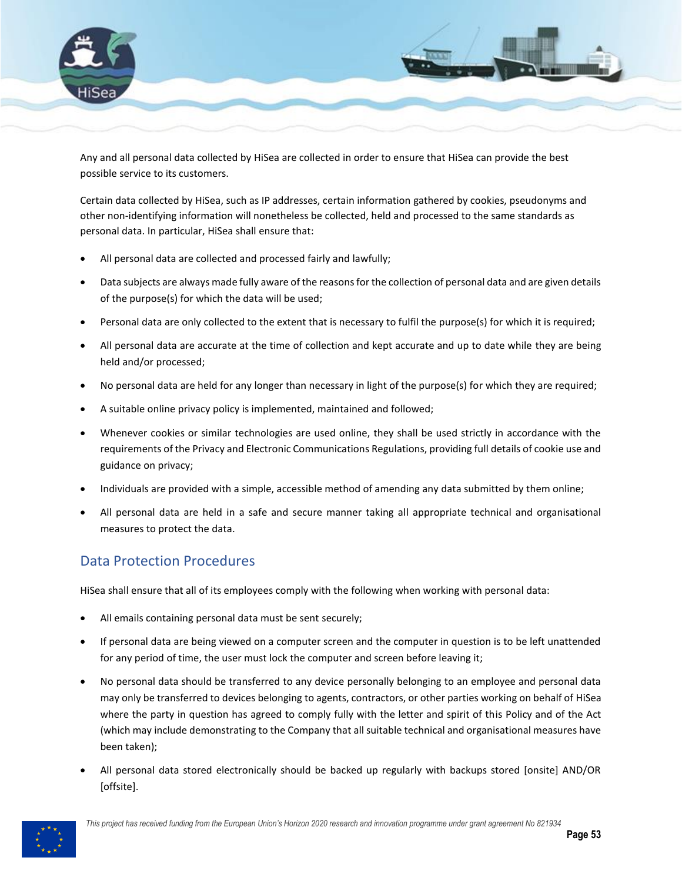Any and all personal data collected by HiSea are collected in order to ensure that HiSea can provide the best possible service to its customers.

Certain data collected by HiSea, such as IP addresses, certain information gathered by cookies, pseudonyms and other non-identifying information will nonetheless be collected, held and processed to the same standards as personal data. In particular, HiSea shall ensure that:

- All personal data are collected and processed fairly and lawfully;
- Data subjects are always made fully aware of the reasons for the collection of personal data and are given details of the purpose(s) for which the data will be used;
- Personal data are only collected to the extent that is necessary to fulfil the purpose(s) for which it is required;
- All personal data are accurate at the time of collection and kept accurate and up to date while they are being held and/or processed;
- No personal data are held for any longer than necessary in light of the purpose(s) for which they are required;
- A suitable online privacy policy is implemented, maintained and followed;
- Whenever cookies or similar technologies are used online, they shall be used strictly in accordance with the requirements of the Privacy and Electronic Communications Regulations, providing full details of cookie use and guidance on privacy;
- Individuals are provided with a simple, accessible method of amending any data submitted by them online;
- All personal data are held in a safe and secure manner taking all appropriate technical and organisational measures to protect the data.

## Data Protection Procedures

HiSea shall ensure that all of its employees comply with the following when working with personal data:

- All emails containing personal data must be sent securely;
- If personal data are being viewed on a computer screen and the computer in question is to be left unattended for any period of time, the user must lock the computer and screen before leaving it;
- No personal data should be transferred to any device personally belonging to an employee and personal data may only be transferred to devices belonging to agents, contractors, or other parties working on behalf of HiSea where the party in question has agreed to comply fully with the letter and spirit of this Policy and of the Act (which may include demonstrating to the Company that all suitable technical and organisational measures have been taken);
- All personal data stored electronically should be backed up regularly with backups stored [onsite] AND/OR [offsite].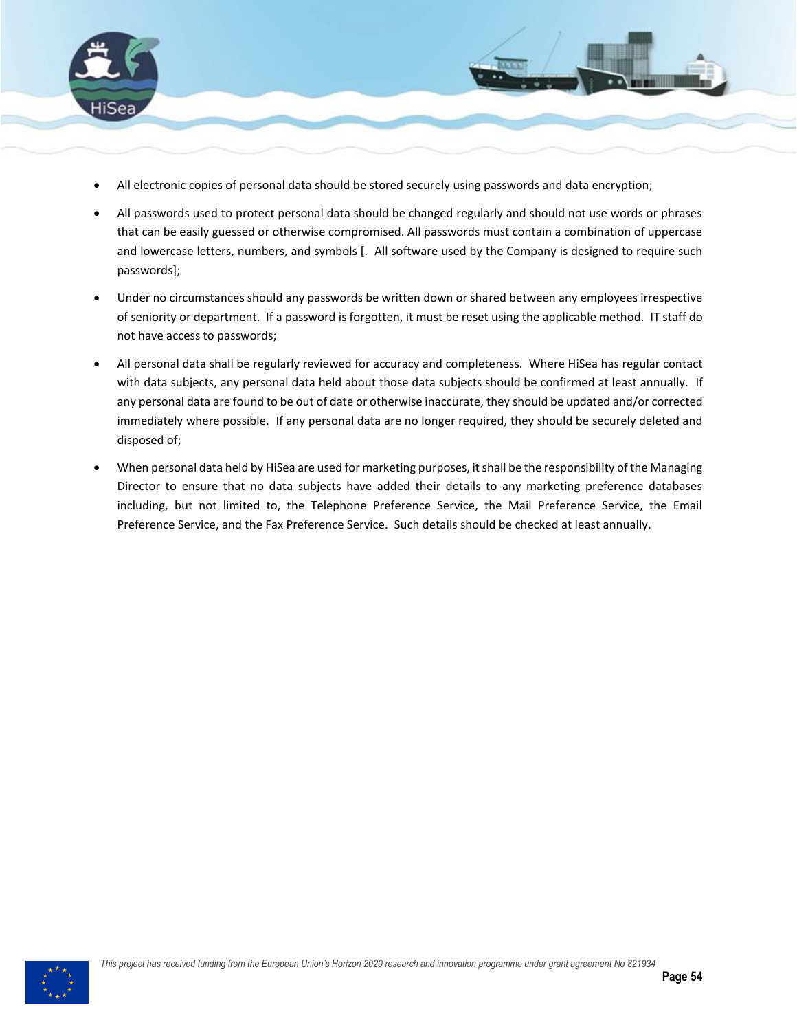- All electronic copies of personal data should be stored securely using passwords and data encryption;
- All passwords used to protect personal data should be changed regularly and should not use words or phrases that can be easily guessed or otherwise compromised. All passwords must contain a combination of uppercase and lowercase letters, numbers, and symbols [. All software used by the Company is designed to require such passwords];
- Under no circumstances should any passwords be written down or shared between any employees irrespective of seniority or department. If a password is forgotten, it must be reset using the applicable method. IT staff do not have access to passwords;
- All personal data shall be regularly reviewed for accuracy and completeness. Where HiSea has regular contact with data subjects, any personal data held about those data subjects should be confirmed at least annually. If any personal data are found to be out of date or otherwise inaccurate, they should be updated and/or corrected immediately where possible. If any personal data are no longer required, they should be securely deleted and disposed of;
- When personal data held by HiSea are used for marketing purposes, it shall be the responsibility of the Managing Director to ensure that no data subjects have added their details to any marketing preference databases including, but not limited to, the Telephone Preference Service, the Mail Preference Service, the Email Preference Service, and the Fax Preference Service. Such details should be checked at least annually.